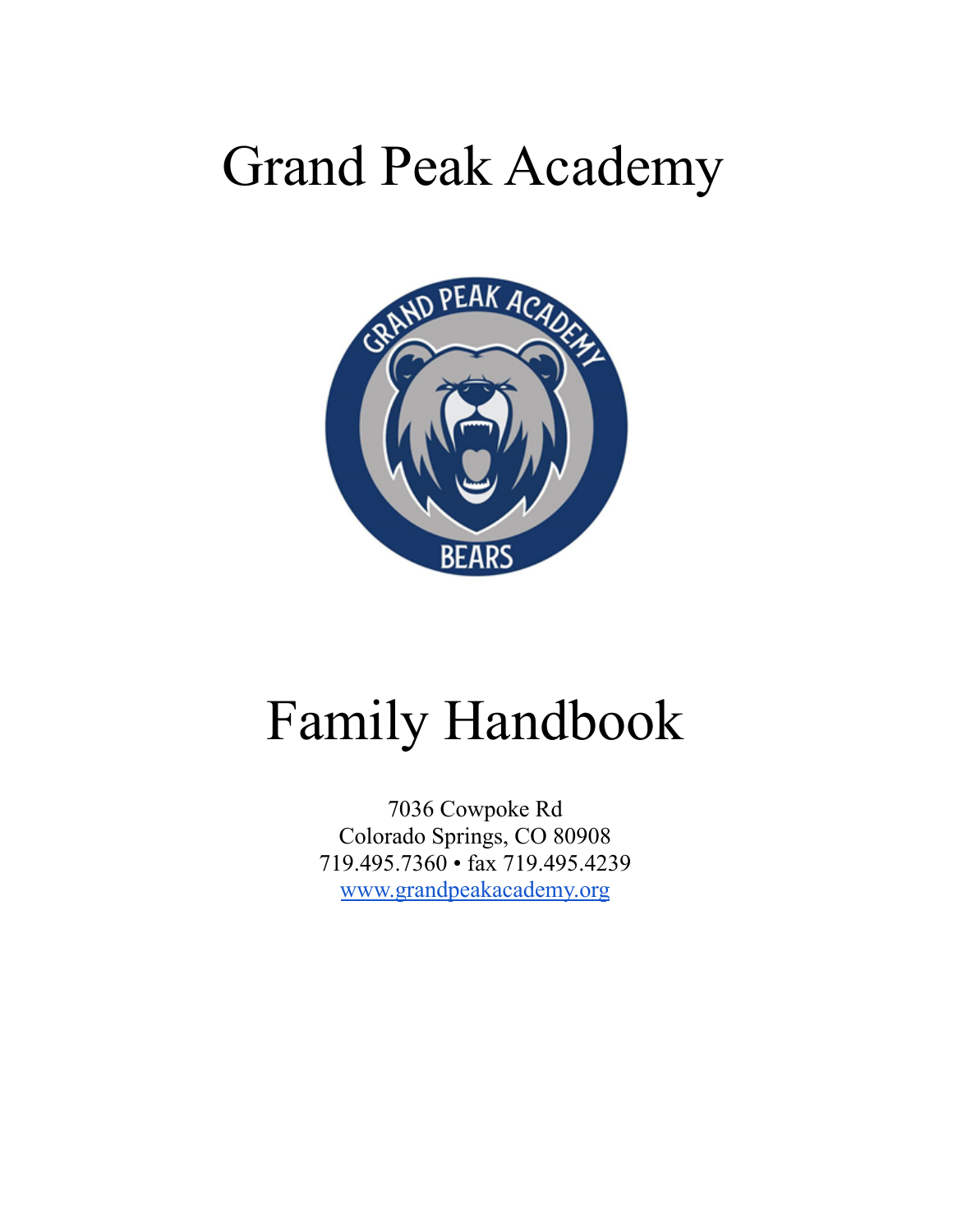# Grand Peak Academy

# Family Handbook

7036 Cowpoke Rd
Colorado Springs, CO 80908
719.495.7360 • fax 719.495.4239
[www.grandpeakacademy.org](http://www.grandpeakacademy.org)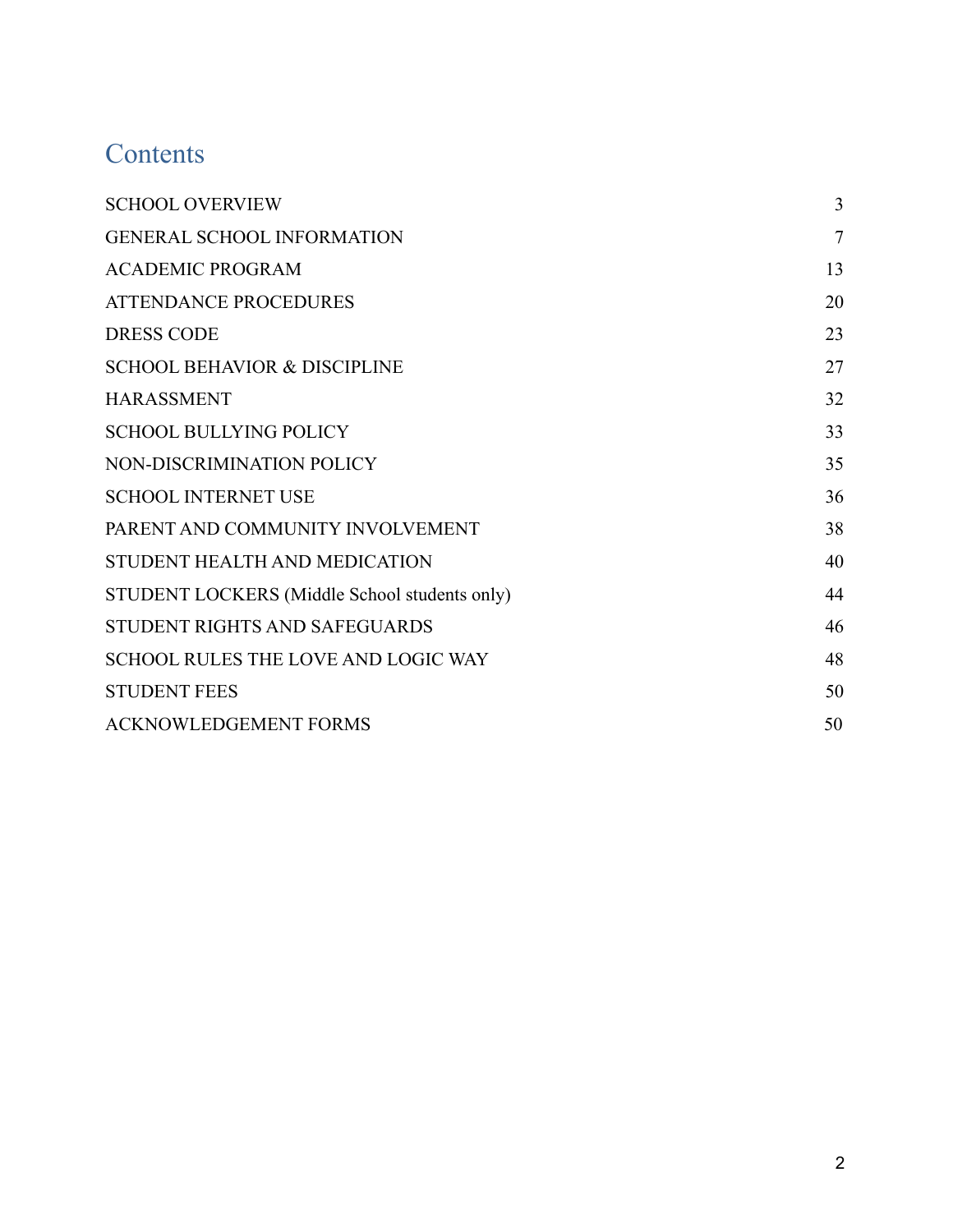# Contents

| | |
|---|---|
| SCHOOL OVERVIEW | 3 |
| GENERAL SCHOOL INFORMATION | 7 |
| ACADEMIC PROGRAM | 13 |
| ATTENDANCE PROCEDURES | 20 |
| DRESS CODE | 23 |
| SCHOOL BEHAVIOR & DISCIPLINE | 27 |
| HARASSMENT | 32 |
| SCHOOL BULLYING POLICY | 33 |
| NON-DISCRIMINATION POLICY | 35 |
| SCHOOL INTERNET USE | 36 |
| PARENT AND COMMUNITY INVOLVEMENT | 38 |
| STUDENT HEALTH AND MEDICATION | 40 |
| STUDENT LOCKERS (Middle School students only) | 44 |
| STUDENT RIGHTS AND SAFEGUARDS | 46 |
| SCHOOL RULES THE LOVE AND LOGIC WAY | 48 |
| STUDENT FEES | 50 |
| ACKNOWLEDGEMENT FORMS | 50 |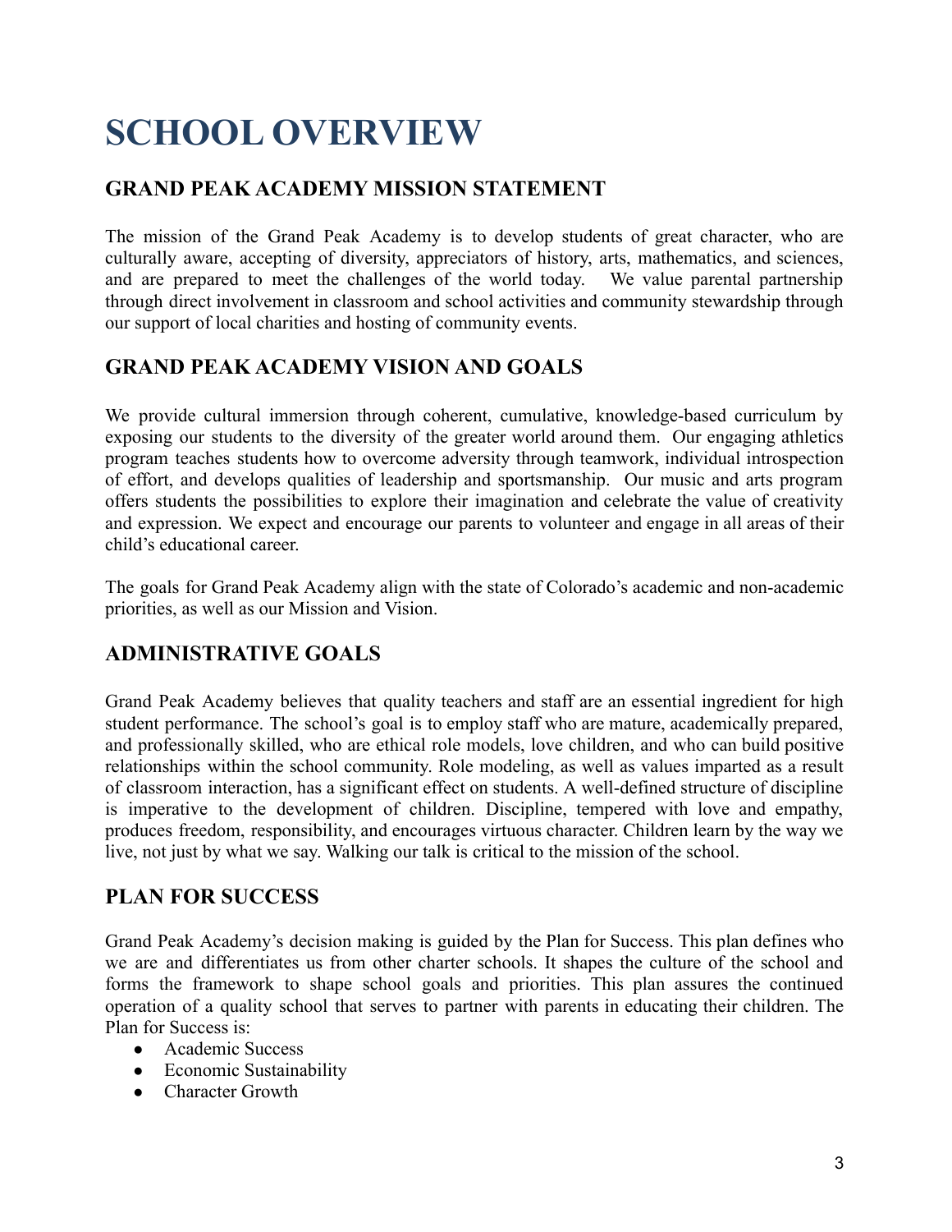# SCHOOL OVERVIEW

## GRAND PEAK ACADEMY MISSION STATEMENT

The mission of the Grand Peak Academy is to develop students of great character, who are culturally aware, accepting of diversity, appreciators of history, arts, mathematics, and sciences, and are prepared to meet the challenges of the world today. We value parental partnership through direct involvement in classroom and school activities and community stewardship through our support of local charities and hosting of community events.

## GRAND PEAK ACADEMY VISION AND GOALS

We provide cultural immersion through coherent, cumulative, knowledge-based curriculum by exposing our students to the diversity of the greater world around them. Our engaging athletics program teaches students how to overcome adversity through teamwork, individual introspection of effort, and develops qualities of leadership and sportsmanship. Our music and arts program offers students the possibilities to explore their imagination and celebrate the value of creativity and expression. We expect and encourage our parents to volunteer and engage in all areas of their child's educational career.

The goals for Grand Peak Academy align with the state of Colorado's academic and non-academic priorities, as well as our Mission and Vision.

## ADMINISTRATIVE GOALS

Grand Peak Academy believes that quality teachers and staff are an essential ingredient for high student performance. The school's goal is to employ staff who are mature, academically prepared, and professionally skilled, who are ethical role models, love children, and who can build positive relationships within the school community. Role modeling, as well as values imparted as a result of classroom interaction, has a significant effect on students. A well-defined structure of discipline is imperative to the development of children. Discipline, tempered with love and empathy, produces freedom, responsibility, and encourages virtuous character. Children learn by the way we live, not just by what we say. Walking our talk is critical to the mission of the school.

## PLAN FOR SUCCESS

Grand Peak Academy's decision making is guided by the Plan for Success. This plan defines who we are and differentiates us from other charter schools. It shapes the culture of the school and forms the framework to shape school goals and priorities. This plan assures the continued operation of a quality school that serves to partner with parents in educating their children. The Plan for Success is:

- Academic Success
- Economic Sustainability
- Character Growth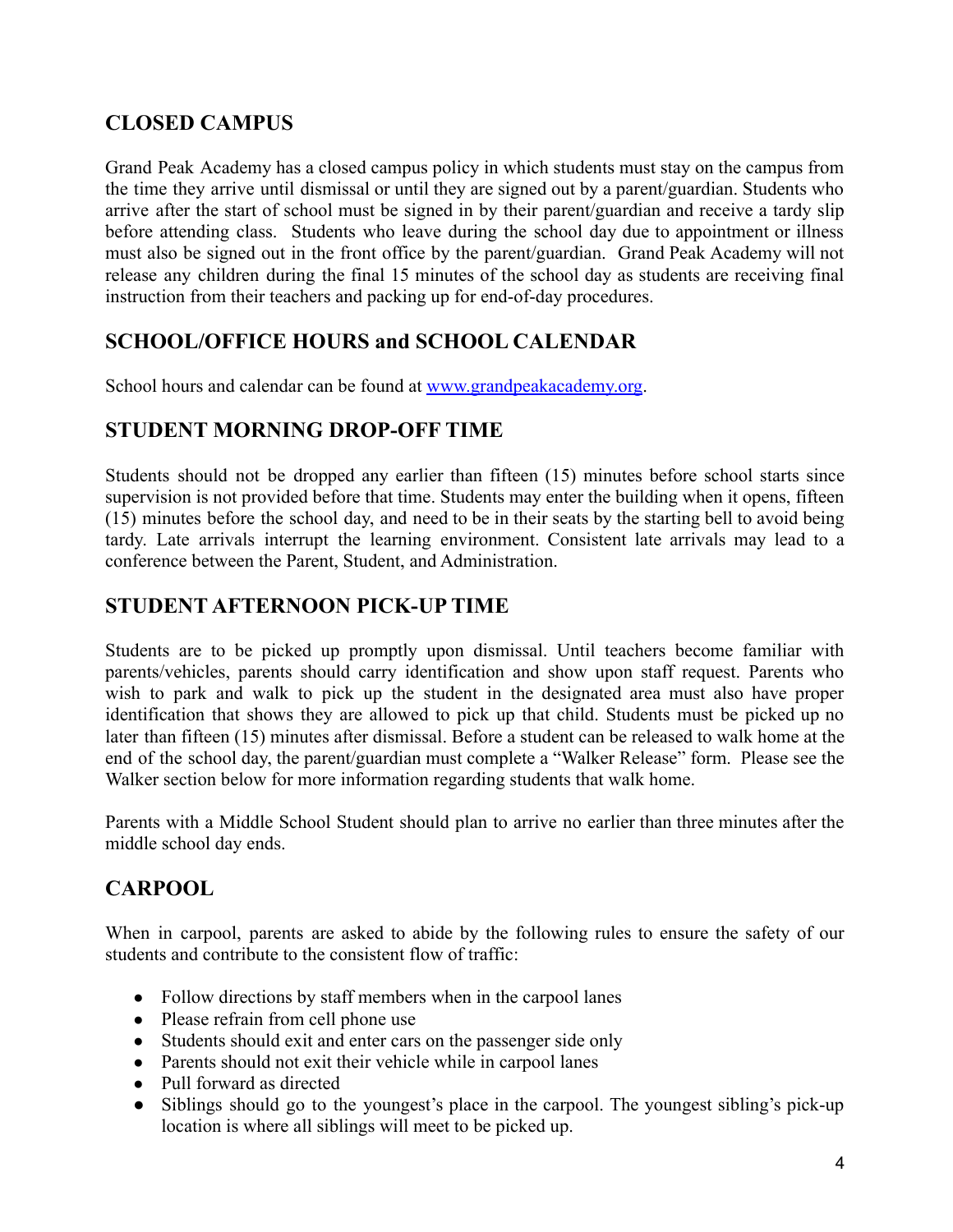## CLOSED CAMPUS

Grand Peak Academy has a closed campus policy in which students must stay on the campus from the time they arrive until dismissal or until they are signed out by a parent/guardian. Students who arrive after the start of school must be signed in by their parent/guardian and receive a tardy slip before attending class. Students who leave during the school day due to appointment or illness must also be signed out in the front office by the parent/guardian. Grand Peak Academy will not release any children during the final 15 minutes of the school day as students are receiving final instruction from their teachers and packing up for end-of-day procedures.

## SCHOOL/OFFICE HOURS and SCHOOL CALENDAR

School hours and calendar can be found at [www.grandpeakacademy.org](http://www.grandpeakacademy.org).

## STUDENT MORNING DROP-OFF TIME

Students should not be dropped any earlier than fifteen (15) minutes before school starts since supervision is not provided before that time. Students may enter the building when it opens, fifteen (15) minutes before the school day, and need to be in their seats by the starting bell to avoid being tardy. Late arrivals interrupt the learning environment. Consistent late arrivals may lead to a conference between the Parent, Student, and Administration.

## STUDENT AFTERNOON PICK-UP TIME

Students are to be picked up promptly upon dismissal. Until teachers become familiar with parents/vehicles, parents should carry identification and show upon staff request. Parents who wish to park and walk to pick up the student in the designated area must also have proper identification that shows they are allowed to pick up that child. Students must be picked up no later than fifteen (15) minutes after dismissal. Before a student can be released to walk home at the end of the school day, the parent/guardian must complete a "Walker Release" form. Please see the Walker section below for more information regarding students that walk home.

Parents with a Middle School Student should plan to arrive no earlier than three minutes after the middle school day ends.

## CARPOOL

When in carpool, parents are asked to abide by the following rules to ensure the safety of our students and contribute to the consistent flow of traffic:

- Follow directions by staff members when in the carpool lanes
- Please refrain from cell phone use
- Students should exit and enter cars on the passenger side only
- Parents should not exit their vehicle while in carpool lanes
- Pull forward as directed
- Siblings should go to the youngest's place in the carpool. The youngest sibling's pick-up location is where all siblings will meet to be picked up.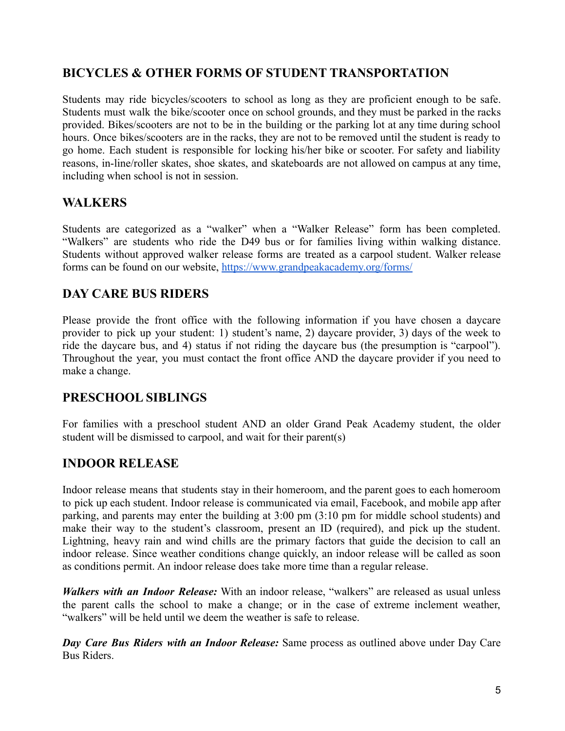## BICYCLES & OTHER FORMS OF STUDENT TRANSPORTATION

Students may ride bicycles/scooters to school as long as they are proficient enough to be safe. Students must walk the bike/scooter once on school grounds, and they must be parked in the racks provided. Bikes/scooters are not to be in the building or the parking lot at any time during school hours. Once bikes/scooters are in the racks, they are not to be removed until the student is ready to go home. Each student is responsible for locking his/her bike or scooter. For safety and liability reasons, in-line/roller skates, shoe skates, and skateboards are not allowed on campus at any time, including when school is not in session.

## WALKERS

Students are categorized as a "walker" when a "Walker Release" form has been completed. "Walkers" are students who ride the D49 bus or for families living within walking distance. Students without approved walker release forms are treated as a carpool student. Walker release forms can be found on our website, [https://www.grandpeakacademy.org/forms/](https://www.grandpeakacademy.org/forms/)

## DAY CARE BUS RIDERS

Please provide the front office with the following information if you have chosen a daycare provider to pick up your student: 1) student's name, 2) daycare provider, 3) days of the week to ride the daycare bus, and 4) status if not riding the daycare bus (the presumption is "carpool"). Throughout the year, you must contact the front office AND the daycare provider if you need to make a change.

## PRESCHOOL SIBLINGS

For families with a preschool student AND an older Grand Peak Academy student, the older student will be dismissed to carpool, and wait for their parent(s)

## INDOOR RELEASE

Indoor release means that students stay in their homeroom, and the parent goes to each homeroom to pick up each student. Indoor release is communicated via email, Facebook, and mobile app after parking, and parents may enter the building at 3:00 pm (3:10 pm for middle school students) and make their way to the student's classroom, present an ID (required), and pick up the student. Lightning, heavy rain and wind chills are the primary factors that guide the decision to call an indoor release. Since weather conditions change quickly, an indoor release will be called as soon as conditions permit. An indoor release does take more time than a regular release.

***Walkers with an Indoor Release:*** With an indoor release, "walkers" are released as usual unless the parent calls the school to make a change; or in the case of extreme inclement weather, "walkers" will be held until we deem the weather is safe to release.

***Day Care Bus Riders with an Indoor Release:*** Same process as outlined above under Day Care Bus Riders.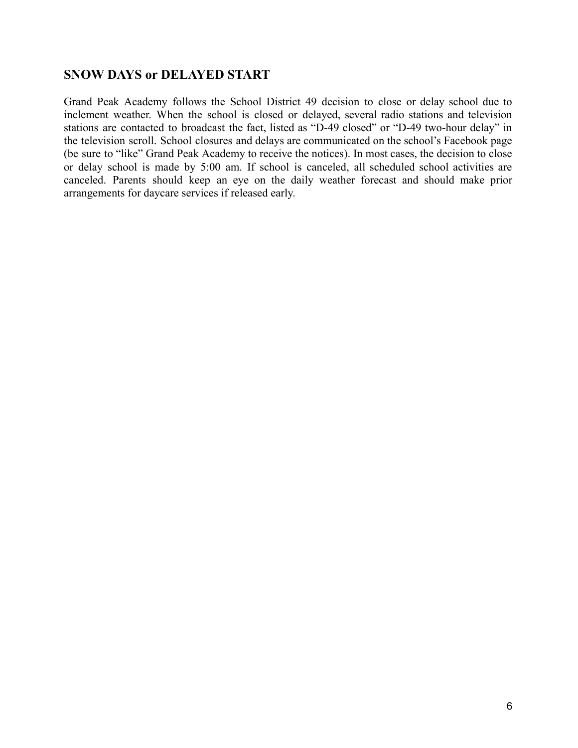## SNOW DAYS or DELAYED START

Grand Peak Academy follows the School District 49 decision to close or delay school due to inclement weather. When the school is closed or delayed, several radio stations and television stations are contacted to broadcast the fact, listed as "D-49 closed" or "D-49 two-hour delay" in the television scroll. School closures and delays are communicated on the school's Facebook page (be sure to "like" Grand Peak Academy to receive the notices). In most cases, the decision to close or delay school is made by 5:00 am. If school is canceled, all scheduled school activities are canceled. Parents should keep an eye on the daily weather forecast and should make prior arrangements for daycare services if released early.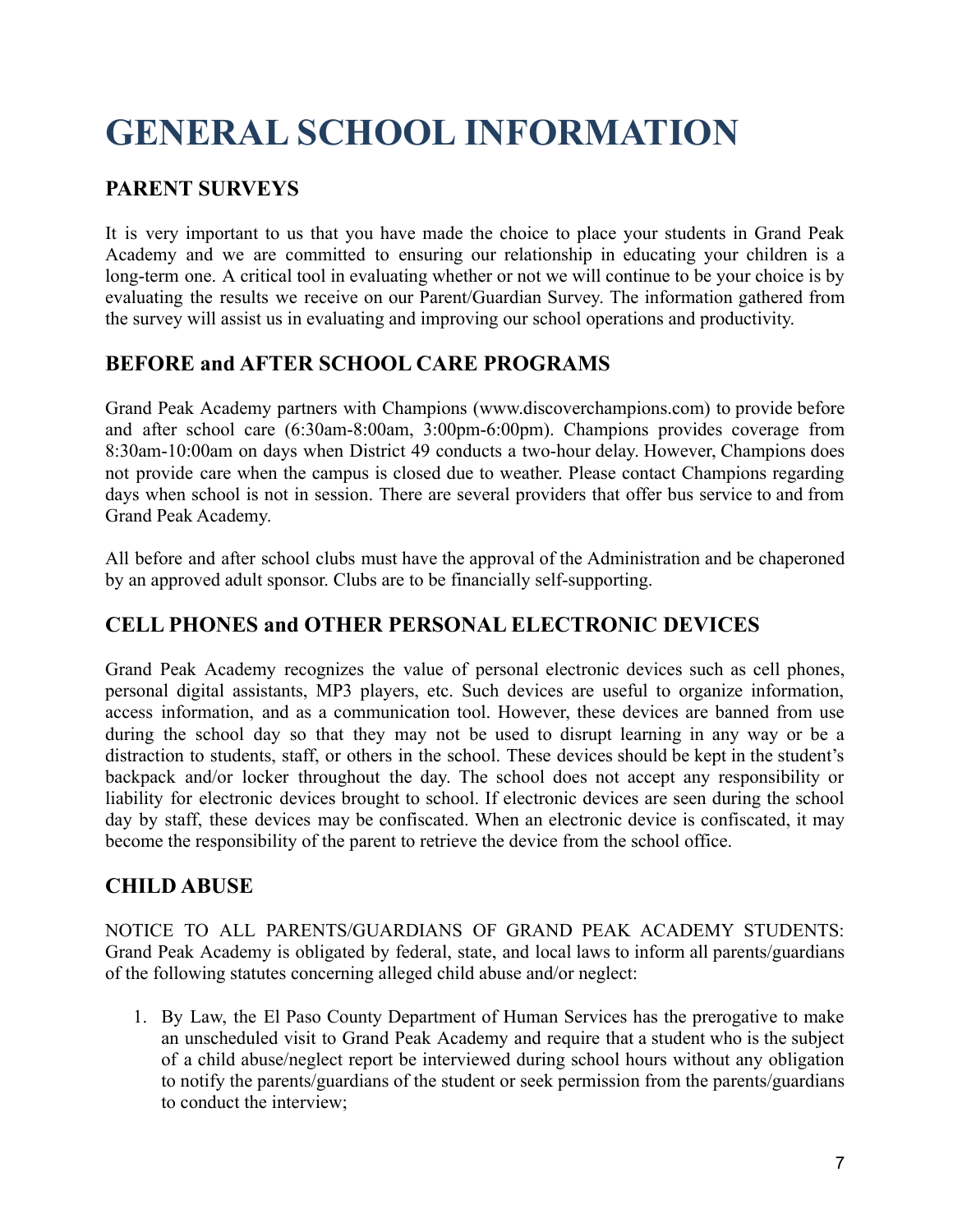# GENERAL SCHOOL INFORMATION

## PARENT SURVEYS

It is very important to us that you have made the choice to place your students in Grand Peak Academy and we are committed to ensuring our relationship in educating your children is a long-term one. A critical tool in evaluating whether or not we will continue to be your choice is by evaluating the results we receive on our Parent/Guardian Survey. The information gathered from the survey will assist us in evaluating and improving our school operations and productivity.

## BEFORE and AFTER SCHOOL CARE PROGRAMS

Grand Peak Academy partners with Champions (www.discoverchampions.com) to provide before and after school care (6:30am-8:00am, 3:00pm-6:00pm). Champions provides coverage from 8:30am-10:00am on days when District 49 conducts a two-hour delay. However, Champions does not provide care when the campus is closed due to weather. Please contact Champions regarding days when school is not in session. There are several providers that offer bus service to and from Grand Peak Academy.

All before and after school clubs must have the approval of the Administration and be chaperoned by an approved adult sponsor. Clubs are to be financially self-supporting.

## CELL PHONES and OTHER PERSONAL ELECTRONIC DEVICES

Grand Peak Academy recognizes the value of personal electronic devices such as cell phones, personal digital assistants, MP3 players, etc. Such devices are useful to organize information, access information, and as a communication tool. However, these devices are banned from use during the school day so that they may not be used to disrupt learning in any way or be a distraction to students, staff, or others in the school. These devices should be kept in the student's backpack and/or locker throughout the day. The school does not accept any responsibility or liability for electronic devices brought to school. If electronic devices are seen during the school day by staff, these devices may be confiscated. When an electronic device is confiscated, it may become the responsibility of the parent to retrieve the device from the school office.

## CHILD ABUSE

NOTICE TO ALL PARENTS/GUARDIANS OF GRAND PEAK ACADEMY STUDENTS: Grand Peak Academy is obligated by federal, state, and local laws to inform all parents/guardians of the following statutes concerning alleged child abuse and/or neglect:

1. By Law, the El Paso County Department of Human Services has the prerogative to make an unscheduled visit to Grand Peak Academy and require that a student who is the subject of a child abuse/neglect report be interviewed during school hours without any obligation to notify the parents/guardians of the student or seek permission from the parents/guardians to conduct the interview;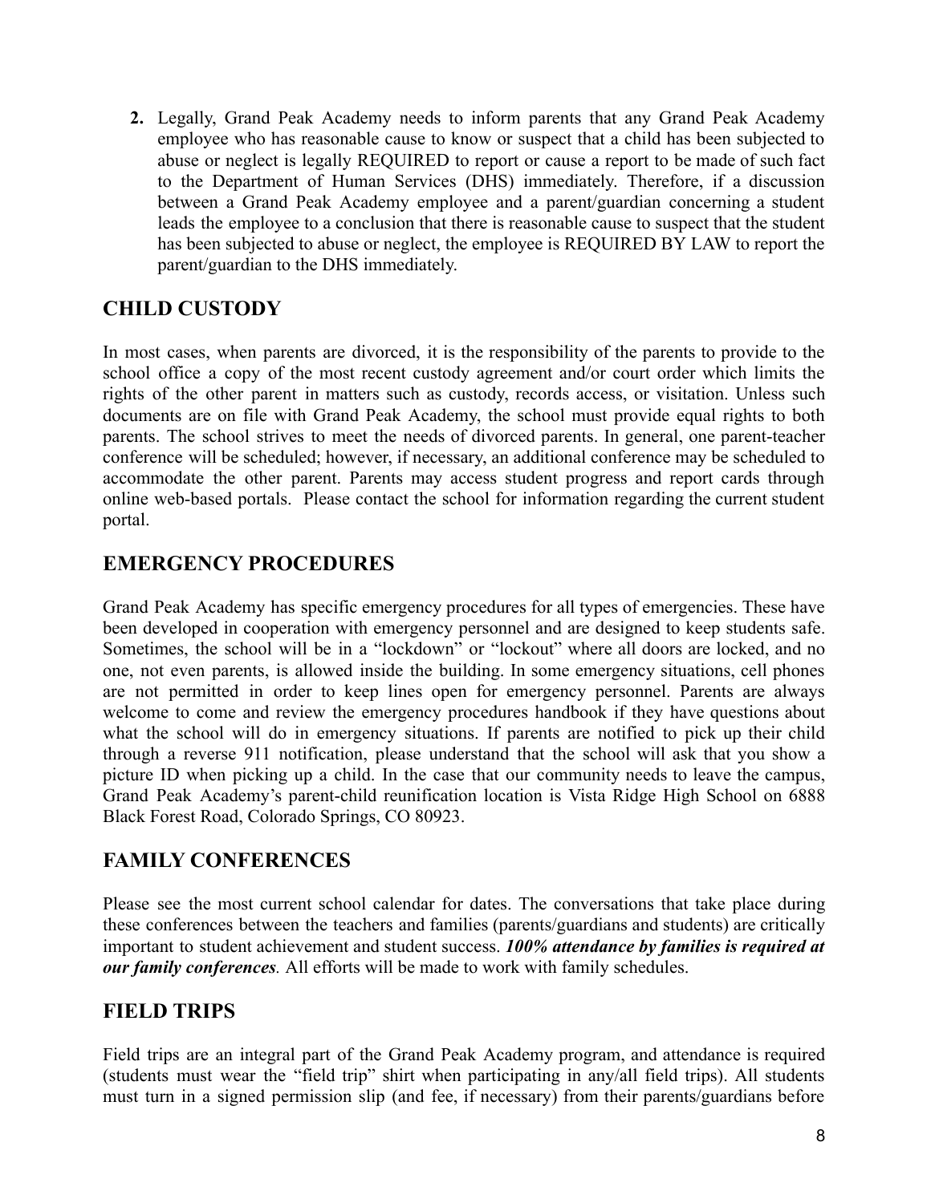2. Legally, Grand Peak Academy needs to inform parents that any Grand Peak Academy employee who has reasonable cause to know or suspect that a child has been subjected to abuse or neglect is legally REQUIRED to report or cause a report to be made of such fact to the Department of Human Services (DHS) immediately. Therefore, if a discussion between a Grand Peak Academy employee and a parent/guardian concerning a student leads the employee to a conclusion that there is reasonable cause to suspect that the student has been subjected to abuse or neglect, the employee is REQUIRED BY LAW to report the parent/guardian to the DHS immediately.

## CHILD CUSTODY

In most cases, when parents are divorced, it is the responsibility of the parents to provide to the school office a copy of the most recent custody agreement and/or court order which limits the rights of the other parent in matters such as custody, records access, or visitation. Unless such documents are on file with Grand Peak Academy, the school must provide equal rights to both parents. The school strives to meet the needs of divorced parents. In general, one parent-teacher conference will be scheduled; however, if necessary, an additional conference may be scheduled to accommodate the other parent. Parents may access student progress and report cards through online web-based portals. Please contact the school for information regarding the current student portal.

## EMERGENCY PROCEDURES

Grand Peak Academy has specific emergency procedures for all types of emergencies. These have been developed in cooperation with emergency personnel and are designed to keep students safe. Sometimes, the school will be in a "lockdown" or "lockout" where all doors are locked, and no one, not even parents, is allowed inside the building. In some emergency situations, cell phones are not permitted in order to keep lines open for emergency personnel. Parents are always welcome to come and review the emergency procedures handbook if they have questions about what the school will do in emergency situations. If parents are notified to pick up their child through a reverse 911 notification, please understand that the school will ask that you show a picture ID when picking up a child. In the case that our community needs to leave the campus, Grand Peak Academy's parent-child reunification location is Vista Ridge High School on 6888 Black Forest Road, Colorado Springs, CO 80923.

## FAMILY CONFERENCES

Please see the most current school calendar for dates. The conversations that take place during these conferences between the teachers and families (parents/guardians and students) are critically important to student achievement and student success. ***100% attendance by families is required at our family conferences**.* All efforts will be made to work with family schedules.

## FIELD TRIPS

Field trips are an integral part of the Grand Peak Academy program, and attendance is required (students must wear the "field trip" shirt when participating in any/all field trips). All students must turn in a signed permission slip (and fee, if necessary) from their parents/guardians before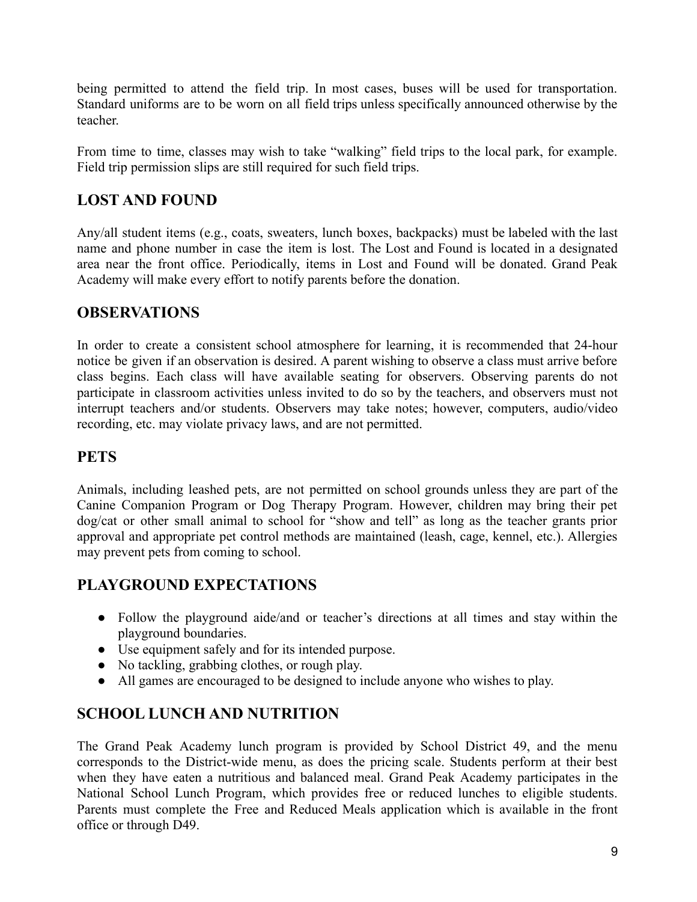being permitted to attend the field trip. In most cases, buses will be used for transportation. Standard uniforms are to be worn on all field trips unless specifically announced otherwise by the teacher.

From time to time, classes may wish to take "walking" field trips to the local park, for example. Field trip permission slips are still required for such field trips.

## LOST AND FOUND

Any/all student items (e.g., coats, sweaters, lunch boxes, backpacks) must be labeled with the last name and phone number in case the item is lost. The Lost and Found is located in a designated area near the front office. Periodically, items in Lost and Found will be donated. Grand Peak Academy will make every effort to notify parents before the donation.

## OBSERVATIONS

In order to create a consistent school atmosphere for learning, it is recommended that 24-hour notice be given if an observation is desired. A parent wishing to observe a class must arrive before class begins. Each class will have available seating for observers. Observing parents do not participate in classroom activities unless invited to do so by the teachers, and observers must not interrupt teachers and/or students. Observers may take notes; however, computers, audio/video recording, etc. may violate privacy laws, and are not permitted.

## PETS

Animals, including leashed pets, are not permitted on school grounds unless they are part of the Canine Companion Program or Dog Therapy Program. However, children may bring their pet dog/cat or other small animal to school for "show and tell" as long as the teacher grants prior approval and appropriate pet control methods are maintained (leash, cage, kennel, etc.). Allergies may prevent pets from coming to school.

## PLAYGROUND EXPECTATIONS

- Follow the playground aide/and or teacher's directions at all times and stay within the playground boundaries.
- Use equipment safely and for its intended purpose.
- No tackling, grabbing clothes, or rough play.
- All games are encouraged to be designed to include anyone who wishes to play.

## SCHOOL LUNCH AND NUTRITION

The Grand Peak Academy lunch program is provided by School District 49, and the menu corresponds to the District-wide menu, as does the pricing scale. Students perform at their best when they have eaten a nutritious and balanced meal. Grand Peak Academy participates in the National School Lunch Program, which provides free or reduced lunches to eligible students. Parents must complete the Free and Reduced Meals application which is available in the front office or through D49.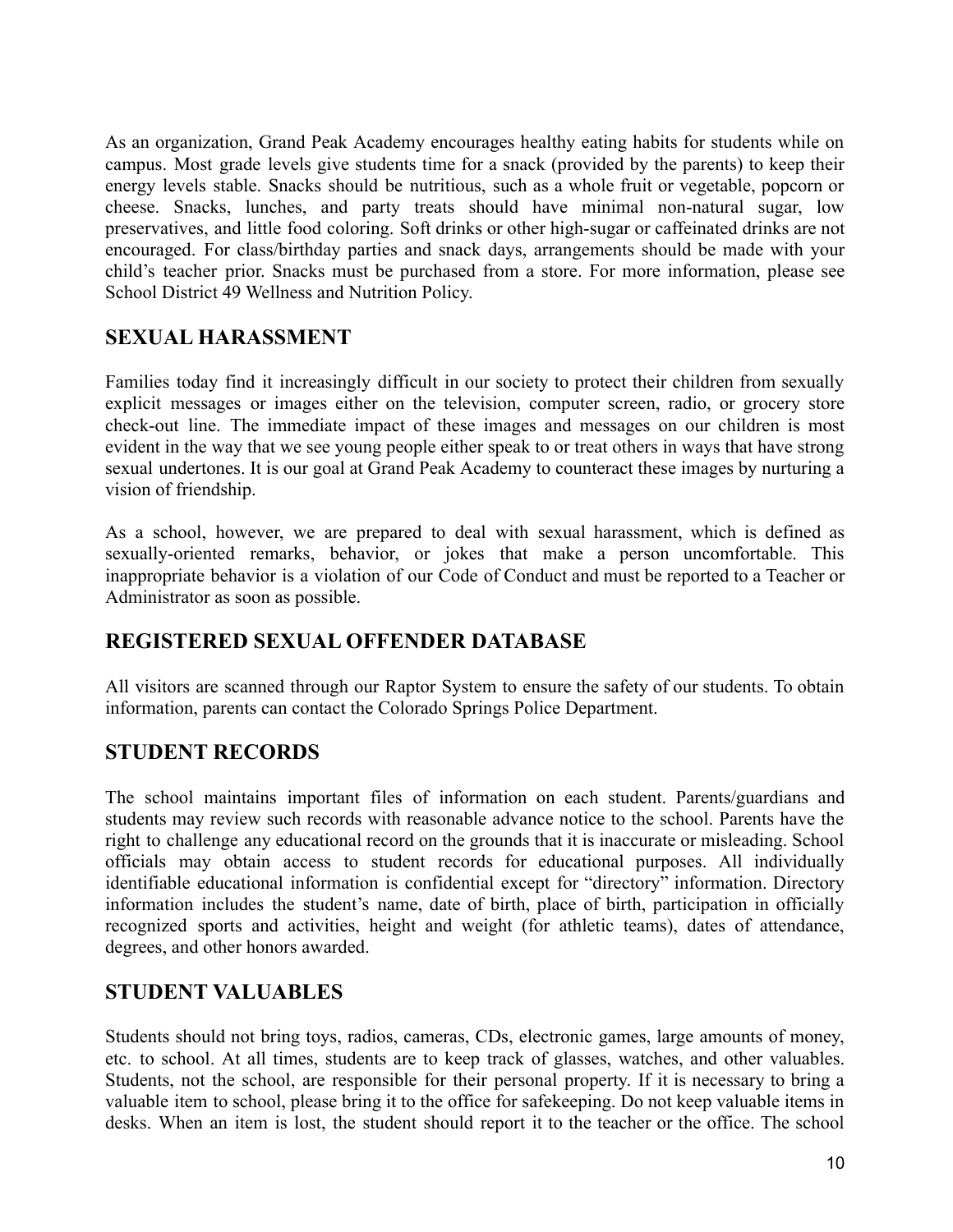As an organization, Grand Peak Academy encourages healthy eating habits for students while on campus. Most grade levels give students time for a snack (provided by the parents) to keep their energy levels stable. Snacks should be nutritious, such as a whole fruit or vegetable, popcorn or cheese. Snacks, lunches, and party treats should have minimal non-natural sugar, low preservatives, and little food coloring. Soft drinks or other high-sugar or caffeinated drinks are not encouraged. For class/birthday parties and snack days, arrangements should be made with your child's teacher prior. Snacks must be purchased from a store. For more information, please see School District 49 Wellness and Nutrition Policy.

## SEXUAL HARASSMENT

Families today find it increasingly difficult in our society to protect their children from sexually explicit messages or images either on the television, computer screen, radio, or grocery store check-out line. The immediate impact of these images and messages on our children is most evident in the way that we see young people either speak to or treat others in ways that have strong sexual undertones. It is our goal at Grand Peak Academy to counteract these images by nurturing a vision of friendship.

As a school, however, we are prepared to deal with sexual harassment, which is defined as sexually-oriented remarks, behavior, or jokes that make a person uncomfortable. This inappropriate behavior is a violation of our Code of Conduct and must be reported to a Teacher or Administrator as soon as possible.

## REGISTERED SEXUAL OFFENDER DATABASE

All visitors are scanned through our Raptor System to ensure the safety of our students. To obtain information, parents can contact the Colorado Springs Police Department.

## STUDENT RECORDS

The school maintains important files of information on each student. Parents/guardians and students may review such records with reasonable advance notice to the school. Parents have the right to challenge any educational record on the grounds that it is inaccurate or misleading. School officials may obtain access to student records for educational purposes. All individually identifiable educational information is confidential except for "directory" information. Directory information includes the student's name, date of birth, place of birth, participation in officially recognized sports and activities, height and weight (for athletic teams), dates of attendance, degrees, and other honors awarded.

## STUDENT VALUABLES

Students should not bring toys, radios, cameras, CDs, electronic games, large amounts of money, etc. to school. At all times, students are to keep track of glasses, watches, and other valuables. Students, not the school, are responsible for their personal property. If it is necessary to bring a valuable item to school, please bring it to the office for safekeeping. Do not keep valuable items in desks. When an item is lost, the student should report it to the teacher or the office. The school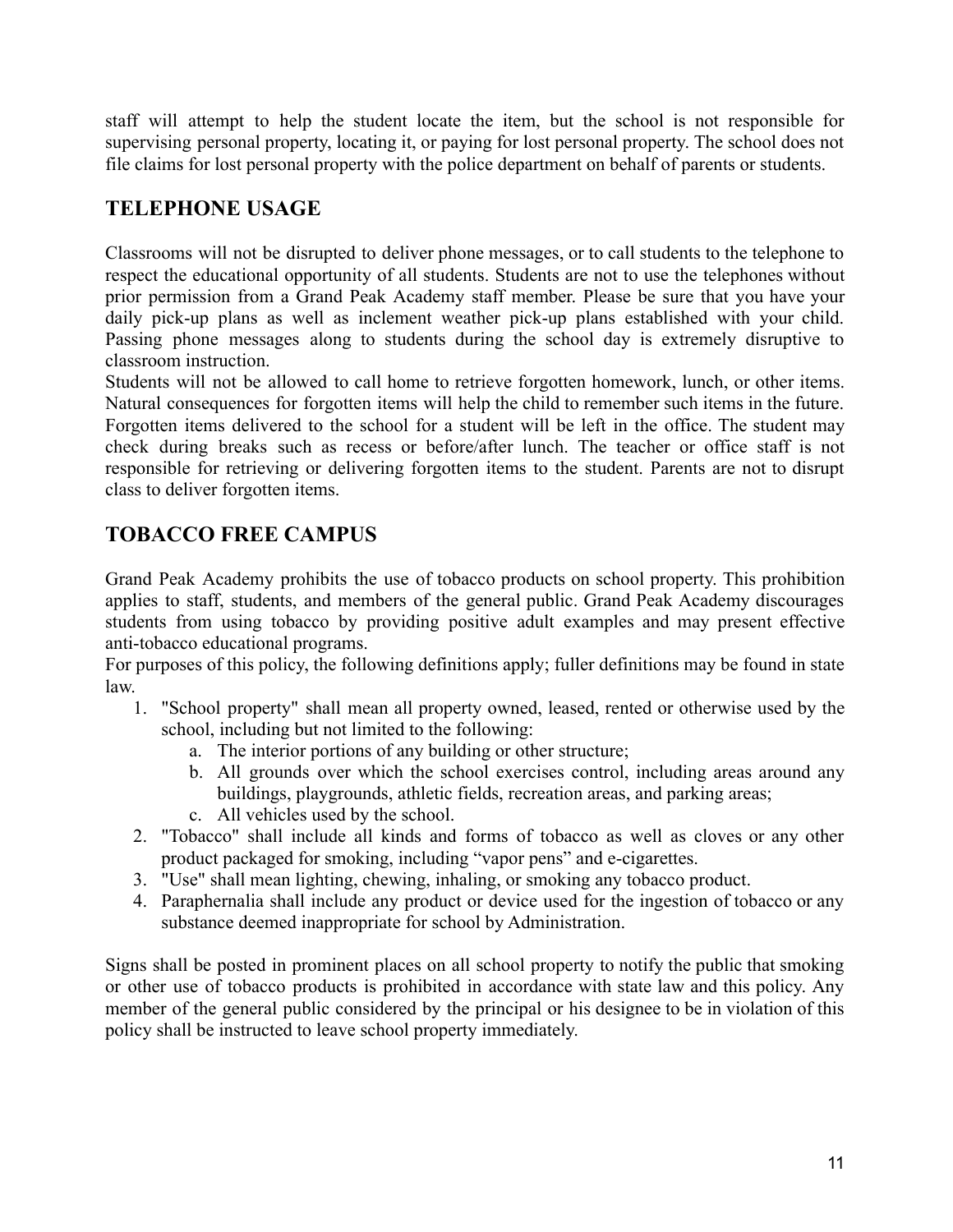staff will attempt to help the student locate the item, but the school is not responsible for supervising personal property, locating it, or paying for lost personal property. The school does not file claims for lost personal property with the police department on behalf of parents or students.

## TELEPHONE USAGE

Classrooms will not be disrupted to deliver phone messages, or to call students to the telephone to respect the educational opportunity of all students. Students are not to use the telephones without prior permission from a Grand Peak Academy staff member. Please be sure that you have your daily pick-up plans as well as inclement weather pick-up plans established with your child. Passing phone messages along to students during the school day is extremely disruptive to classroom instruction.

Students will not be allowed to call home to retrieve forgotten homework, lunch, or other items. Natural consequences for forgotten items will help the child to remember such items in the future. Forgotten items delivered to the school for a student will be left in the office. The student may check during breaks such as recess or before/after lunch. The teacher or office staff is not responsible for retrieving or delivering forgotten items to the student. Parents are not to disrupt class to deliver forgotten items.

## TOBACCO FREE CAMPUS

Grand Peak Academy prohibits the use of tobacco products on school property. This prohibition applies to staff, students, and members of the general public. Grand Peak Academy discourages students from using tobacco by providing positive adult examples and may present effective anti-tobacco educational programs.

For purposes of this policy, the following definitions apply; fuller definitions may be found in state law.

1. "School property" shall mean all property owned, leased, rented or otherwise used by the school, including but not limited to the following:
    a. The interior portions of any building or other structure;
    b. All grounds over which the school exercises control, including areas around any buildings, playgrounds, athletic fields, recreation areas, and parking areas;
    c. All vehicles used by the school.
2. "Tobacco" shall include all kinds and forms of tobacco as well as cloves or any other product packaged for smoking, including "vapor pens" and e-cigarettes.
3. "Use" shall mean lighting, chewing, inhaling, or smoking any tobacco product.
4. Paraphernalia shall include any product or device used for the ingestion of tobacco or any substance deemed inappropriate for school by Administration.

Signs shall be posted in prominent places on all school property to notify the public that smoking or other use of tobacco products is prohibited in accordance with state law and this policy. Any member of the general public considered by the principal or his designee to be in violation of this policy shall be instructed to leave school property immediately.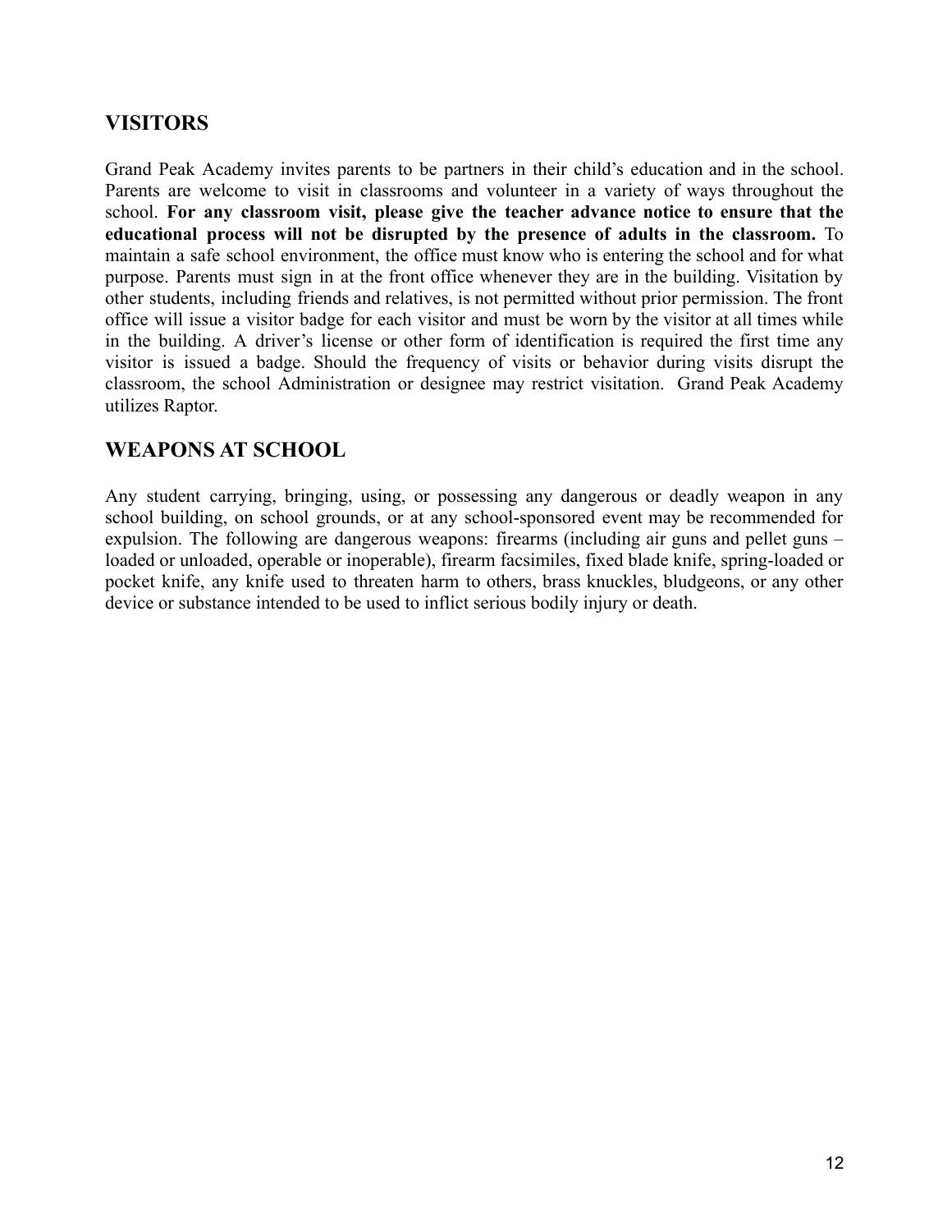## VISITORS

Grand Peak Academy invites parents to be partners in their child's education and in the school. Parents are welcome to visit in classrooms and volunteer in a variety of ways throughout the school. **For any classroom visit, please give the teacher advance notice to ensure that the educational process will not be disrupted by the presence of adults in the classroom.** To maintain a safe school environment, the office must know who is entering the school and for what purpose. Parents must sign in at the front office whenever they are in the building. Visitation by other students, including friends and relatives, is not permitted without prior permission. The front office will issue a visitor badge for each visitor and must be worn by the visitor at all times while in the building. A driver's license or other form of identification is required the first time any visitor is issued a badge. Should the frequency of visits or behavior during visits disrupt the classroom, the school Administration or designee may restrict visitation. Grand Peak Academy utilizes Raptor.

## WEAPONS AT SCHOOL

Any student carrying, bringing, using, or possessing any dangerous or deadly weapon in any school building, on school grounds, or at any school-sponsored event may be recommended for expulsion. The following are dangerous weapons: firearms (including air guns and pellet guns – loaded or unloaded, operable or inoperable), firearm facsimiles, fixed blade knife, spring-loaded or pocket knife, any knife used to threaten harm to others, brass knuckles, bludgeons, or any other device or substance intended to be used to inflict serious bodily injury or death.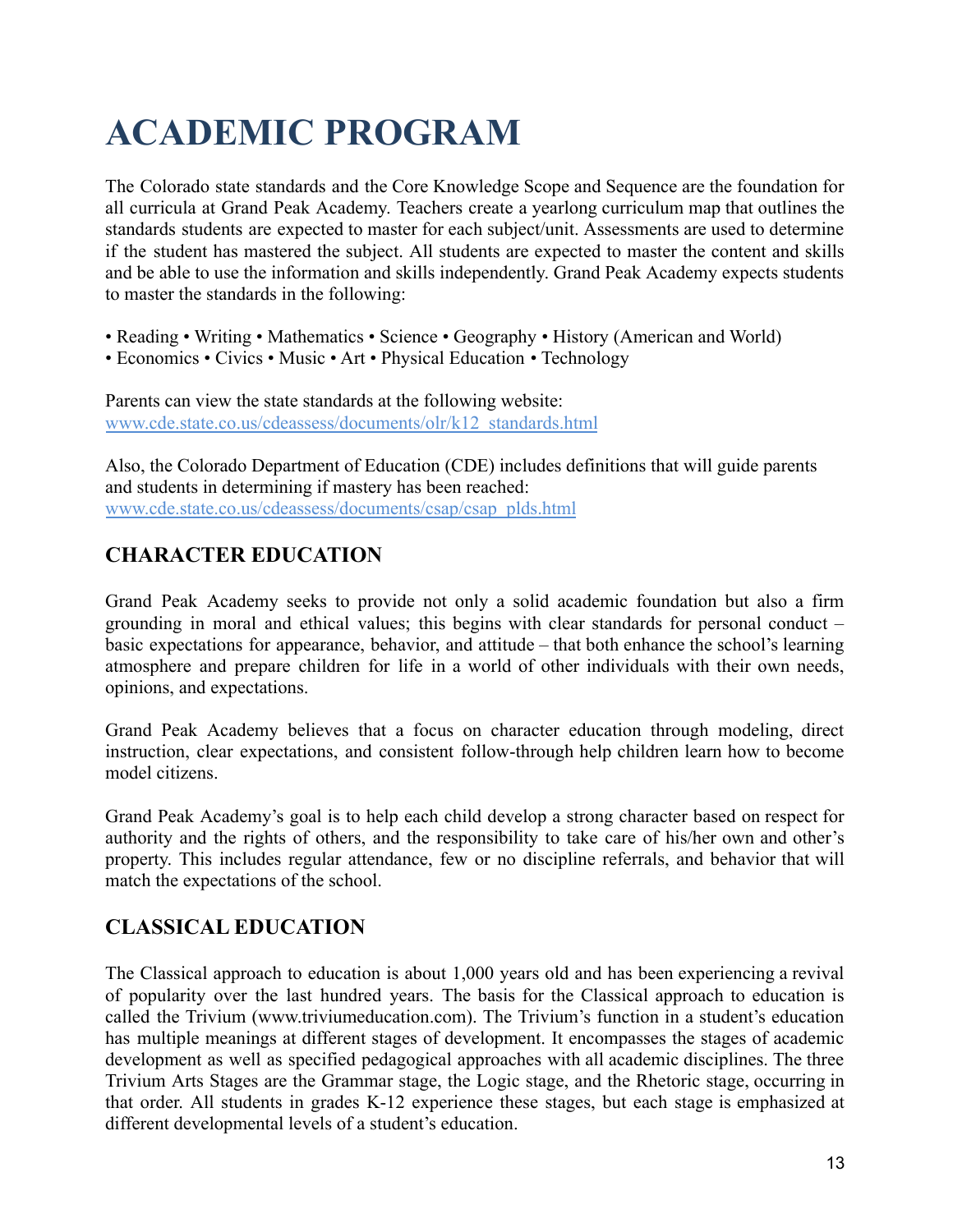# ACADEMIC PROGRAM

The Colorado state standards and the Core Knowledge Scope and Sequence are the foundation for all curricula at Grand Peak Academy. Teachers create a yearlong curriculum map that outlines the standards students are expected to master for each subject/unit. Assessments are used to determine if the student has mastered the subject. All students are expected to master the content and skills and be able to use the information and skills independently. Grand Peak Academy expects students to master the standards in the following:

• Reading • Writing • Mathematics • Science • Geography • History (American and World)
• Economics • Civics • Music • Art • Physical Education • Technology

Parents can view the state standards at the following website:
[www.cde.state.co.us/cdeassess/documents/olr/k12_standards.html](www.cde.state.co.us/cdeassess/documents/olr/k12_standards.html)

Also, the Colorado Department of Education (CDE) includes definitions that will guide parents and students in determining if mastery has been reached:
[www.cde.state.co.us/cdeassess/documents/csap/csap_plds.html](www.cde.state.co.us/cdeassess/documents/csap/csap_plds.html)

## CHARACTER EDUCATION

Grand Peak Academy seeks to provide not only a solid academic foundation but also a firm grounding in moral and ethical values; this begins with clear standards for personal conduct – basic expectations for appearance, behavior, and attitude – that both enhance the school's learning atmosphere and prepare children for life in a world of other individuals with their own needs, opinions, and expectations.

Grand Peak Academy believes that a focus on character education through modeling, direct instruction, clear expectations, and consistent follow-through help children learn how to become model citizens.

Grand Peak Academy's goal is to help each child develop a strong character based on respect for authority and the rights of others, and the responsibility to take care of his/her own and other's property. This includes regular attendance, few or no discipline referrals, and behavior that will match the expectations of the school.

## CLASSICAL EDUCATION

The Classical approach to education is about 1,000 years old and has been experiencing a revival of popularity over the last hundred years. The basis for the Classical approach to education is called the Trivium (www.triviumeducation.com). The Trivium's function in a student's education has multiple meanings at different stages of development. It encompasses the stages of academic development as well as specified pedagogical approaches with all academic disciplines. The three Trivium Arts Stages are the Grammar stage, the Logic stage, and the Rhetoric stage, occurring in that order. All students in grades K-12 experience these stages, but each stage is emphasized at different developmental levels of a student's education.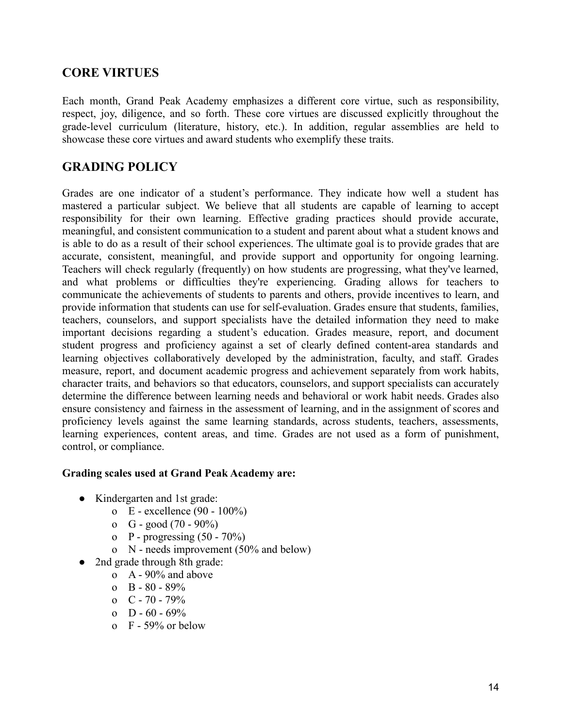## CORE VIRTUES

Each month, Grand Peak Academy emphasizes a different core virtue, such as responsibility, respect, joy, diligence, and so forth. These core virtues are discussed explicitly throughout the grade-level curriculum (literature, history, etc.). In addition, regular assemblies are held to showcase these core virtues and award students who exemplify these traits.

## GRADING POLICY

Grades are one indicator of a student's performance. They indicate how well a student has mastered a particular subject. We believe that all students are capable of learning to accept responsibility for their own learning. Effective grading practices should provide accurate, meaningful, and consistent communication to a student and parent about what a student knows and is able to do as a result of their school experiences. The ultimate goal is to provide grades that are accurate, consistent, meaningful, and provide support and opportunity for ongoing learning. Teachers will check regularly (frequently) on how students are progressing, what they've learned, and what problems or difficulties they're experiencing. Grading allows for teachers to communicate the achievements of students to parents and others, provide incentives to learn, and provide information that students can use for self-evaluation. Grades ensure that students, families, teachers, counselors, and support specialists have the detailed information they need to make important decisions regarding a student's education. Grades measure, report, and document student progress and proficiency against a set of clearly defined content-area standards and learning objectives collaboratively developed by the administration, faculty, and staff. Grades measure, report, and document academic progress and achievement separately from work habits, character traits, and behaviors so that educators, counselors, and support specialists can accurately determine the difference between learning needs and behavioral or work habit needs. Grades also ensure consistency and fairness in the assessment of learning, and in the assignment of scores and proficiency levels against the same learning standards, across students, teachers, assessments, learning experiences, content areas, and time. Grades are not used as a form of punishment, control, or compliance.

**Grading scales used at Grand Peak Academy are:**

- Kindergarten and 1st grade:
  - E - excellence (90 - 100%)
  - G - good (70 - 90%)
  - P - progressing (50 - 70%)
  - N - needs improvement (50% and below)
- 2nd grade through 8th grade:
  - A - 90% and above
  - B - 80 - 89%
  - C - 70 - 79%
  - D - 60 - 69%
  - F - 59% or below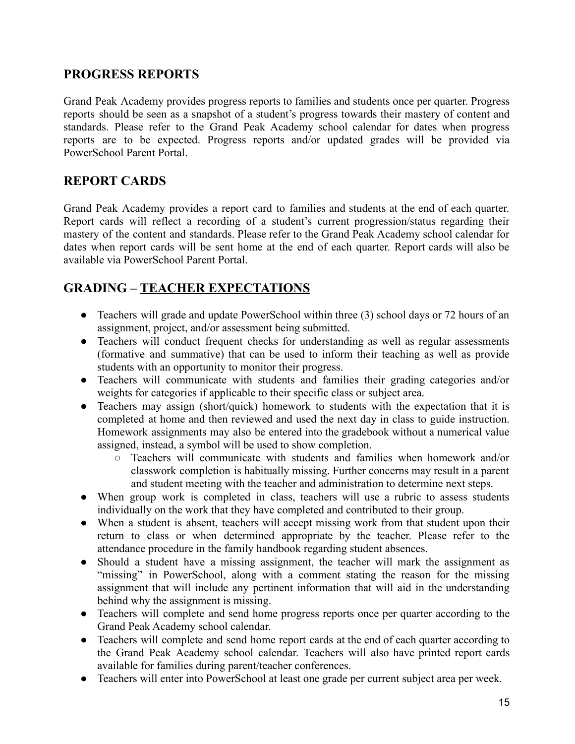## PROGRESS REPORTS

Grand Peak Academy provides progress reports to families and students once per quarter. Progress reports should be seen as a snapshot of a student's progress towards their mastery of content and standards. Please refer to the Grand Peak Academy school calendar for dates when progress reports are to be expected. Progress reports and/or updated grades will be provided via PowerSchool Parent Portal.

## REPORT CARDS

Grand Peak Academy provides a report card to families and students at the end of each quarter. Report cards will reflect a recording of a student's current progression/status regarding their mastery of the content and standards. Please refer to the Grand Peak Academy school calendar for dates when report cards will be sent home at the end of each quarter. Report cards will also be available via PowerSchool Parent Portal.

## GRADING – <u>TEACHER EXPECTATIONS</u>

- Teachers will grade and update PowerSchool within three (3) school days or 72 hours of an assignment, project, and/or assessment being submitted.
- Teachers will conduct frequent checks for understanding as well as regular assessments (formative and summative) that can be used to inform their teaching as well as provide students with an opportunity to monitor their progress.
- Teachers will communicate with students and families their grading categories and/or weights for categories if applicable to their specific class or subject area.
- Teachers may assign (short/quick) homework to students with the expectation that it is completed at home and then reviewed and used the next day in class to guide instruction. Homework assignments may also be entered into the gradebook without a numerical value assigned, instead, a symbol will be used to show completion.
    - Teachers will communicate with students and families when homework and/or classwork completion is habitually missing. Further concerns may result in a parent and student meeting with the teacher and administration to determine next steps.
- When group work is completed in class, teachers will use a rubric to assess students individually on the work that they have completed and contributed to their group.
- When a student is absent, teachers will accept missing work from that student upon their return to class or when determined appropriate by the teacher. Please refer to the attendance procedure in the family handbook regarding student absences.
- Should a student have a missing assignment, the teacher will mark the assignment as "missing" in PowerSchool, along with a comment stating the reason for the missing assignment that will include any pertinent information that will aid in the understanding behind why the assignment is missing.
- Teachers will complete and send home progress reports once per quarter according to the Grand Peak Academy school calendar.
- Teachers will complete and send home report cards at the end of each quarter according to the Grand Peak Academy school calendar. Teachers will also have printed report cards available for families during parent/teacher conferences.
- Teachers will enter into PowerSchool at least one grade per current subject area per week.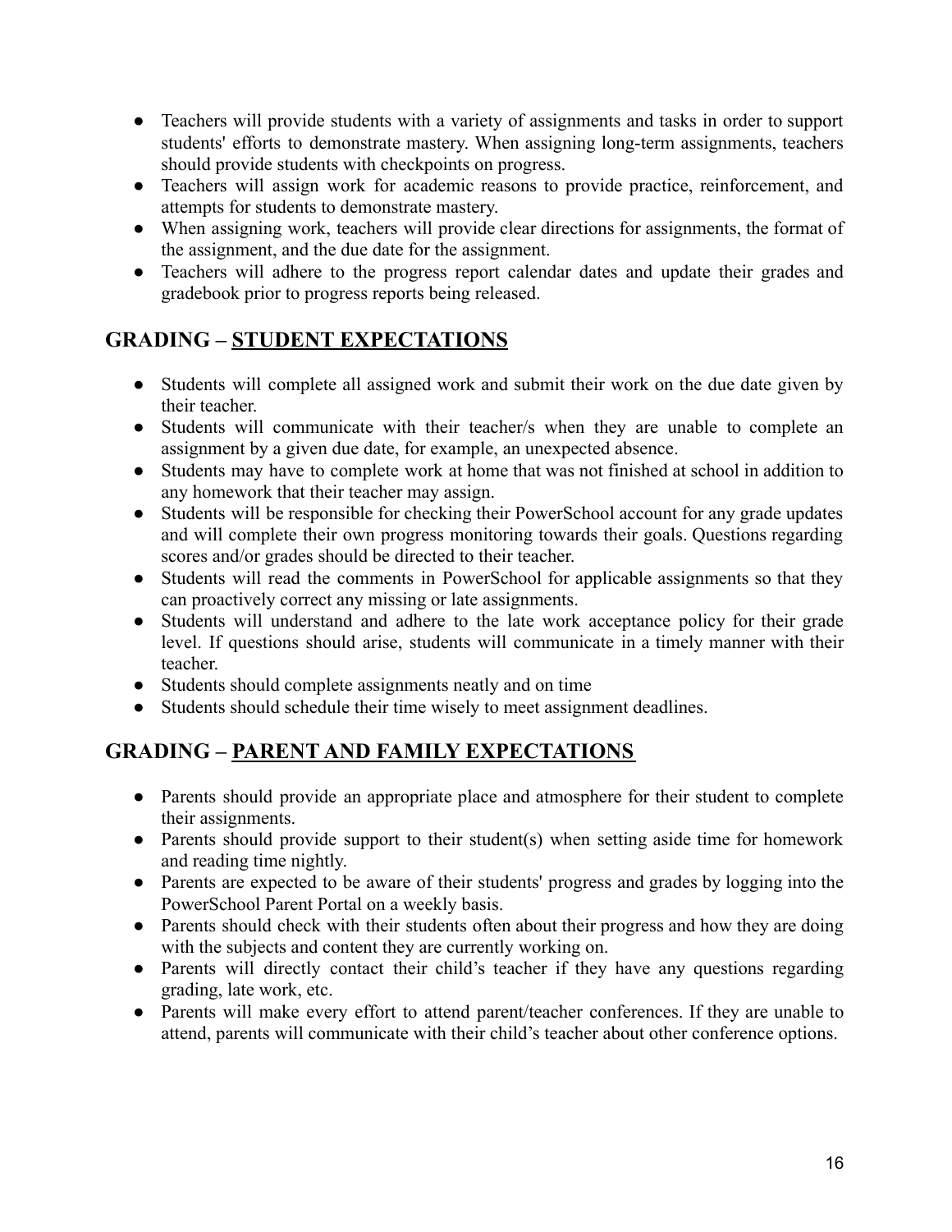- Teachers will provide students with a variety of assignments and tasks in order to support students' efforts to demonstrate mastery. When assigning long-term assignments, teachers should provide students with checkpoints on progress.
- Teachers will assign work for academic reasons to provide practice, reinforcement, and attempts for students to demonstrate mastery.
- When assigning work, teachers will provide clear directions for assignments, the format of the assignment, and the due date for the assignment.
- Teachers will adhere to the progress report calendar dates and update their grades and gradebook prior to progress reports being released.

## GRADING – <u>STUDENT EXPECTATIONS</u>

- Students will complete all assigned work and submit their work on the due date given by their teacher.
- Students will communicate with their teacher/s when they are unable to complete an assignment by a given due date, for example, an unexpected absence.
- Students may have to complete work at home that was not finished at school in addition to any homework that their teacher may assign.
- Students will be responsible for checking their PowerSchool account for any grade updates and will complete their own progress monitoring towards their goals. Questions regarding scores and/or grades should be directed to their teacher.
- Students will read the comments in PowerSchool for applicable assignments so that they can proactively correct any missing or late assignments.
- Students will understand and adhere to the late work acceptance policy for their grade level. If questions should arise, students will communicate in a timely manner with their teacher.
- Students should complete assignments neatly and on time
- Students should schedule their time wisely to meet assignment deadlines.

## GRADING – <u>PARENT AND FAMILY EXPECTATIONS</u>

- Parents should provide an appropriate place and atmosphere for their student to complete their assignments.
- Parents should provide support to their student(s) when setting aside time for homework and reading time nightly.
- Parents are expected to be aware of their students' progress and grades by logging into the PowerSchool Parent Portal on a weekly basis.
- Parents should check with their students often about their progress and how they are doing with the subjects and content they are currently working on.
- Parents will directly contact their child's teacher if they have any questions regarding grading, late work, etc.
- Parents will make every effort to attend parent/teacher conferences. If they are unable to attend, parents will communicate with their child's teacher about other conference options.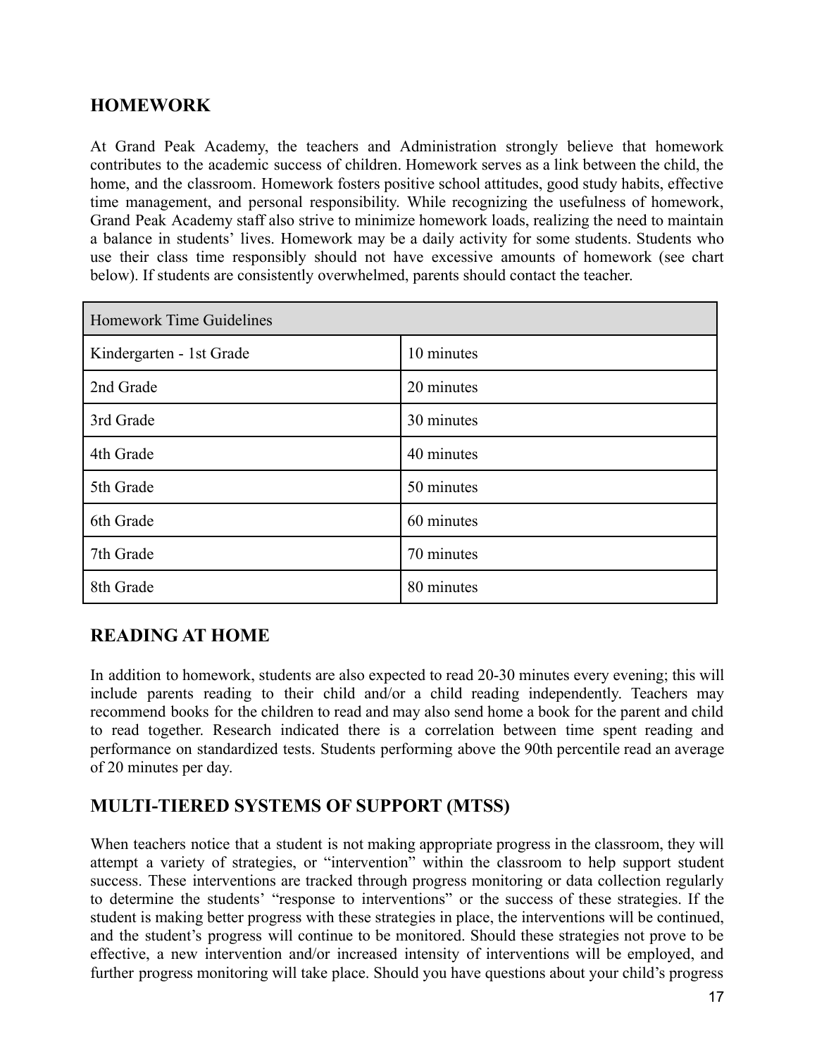## HOMEWORK

At Grand Peak Academy, the teachers and Administration strongly believe that homework contributes to the academic success of children. Homework serves as a link between the child, the home, and the classroom. Homework fosters positive school attitudes, good study habits, effective time management, and personal responsibility. While recognizing the usefulness of homework, Grand Peak Academy staff also strive to minimize homework loads, realizing the need to maintain a balance in students' lives. Homework may be a daily activity for some students. Students who use their class time responsibly should not have excessive amounts of homework (see chart below). If students are consistently overwhelmed, parents should contact the teacher.

| Homework Time Guidelines | |
|---|---|
| Kindergarten - 1st Grade | 10 minutes |
| 2nd Grade | 20 minutes |
| 3rd Grade | 30 minutes |
| 4th Grade | 40 minutes |
| 5th Grade | 50 minutes |
| 6th Grade | 60 minutes |
| 7th Grade | 70 minutes |
| 8th Grade | 80 minutes |

## READING AT HOME

In addition to homework, students are also expected to read 20-30 minutes every evening; this will include parents reading to their child and/or a child reading independently. Teachers may recommend books for the children to read and may also send home a book for the parent and child to read together. Research indicated there is a correlation between time spent reading and performance on standardized tests. Students performing above the 90th percentile read an average of 20 minutes per day.

## MULTI-TIERED SYSTEMS OF SUPPORT (MTSS)

When teachers notice that a student is not making appropriate progress in the classroom, they will attempt a variety of strategies, or "intervention" within the classroom to help support student success. These interventions are tracked through progress monitoring or data collection regularly to determine the students' "response to interventions" or the success of these strategies. If the student is making better progress with these strategies in place, the interventions will be continued, and the student's progress will continue to be monitored. Should these strategies not prove to be effective, a new intervention and/or increased intensity of interventions will be employed, and further progress monitoring will take place. Should you have questions about your child's progress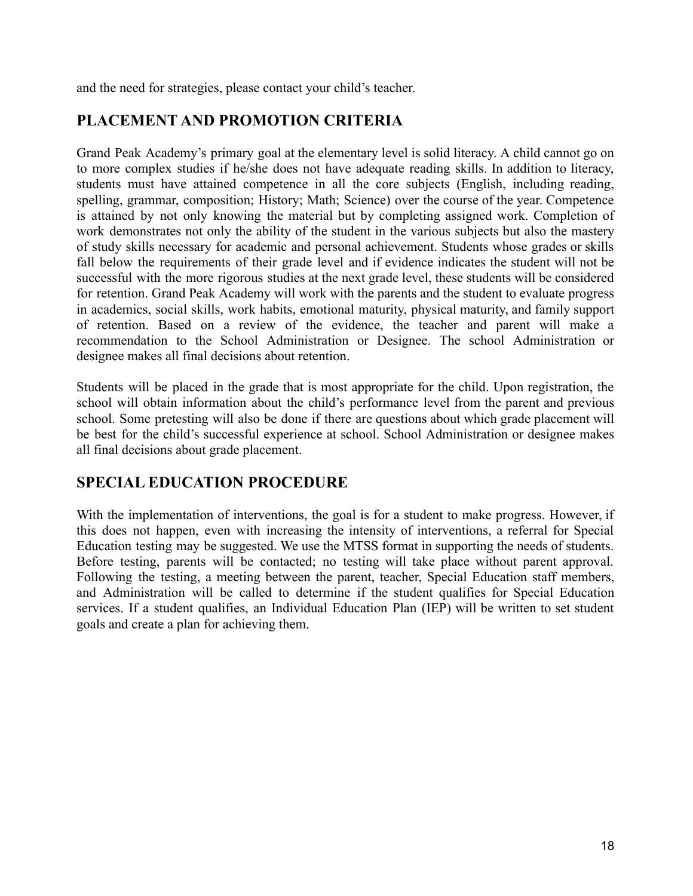and the need for strategies, please contact your child's teacher.

## PLACEMENT AND PROMOTION CRITERIA

Grand Peak Academy's primary goal at the elementary level is solid literacy. A child cannot go on to more complex studies if he/she does not have adequate reading skills. In addition to literacy, students must have attained competence in all the core subjects (English, including reading, spelling, grammar, composition; History; Math; Science) over the course of the year. Competence is attained by not only knowing the material but by completing assigned work. Completion of work demonstrates not only the ability of the student in the various subjects but also the mastery of study skills necessary for academic and personal achievement. Students whose grades or skills fall below the requirements of their grade level and if evidence indicates the student will not be successful with the more rigorous studies at the next grade level, these students will be considered for retention. Grand Peak Academy will work with the parents and the student to evaluate progress in academics, social skills, work habits, emotional maturity, physical maturity, and family support of retention. Based on a review of the evidence, the teacher and parent will make a recommendation to the School Administration or Designee. The school Administration or designee makes all final decisions about retention.

Students will be placed in the grade that is most appropriate for the child. Upon registration, the school will obtain information about the child's performance level from the parent and previous school. Some pretesting will also be done if there are questions about which grade placement will be best for the child's successful experience at school. School Administration or designee makes all final decisions about grade placement.

## SPECIAL EDUCATION PROCEDURE

With the implementation of interventions, the goal is for a student to make progress. However, if this does not happen, even with increasing the intensity of interventions, a referral for Special Education testing may be suggested. We use the MTSS format in supporting the needs of students. Before testing, parents will be contacted; no testing will take place without parent approval. Following the testing, a meeting between the parent, teacher, Special Education staff members, and Administration will be called to determine if the student qualifies for Special Education services. If a student qualifies, an Individual Education Plan (IEP) will be written to set student goals and create a plan for achieving them.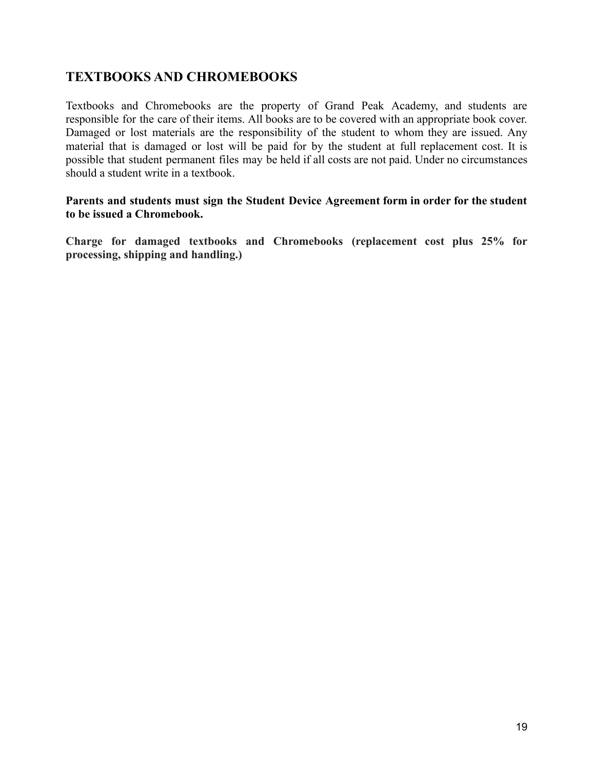## TEXTBOOKS AND CHROMEBOOKS

Textbooks and Chromebooks are the property of Grand Peak Academy, and students are responsible for the care of their items. All books are to be covered with an appropriate book cover. Damaged or lost materials are the responsibility of the student to whom they are issued. Any material that is damaged or lost will be paid for by the student at full replacement cost. It is possible that student permanent files may be held if all costs are not paid. Under no circumstances should a student write in a textbook.

**Parents and students must sign the Student Device Agreement form in order for the student to be issued a Chromebook.**

**Charge for damaged textbooks and Chromebooks (replacement cost plus 25% for processing, shipping and handling.)**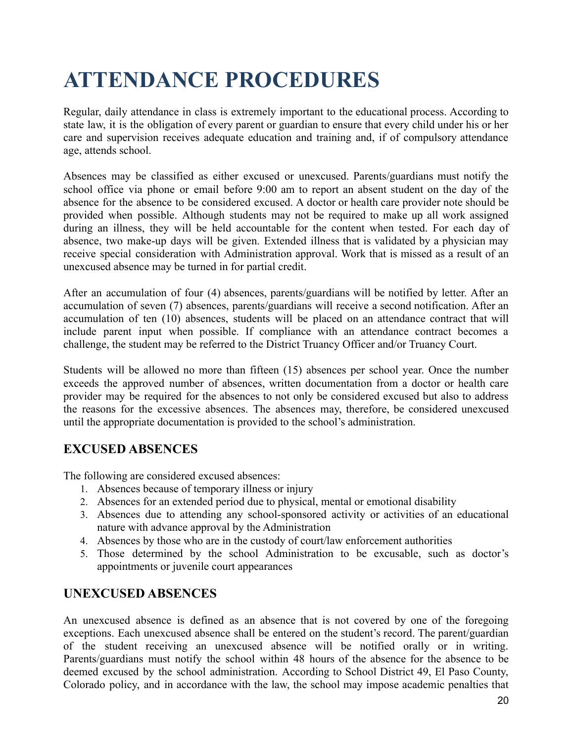# ATTENDANCE PROCEDURES

Regular, daily attendance in class is extremely important to the educational process. According to state law, it is the obligation of every parent or guardian to ensure that every child under his or her care and supervision receives adequate education and training and, if of compulsory attendance age, attends school.

Absences may be classified as either excused or unexcused. Parents/guardians must notify the school office via phone or email before 9:00 am to report an absent student on the day of the absence for the absence to be considered excused. A doctor or health care provider note should be provided when possible. Although students may not be required to make up all work assigned during an illness, they will be held accountable for the content when tested. For each day of absence, two make-up days will be given. Extended illness that is validated by a physician may receive special consideration with Administration approval. Work that is missed as a result of an unexcused absence may be turned in for partial credit.

After an accumulation of four (4) absences, parents/guardians will be notified by letter. After an accumulation of seven (7) absences, parents/guardians will receive a second notification. After an accumulation of ten (10) absences, students will be placed on an attendance contract that will include parent input when possible. If compliance with an attendance contract becomes a challenge, the student may be referred to the District Truancy Officer and/or Truancy Court.

Students will be allowed no more than fifteen (15) absences per school year. Once the number exceeds the approved number of absences, written documentation from a doctor or health care provider may be required for the absences to not only be considered excused but also to address the reasons for the excessive absences. The absences may, therefore, be considered unexcused until the appropriate documentation is provided to the school's administration.

## EXCUSED ABSENCES

The following are considered excused absences:

1. Absences because of temporary illness or injury
2. Absences for an extended period due to physical, mental or emotional disability
3. Absences due to attending any school-sponsored activity or activities of an educational nature with advance approval by the Administration
4. Absences by those who are in the custody of court/law enforcement authorities
5. Those determined by the school Administration to be excusable, such as doctor's appointments or juvenile court appearances

## UNEXCUSED ABSENCES

An unexcused absence is defined as an absence that is not covered by one of the foregoing exceptions. Each unexcused absence shall be entered on the student's record. The parent/guardian of the student receiving an unexcused absence will be notified orally or in writing. Parents/guardians must notify the school within 48 hours of the absence for the absence to be deemed excused by the school administration. According to School District 49, El Paso County, Colorado policy, and in accordance with the law, the school may impose academic penalties that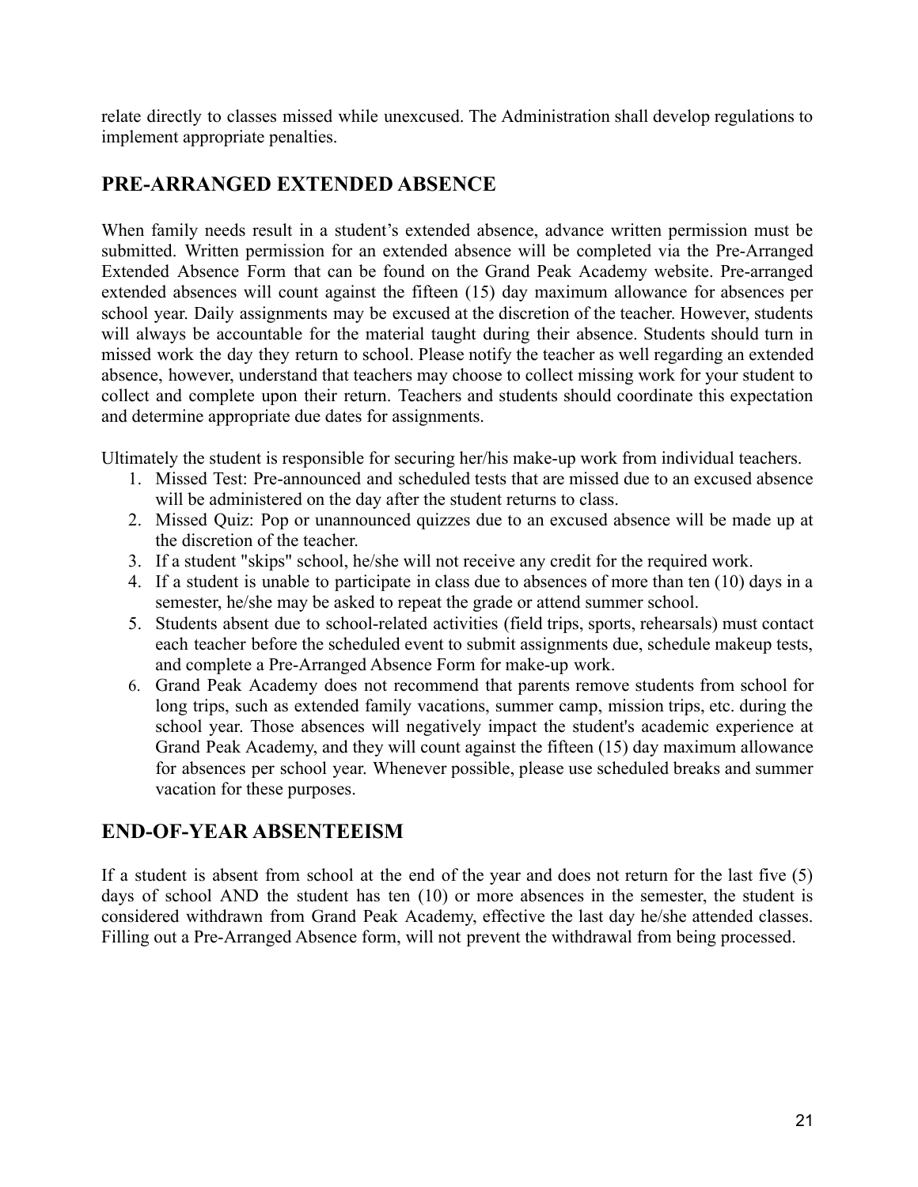relate directly to classes missed while unexcused. The Administration shall develop regulations to implement appropriate penalties.

## PRE-ARRANGED EXTENDED ABSENCE

When family needs result in a student's extended absence, advance written permission must be submitted. Written permission for an extended absence will be completed via the Pre-Arranged Extended Absence Form that can be found on the Grand Peak Academy website. Pre-arranged extended absences will count against the fifteen (15) day maximum allowance for absences per school year. Daily assignments may be excused at the discretion of the teacher. However, students will always be accountable for the material taught during their absence. Students should turn in missed work the day they return to school. Please notify the teacher as well regarding an extended absence, however, understand that teachers may choose to collect missing work for your student to collect and complete upon their return. Teachers and students should coordinate this expectation and determine appropriate due dates for assignments.

Ultimately the student is responsible for securing her/his make-up work from individual teachers.

1. Missed Test: Pre-announced and scheduled tests that are missed due to an excused absence will be administered on the day after the student returns to class.
2. Missed Quiz: Pop or unannounced quizzes due to an excused absence will be made up at the discretion of the teacher.
3. If a student "skips" school, he/she will not receive any credit for the required work.
4. If a student is unable to participate in class due to absences of more than ten (10) days in a semester, he/she may be asked to repeat the grade or attend summer school.
5. Students absent due to school-related activities (field trips, sports, rehearsals) must contact each teacher before the scheduled event to submit assignments due, schedule makeup tests, and complete a Pre-Arranged Absence Form for make-up work.
6. Grand Peak Academy does not recommend that parents remove students from school for long trips, such as extended family vacations, summer camp, mission trips, etc. during the school year. Those absences will negatively impact the student's academic experience at Grand Peak Academy, and they will count against the fifteen (15) day maximum allowance for absences per school year. Whenever possible, please use scheduled breaks and summer vacation for these purposes.

## END-OF-YEAR ABSENTEEISM

If a student is absent from school at the end of the year and does not return for the last five (5) days of school AND the student has ten (10) or more absences in the semester, the student is considered withdrawn from Grand Peak Academy, effective the last day he/she attended classes. Filling out a Pre-Arranged Absence form, will not prevent the withdrawal from being processed.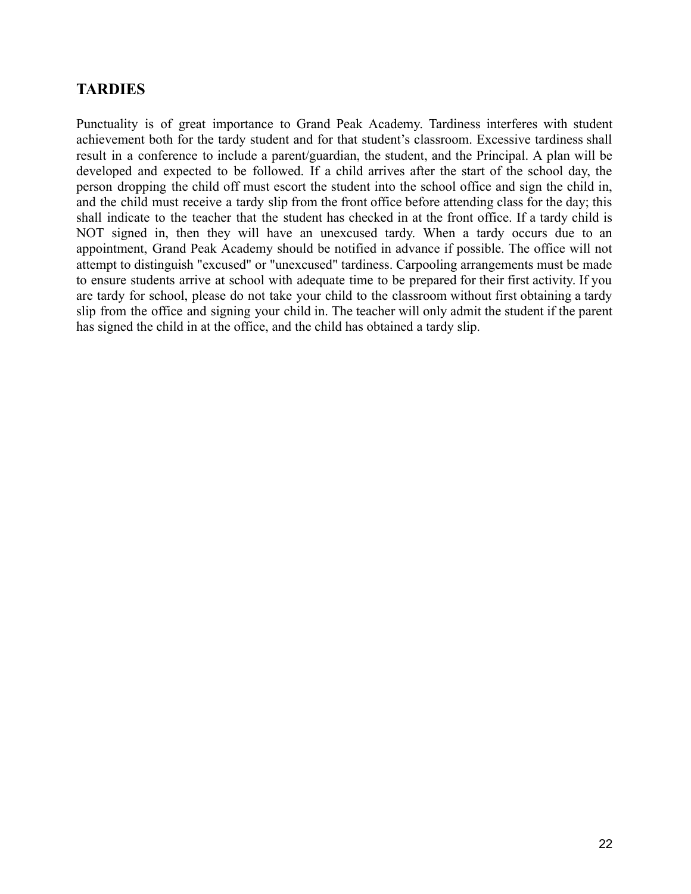## TARDIES

Punctuality is of great importance to Grand Peak Academy. Tardiness interferes with student achievement both for the tardy student and for that student's classroom. Excessive tardiness shall result in a conference to include a parent/guardian, the student, and the Principal. A plan will be developed and expected to be followed. If a child arrives after the start of the school day, the person dropping the child off must escort the student into the school office and sign the child in, and the child must receive a tardy slip from the front office before attending class for the day; this shall indicate to the teacher that the student has checked in at the front office. If a tardy child is NOT signed in, then they will have an unexcused tardy. When a tardy occurs due to an appointment, Grand Peak Academy should be notified in advance if possible. The office will not attempt to distinguish "excused" or "unexcused" tardiness. Carpooling arrangements must be made to ensure students arrive at school with adequate time to be prepared for their first activity. If you are tardy for school, please do not take your child to the classroom without first obtaining a tardy slip from the office and signing your child in. The teacher will only admit the student if the parent has signed the child in at the office, and the child has obtained a tardy slip.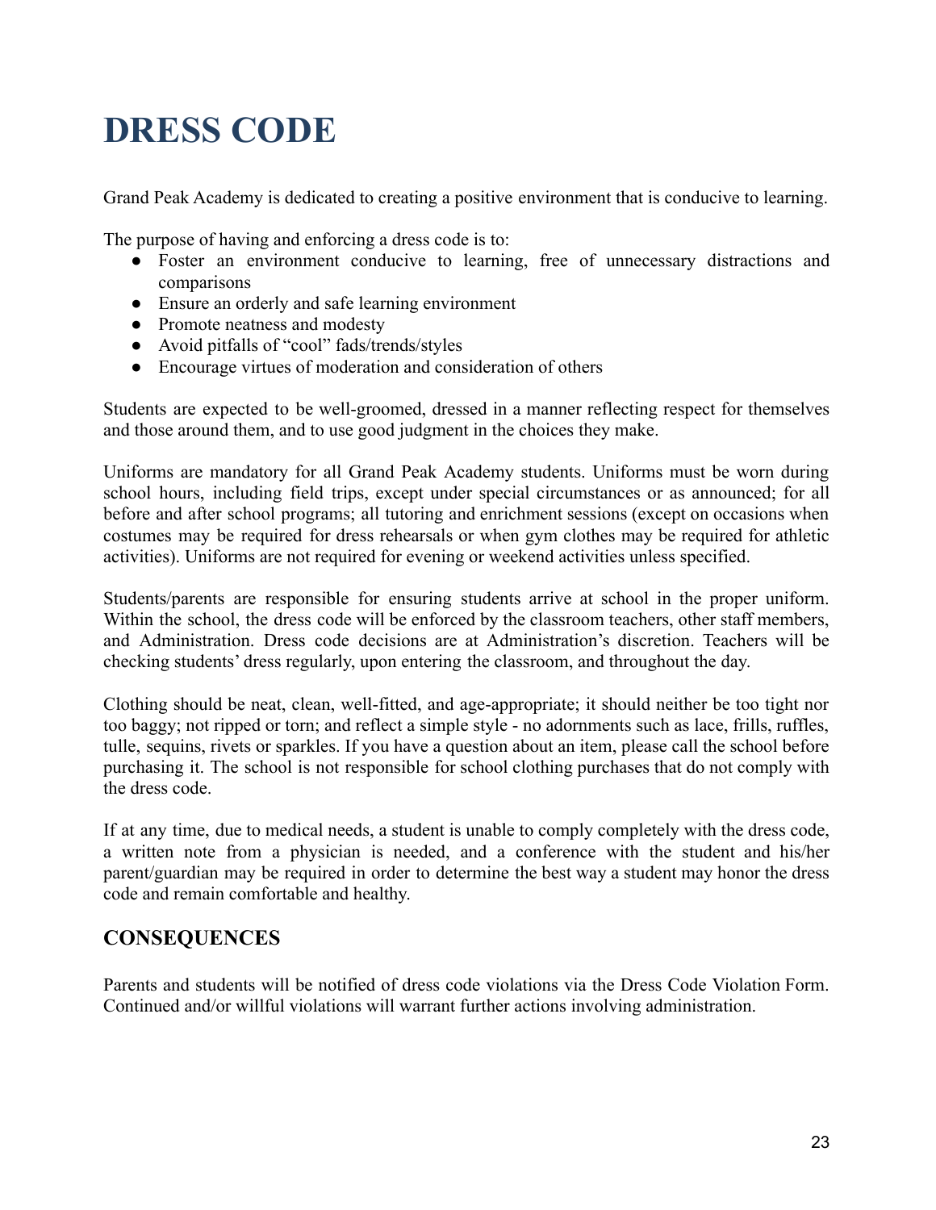# DRESS CODE

Grand Peak Academy is dedicated to creating a positive environment that is conducive to learning.

The purpose of having and enforcing a dress code is to:

- Foster an environment conducive to learning, free of unnecessary distractions and comparisons
- Ensure an orderly and safe learning environment
- Promote neatness and modesty
- Avoid pitfalls of "cool" fads/trends/styles
- Encourage virtues of moderation and consideration of others

Students are expected to be well-groomed, dressed in a manner reflecting respect for themselves and those around them, and to use good judgment in the choices they make.

Uniforms are mandatory for all Grand Peak Academy students. Uniforms must be worn during school hours, including field trips, except under special circumstances or as announced; for all before and after school programs; all tutoring and enrichment sessions (except on occasions when costumes may be required for dress rehearsals or when gym clothes may be required for athletic activities). Uniforms are not required for evening or weekend activities unless specified.

Students/parents are responsible for ensuring students arrive at school in the proper uniform. Within the school, the dress code will be enforced by the classroom teachers, other staff members, and Administration. Dress code decisions are at Administration's discretion. Teachers will be checking students' dress regularly, upon entering the classroom, and throughout the day.

Clothing should be neat, clean, well-fitted, and age-appropriate; it should neither be too tight nor too baggy; not ripped or torn; and reflect a simple style - no adornments such as lace, frills, ruffles, tulle, sequins, rivets or sparkles. If you have a question about an item, please call the school before purchasing it. The school is not responsible for school clothing purchases that do not comply with the dress code.

If at any time, due to medical needs, a student is unable to comply completely with the dress code, a written note from a physician is needed, and a conference with the student and his/her parent/guardian may be required in order to determine the best way a student may honor the dress code and remain comfortable and healthy.

## CONSEQUENCES

Parents and students will be notified of dress code violations via the Dress Code Violation Form. Continued and/or willful violations will warrant further actions involving administration.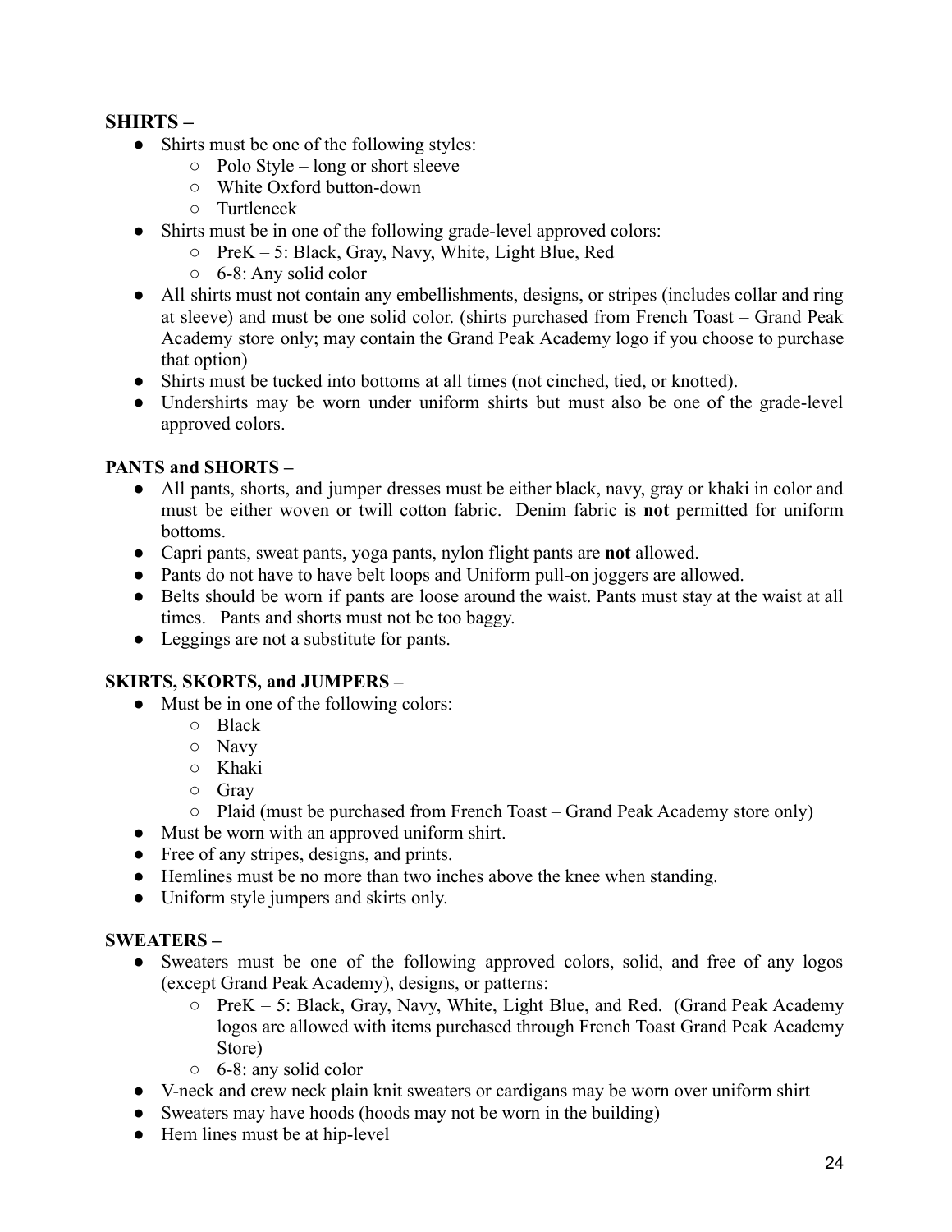**SHIRTS –**

- Shirts must be one of the following styles:
  - Polo Style – long or short sleeve
  - White Oxford button-down
  - Turtleneck
- Shirts must be in one of the following grade-level approved colors:
  - PreK – 5: Black, Gray, Navy, White, Light Blue, Red
  - 6-8: Any solid color
- All shirts must not contain any embellishments, designs, or stripes (includes collar and ring at sleeve) and must be one solid color. (shirts purchased from French Toast – Grand Peak Academy store only; may contain the Grand Peak Academy logo if you choose to purchase that option)
- Shirts must be tucked into bottoms at all times (not cinched, tied, or knotted).
- Undershirts may be worn under uniform shirts but must also be one of the grade-level approved colors.

**PANTS and SHORTS –**

- All pants, shorts, and jumper dresses must be either black, navy, gray or khaki in color and must be either woven or twill cotton fabric. Denim fabric is **not** permitted for uniform bottoms.
- Capri pants, sweat pants, yoga pants, nylon flight pants are **not** allowed.
- Pants do not have to have belt loops and Uniform pull-on joggers are allowed.
- Belts should be worn if pants are loose around the waist. Pants must stay at the waist at all times. Pants and shorts must not be too baggy.
- Leggings are not a substitute for pants.

**SKIRTS, SKORTS, and JUMPERS –**

- Must be in one of the following colors:
  - Black
  - Navy
  - Khaki
  - Gray
  - Plaid (must be purchased from French Toast – Grand Peak Academy store only)
- Must be worn with an approved uniform shirt.
- Free of any stripes, designs, and prints.
- Hemlines must be no more than two inches above the knee when standing.
- Uniform style jumpers and skirts only.

**SWEATERS –**

- Sweaters must be one of the following approved colors, solid, and free of any logos (except Grand Peak Academy), designs, or patterns:
  - PreK – 5: Black, Gray, Navy, White, Light Blue, and Red. (Grand Peak Academy logos are allowed with items purchased through French Toast Grand Peak Academy Store)
  - 6-8: any solid color
- V-neck and crew neck plain knit sweaters or cardigans may be worn over uniform shirt
- Sweaters may have hoods (hoods may not be worn in the building)
- Hem lines must be at hip-level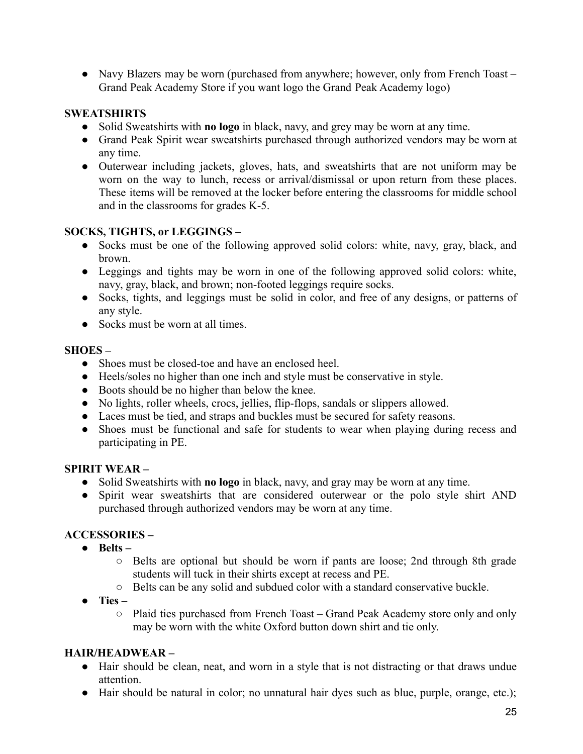- Navy Blazers may be worn (purchased from anywhere; however, only from French Toast – Grand Peak Academy Store if you want logo the Grand Peak Academy logo)

**SWEATSHIRTS**

- Solid Sweatshirts with **no logo** in black, navy, and grey may be worn at any time.
- Grand Peak Spirit wear sweatshirts purchased through authorized vendors may be worn at any time.
- Outerwear including jackets, gloves, hats, and sweatshirts that are not uniform may be worn on the way to lunch, recess or arrival/dismissal or upon return from these places. These items will be removed at the locker before entering the classrooms for middle school and in the classrooms for grades K-5.

**SOCKS, TIGHTS, or LEGGINGS –**

- Socks must be one of the following approved solid colors: white, navy, gray, black, and brown.
- Leggings and tights may be worn in one of the following approved solid colors: white, navy, gray, black, and brown; non-footed leggings require socks.
- Socks, tights, and leggings must be solid in color, and free of any designs, or patterns of any style.
- Socks must be worn at all times.

**SHOES –**

- Shoes must be closed-toe and have an enclosed heel.
- Heels/soles no higher than one inch and style must be conservative in style.
- Boots should be no higher than below the knee.
- No lights, roller wheels, crocs, jellies, flip-flops, sandals or slippers allowed.
- Laces must be tied, and straps and buckles must be secured for safety reasons.
- Shoes must be functional and safe for students to wear when playing during recess and participating in PE.

**SPIRIT WEAR –**

- Solid Sweatshirts with **no logo** in black, navy, and gray may be worn at any time.
- Spirit wear sweatshirts that are considered outerwear or the polo style shirt AND purchased through authorized vendors may be worn at any time.

**ACCESSORIES –**

- **Belts –**
  - Belts are optional but should be worn if pants are loose; 2nd through 8th grade students will tuck in their shirts except at recess and PE.
  - Belts can be any solid and subdued color with a standard conservative buckle.
- **Ties –**
  - Plaid ties purchased from French Toast – Grand Peak Academy store only and only may be worn with the white Oxford button down shirt and tie only.

**HAIR/HEADWEAR –**

- Hair should be clean, neat, and worn in a style that is not distracting or that draws undue attention.
- Hair should be natural in color; no unnatural hair dyes such as blue, purple, orange, etc.);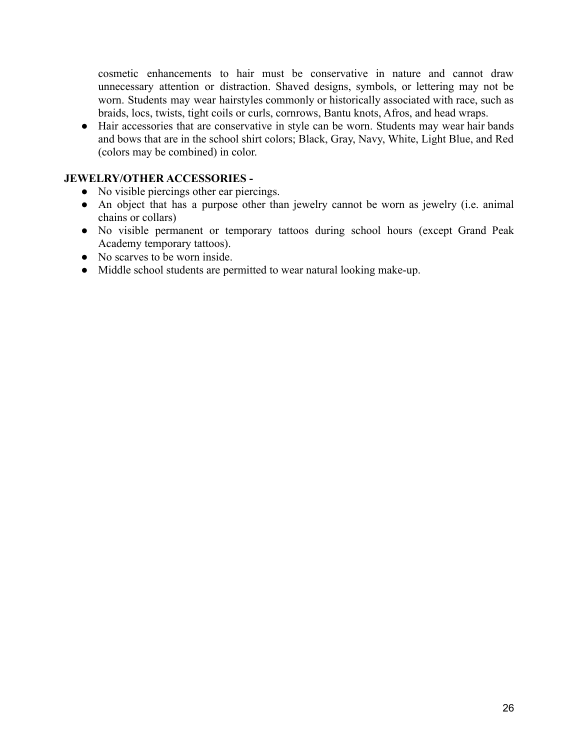cosmetic enhancements to hair must be conservative in nature and cannot draw unnecessary attention or distraction. Shaved designs, symbols, or lettering may not be worn. Students may wear hairstyles commonly or historically associated with race, such as braids, locs, twists, tight coils or curls, cornrows, Bantu knots, Afros, and head wraps.

- Hair accessories that are conservative in style can be worn. Students may wear hair bands and bows that are in the school shirt colors; Black, Gray, Navy, White, Light Blue, and Red (colors may be combined) in color.

**JEWELRY/OTHER ACCESSORIES -**

- No visible piercings other ear piercings.
- An object that has a purpose other than jewelry cannot be worn as jewelry (i.e. animal chains or collars)
- No visible permanent or temporary tattoos during school hours (except Grand Peak Academy temporary tattoos).
- No scarves to be worn inside.
- Middle school students are permitted to wear natural looking make-up.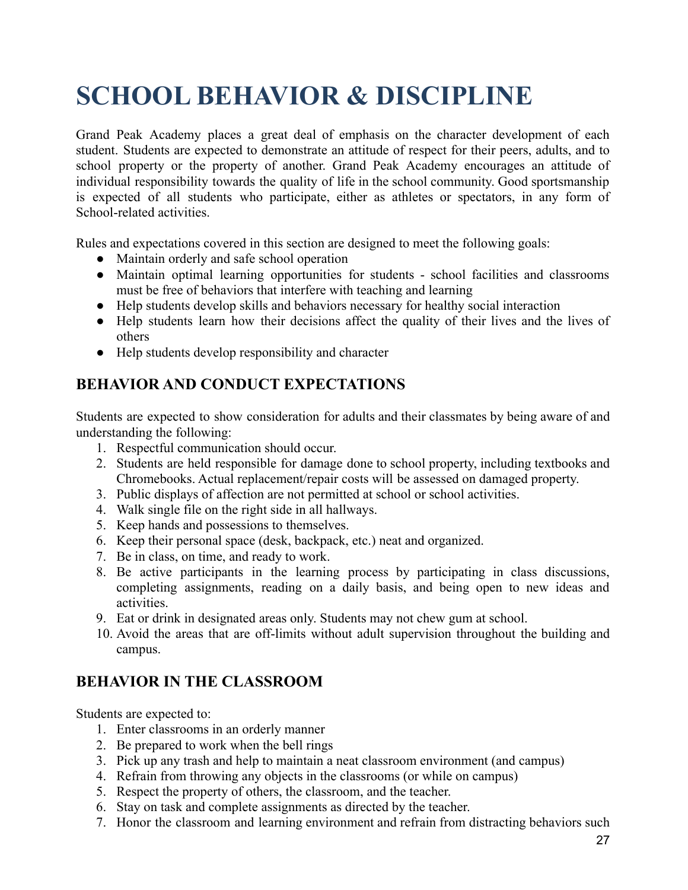# SCHOOL BEHAVIOR & DISCIPLINE

Grand Peak Academy places a great deal of emphasis on the character development of each student. Students are expected to demonstrate an attitude of respect for their peers, adults, and to school property or the property of another. Grand Peak Academy encourages an attitude of individual responsibility towards the quality of life in the school community. Good sportsmanship is expected of all students who participate, either as athletes or spectators, in any form of School-related activities.

Rules and expectations covered in this section are designed to meet the following goals:

- Maintain orderly and safe school operation
- Maintain optimal learning opportunities for students - school facilities and classrooms must be free of behaviors that interfere with teaching and learning
- Help students develop skills and behaviors necessary for healthy social interaction
- Help students learn how their decisions affect the quality of their lives and the lives of others
- Help students develop responsibility and character

## BEHAVIOR AND CONDUCT EXPECTATIONS

Students are expected to show consideration for adults and their classmates by being aware of and understanding the following:

1. Respectful communication should occur.
2. Students are held responsible for damage done to school property, including textbooks and Chromebooks. Actual replacement/repair costs will be assessed on damaged property.
3. Public displays of affection are not permitted at school or school activities.
4. Walk single file on the right side in all hallways.
5. Keep hands and possessions to themselves.
6. Keep their personal space (desk, backpack, etc.) neat and organized.
7. Be in class, on time, and ready to work.
8. Be active participants in the learning process by participating in class discussions, completing assignments, reading on a daily basis, and being open to new ideas and activities.
9. Eat or drink in designated areas only. Students may not chew gum at school.
10. Avoid the areas that are off-limits without adult supervision throughout the building and campus.

## BEHAVIOR IN THE CLASSROOM

Students are expected to:

1. Enter classrooms in an orderly manner
2. Be prepared to work when the bell rings
3. Pick up any trash and help to maintain a neat classroom environment (and campus)
4. Refrain from throwing any objects in the classrooms (or while on campus)
5. Respect the property of others, the classroom, and the teacher.
6. Stay on task and complete assignments as directed by the teacher.
7. Honor the classroom and learning environment and refrain from distracting behaviors such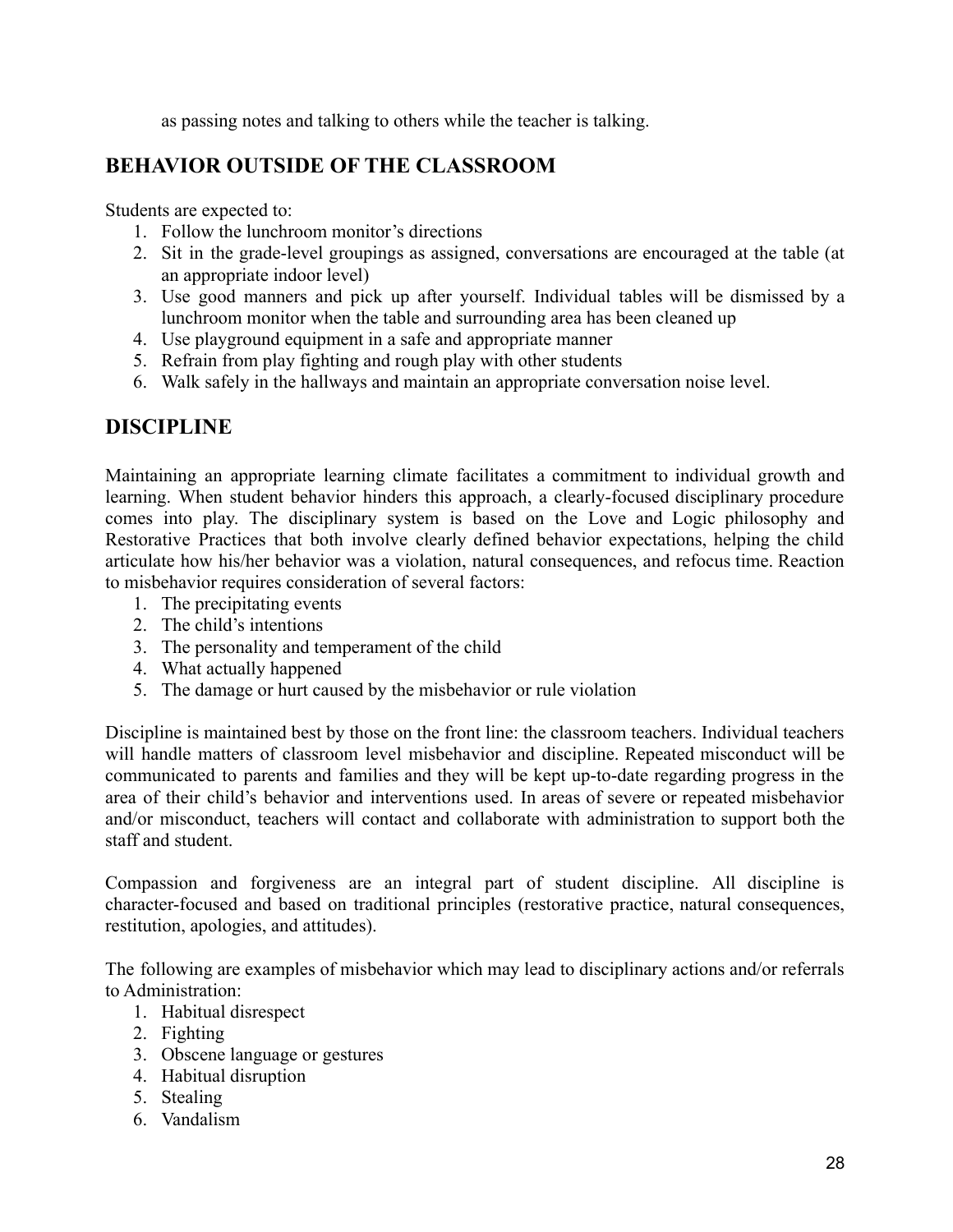as passing notes and talking to others while the teacher is talking.

## BEHAVIOR OUTSIDE OF THE CLASSROOM

Students are expected to:

1. Follow the lunchroom monitor's directions
2. Sit in the grade-level groupings as assigned, conversations are encouraged at the table (at an appropriate indoor level)
3. Use good manners and pick up after yourself. Individual tables will be dismissed by a lunchroom monitor when the table and surrounding area has been cleaned up
4. Use playground equipment in a safe and appropriate manner
5. Refrain from play fighting and rough play with other students
6. Walk safely in the hallways and maintain an appropriate conversation noise level.

## DISCIPLINE

Maintaining an appropriate learning climate facilitates a commitment to individual growth and learning. When student behavior hinders this approach, a clearly-focused disciplinary procedure comes into play. The disciplinary system is based on the Love and Logic philosophy and Restorative Practices that both involve clearly defined behavior expectations, helping the child articulate how his/her behavior was a violation, natural consequences, and refocus time. Reaction to misbehavior requires consideration of several factors:

1. The precipitating events
2. The child's intentions
3. The personality and temperament of the child
4. What actually happened
5. The damage or hurt caused by the misbehavior or rule violation

Discipline is maintained best by those on the front line: the classroom teachers. Individual teachers will handle matters of classroom level misbehavior and discipline. Repeated misconduct will be communicated to parents and families and they will be kept up-to-date regarding progress in the area of their child's behavior and interventions used. In areas of severe or repeated misbehavior and/or misconduct, teachers will contact and collaborate with administration to support both the staff and student.

Compassion and forgiveness are an integral part of student discipline. All discipline is character-focused and based on traditional principles (restorative practice, natural consequences, restitution, apologies, and attitudes).

The following are examples of misbehavior which may lead to disciplinary actions and/or referrals to Administration:

1. Habitual disrespect
2. Fighting
3. Obscene language or gestures
4. Habitual disruption
5. Stealing
6. Vandalism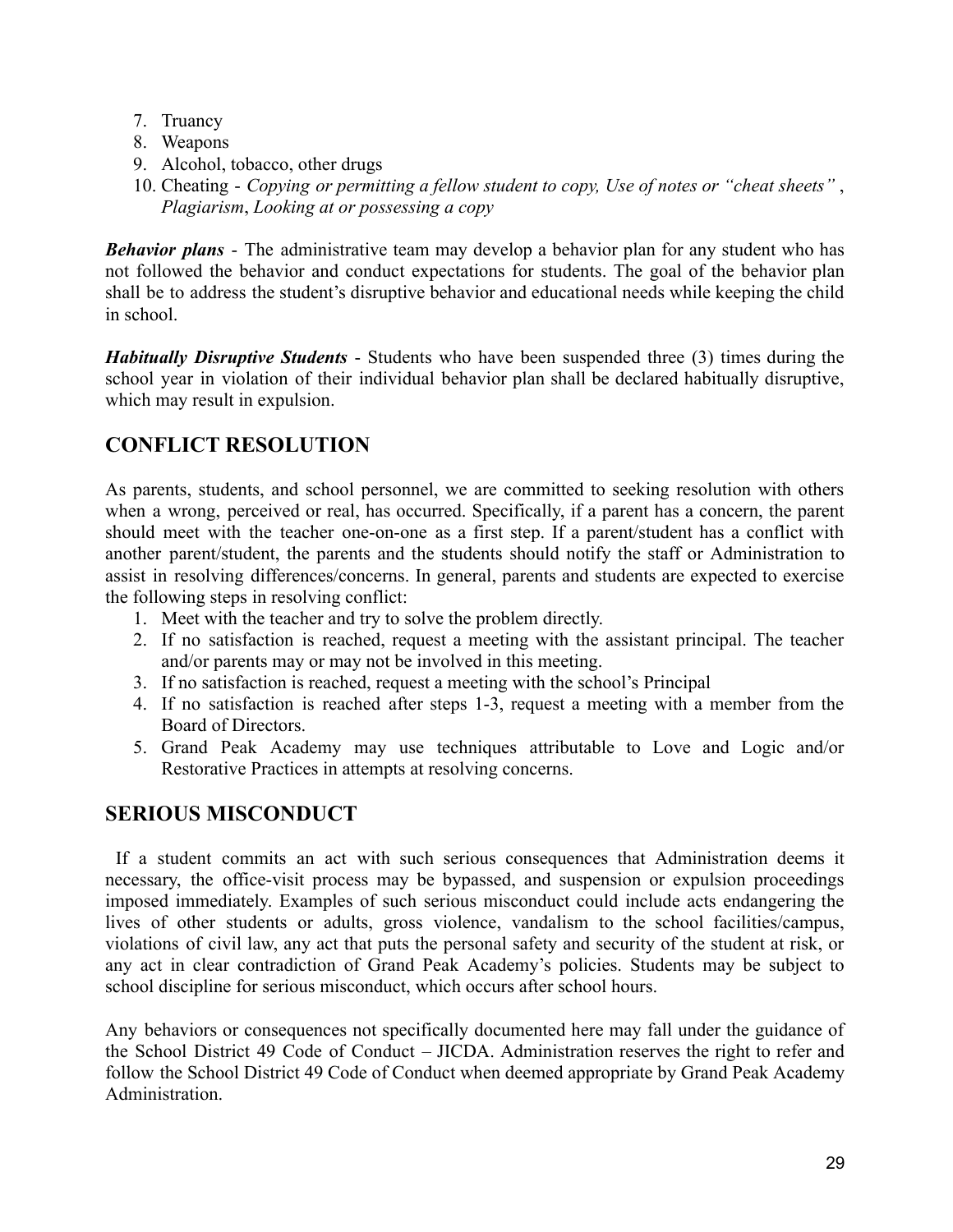7. Truancy
8. Weapons
9. Alcohol, tobacco, other drugs
10. Cheating - *Copying or permitting a fellow student to copy, Use of notes or "cheat sheets"* , *Plagiarism*, *Looking at or possessing a copy*

***Behavior plans*** - The administrative team may develop a behavior plan for any student who has not followed the behavior and conduct expectations for students. The goal of the behavior plan shall be to address the student's disruptive behavior and educational needs while keeping the child in school.

***Habitually Disruptive Students*** - Students who have been suspended three (3) times during the school year in violation of their individual behavior plan shall be declared habitually disruptive, which may result in expulsion.

## CONFLICT RESOLUTION

As parents, students, and school personnel, we are committed to seeking resolution with others when a wrong, perceived or real, has occurred. Specifically, if a parent has a concern, the parent should meet with the teacher one-on-one as a first step. If a parent/student has a conflict with another parent/student, the parents and the students should notify the staff or Administration to assist in resolving differences/concerns. In general, parents and students are expected to exercise the following steps in resolving conflict:

1. Meet with the teacher and try to solve the problem directly.
2. If no satisfaction is reached, request a meeting with the assistant principal. The teacher and/or parents may or may not be involved in this meeting.
3. If no satisfaction is reached, request a meeting with the school's Principal
4. If no satisfaction is reached after steps 1-3, request a meeting with a member from the Board of Directors.
5. Grand Peak Academy may use techniques attributable to Love and Logic and/or Restorative Practices in attempts at resolving concerns.

## SERIOUS MISCONDUCT

If a student commits an act with such serious consequences that Administration deems it necessary, the office-visit process may be bypassed, and suspension or expulsion proceedings imposed immediately. Examples of such serious misconduct could include acts endangering the lives of other students or adults, gross violence, vandalism to the school facilities/campus, violations of civil law, any act that puts the personal safety and security of the student at risk, or any act in clear contradiction of Grand Peak Academy's policies. Students may be subject to school discipline for serious misconduct, which occurs after school hours.

Any behaviors or consequences not specifically documented here may fall under the guidance of the School District 49 Code of Conduct – JICDA. Administration reserves the right to refer and follow the School District 49 Code of Conduct when deemed appropriate by Grand Peak Academy Administration.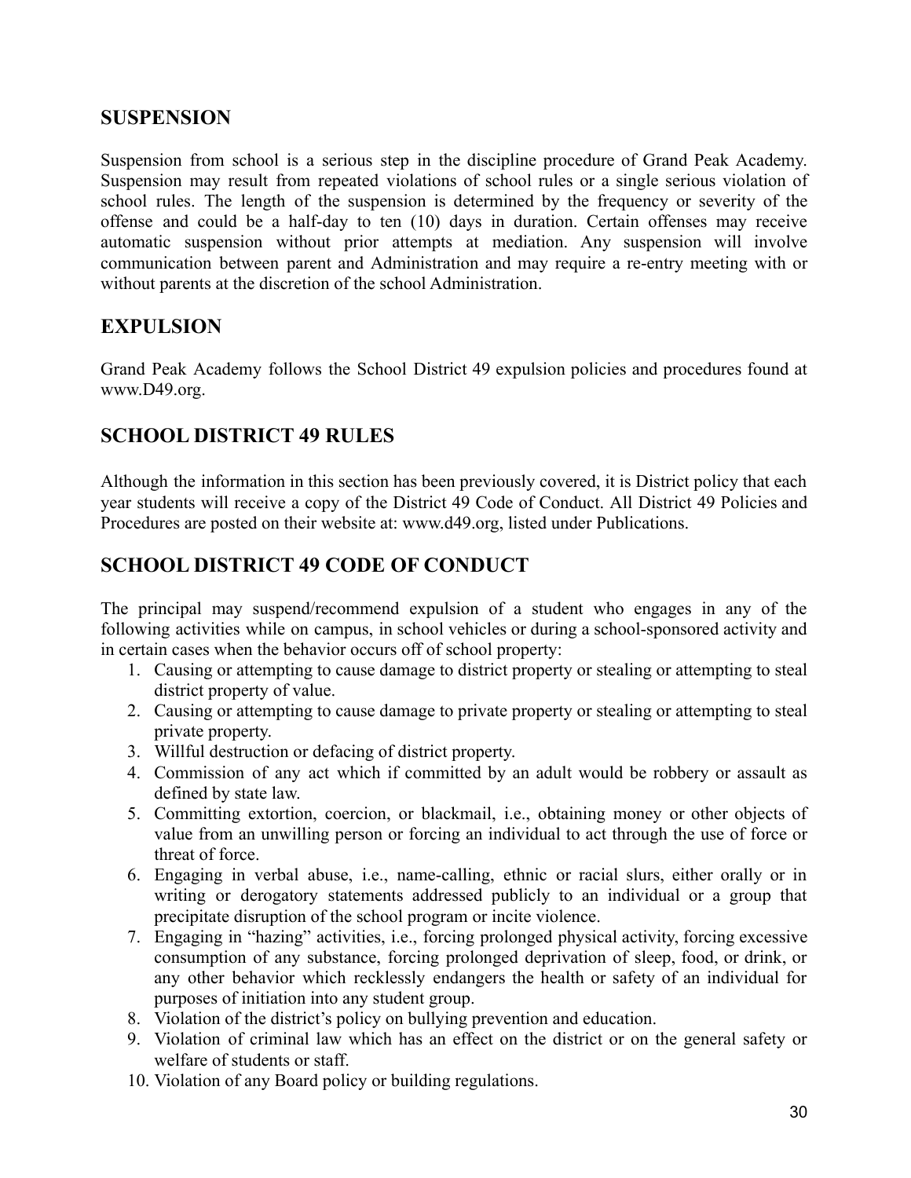## SUSPENSION

Suspension from school is a serious step in the discipline procedure of Grand Peak Academy. Suspension may result from repeated violations of school rules or a single serious violation of school rules. The length of the suspension is determined by the frequency or severity of the offense and could be a half-day to ten (10) days in duration. Certain offenses may receive automatic suspension without prior attempts at mediation. Any suspension will involve communication between parent and Administration and may require a re-entry meeting with or without parents at the discretion of the school Administration.

## EXPULSION

Grand Peak Academy follows the School District 49 expulsion policies and procedures found at www.D49.org.

## SCHOOL DISTRICT 49 RULES

Although the information in this section has been previously covered, it is District policy that each year students will receive a copy of the District 49 Code of Conduct. All District 49 Policies and Procedures are posted on their website at: www.d49.org, listed under Publications.

## SCHOOL DISTRICT 49 CODE OF CONDUCT

The principal may suspend/recommend expulsion of a student who engages in any of the following activities while on campus, in school vehicles or during a school-sponsored activity and in certain cases when the behavior occurs off of school property:

1. Causing or attempting to cause damage to district property or stealing or attempting to steal district property of value.
2. Causing or attempting to cause damage to private property or stealing or attempting to steal private property.
3. Willful destruction or defacing of district property.
4. Commission of any act which if committed by an adult would be robbery or assault as defined by state law.
5. Committing extortion, coercion, or blackmail, i.e., obtaining money or other objects of value from an unwilling person or forcing an individual to act through the use of force or threat of force.
6. Engaging in verbal abuse, i.e., name-calling, ethnic or racial slurs, either orally or in writing or derogatory statements addressed publicly to an individual or a group that precipitate disruption of the school program or incite violence.
7. Engaging in "hazing" activities, i.e., forcing prolonged physical activity, forcing excessive consumption of any substance, forcing prolonged deprivation of sleep, food, or drink, or any other behavior which recklessly endangers the health or safety of an individual for purposes of initiation into any student group.
8. Violation of the district's policy on bullying prevention and education.
9. Violation of criminal law which has an effect on the district or on the general safety or welfare of students or staff.
10. Violation of any Board policy or building regulations.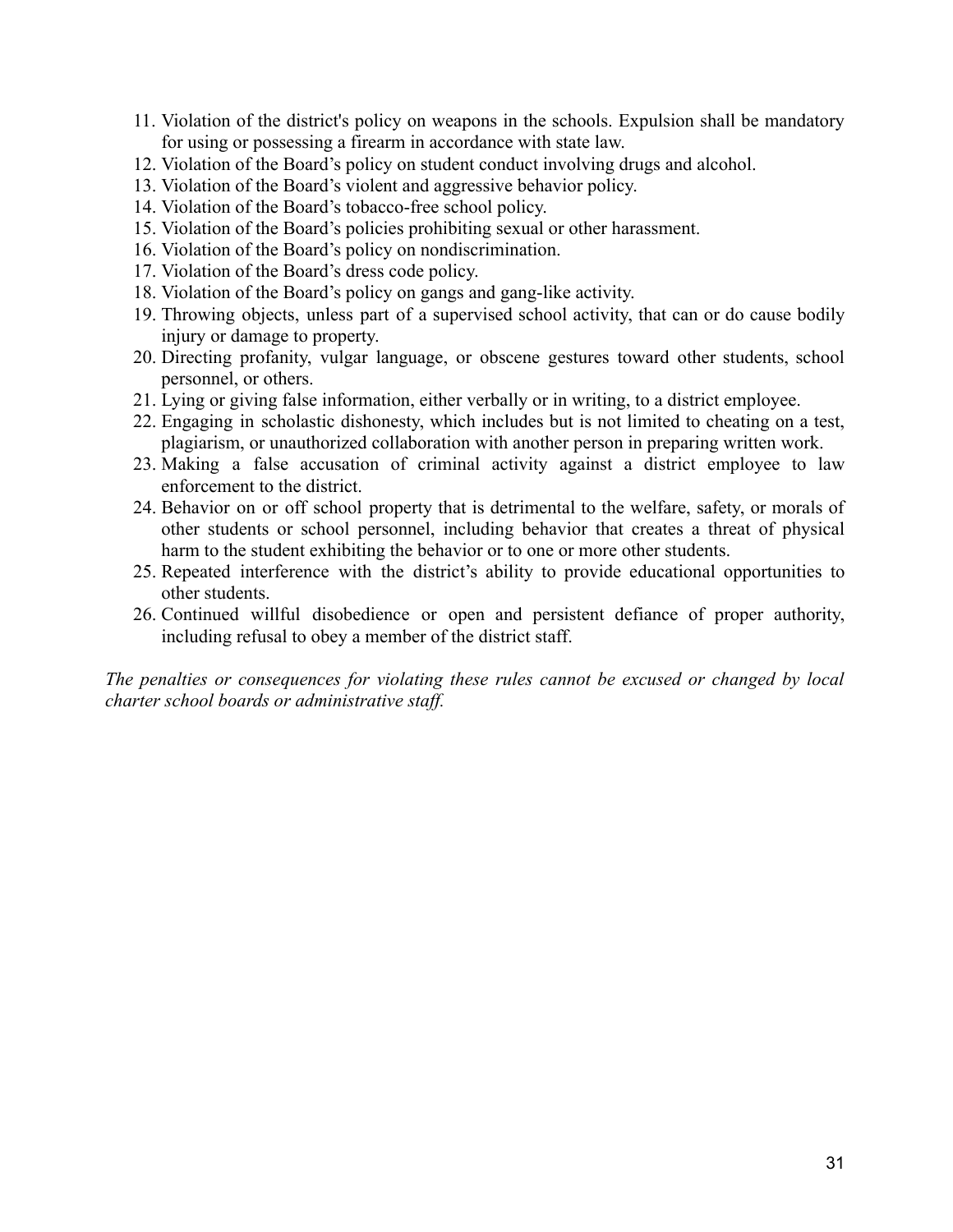11. Violation of the district's policy on weapons in the schools. Expulsion shall be mandatory for using or possessing a firearm in accordance with state law.
12. Violation of the Board's policy on student conduct involving drugs and alcohol.
13. Violation of the Board's violent and aggressive behavior policy.
14. Violation of the Board's tobacco-free school policy.
15. Violation of the Board's policies prohibiting sexual or other harassment.
16. Violation of the Board's policy on nondiscrimination.
17. Violation of the Board's dress code policy.
18. Violation of the Board's policy on gangs and gang-like activity.
19. Throwing objects, unless part of a supervised school activity, that can or do cause bodily injury or damage to property.
20. Directing profanity, vulgar language, or obscene gestures toward other students, school personnel, or others.
21. Lying or giving false information, either verbally or in writing, to a district employee.
22. Engaging in scholastic dishonesty, which includes but is not limited to cheating on a test, plagiarism, or unauthorized collaboration with another person in preparing written work.
23. Making a false accusation of criminal activity against a district employee to law enforcement to the district.
24. Behavior on or off school property that is detrimental to the welfare, safety, or morals of other students or school personnel, including behavior that creates a threat of physical harm to the student exhibiting the behavior or to one or more other students.
25. Repeated interference with the district's ability to provide educational opportunities to other students.
26. Continued willful disobedience or open and persistent defiance of proper authority, including refusal to obey a member of the district staff.

*The penalties or consequences for violating these rules cannot be excused or changed by local charter school boards or administrative staff.*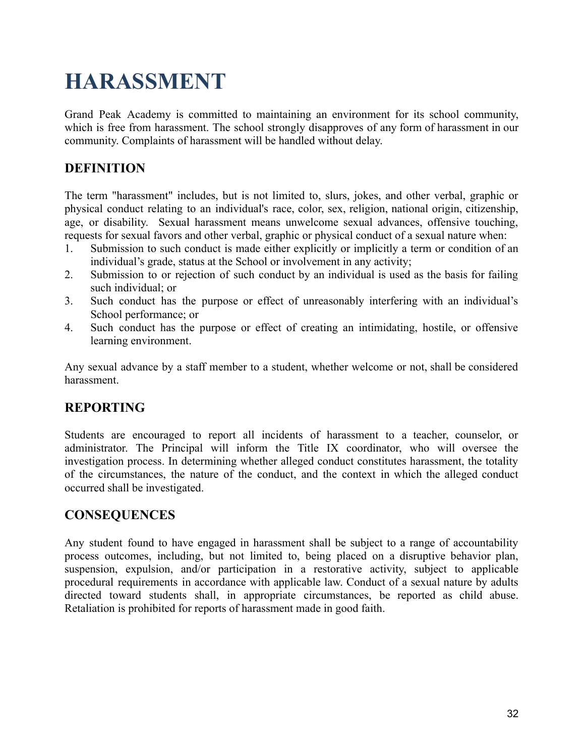# HARASSMENT

Grand Peak Academy is committed to maintaining an environment for its school community, which is free from harassment. The school strongly disapproves of any form of harassment in our community. Complaints of harassment will be handled without delay.

## DEFINITION

The term "harassment" includes, but is not limited to, slurs, jokes, and other verbal, graphic or physical conduct relating to an individual's race, color, sex, religion, national origin, citizenship, age, or disability. Sexual harassment means unwelcome sexual advances, offensive touching, requests for sexual favors and other verbal, graphic or physical conduct of a sexual nature when:

1. Submission to such conduct is made either explicitly or implicitly a term or condition of an individual's grade, status at the School or involvement in any activity;
2. Submission to or rejection of such conduct by an individual is used as the basis for failing such individual; or
3. Such conduct has the purpose or effect of unreasonably interfering with an individual's School performance; or
4. Such conduct has the purpose or effect of creating an intimidating, hostile, or offensive learning environment.

Any sexual advance by a staff member to a student, whether welcome or not, shall be considered harassment.

## REPORTING

Students are encouraged to report all incidents of harassment to a teacher, counselor, or administrator. The Principal will inform the Title IX coordinator, who will oversee the investigation process. In determining whether alleged conduct constitutes harassment, the totality of the circumstances, the nature of the conduct, and the context in which the alleged conduct occurred shall be investigated.

## CONSEQUENCES

Any student found to have engaged in harassment shall be subject to a range of accountability process outcomes, including, but not limited to, being placed on a disruptive behavior plan, suspension, expulsion, and/or participation in a restorative activity, subject to applicable procedural requirements in accordance with applicable law. Conduct of a sexual nature by adults directed toward students shall, in appropriate circumstances, be reported as child abuse. Retaliation is prohibited for reports of harassment made in good faith.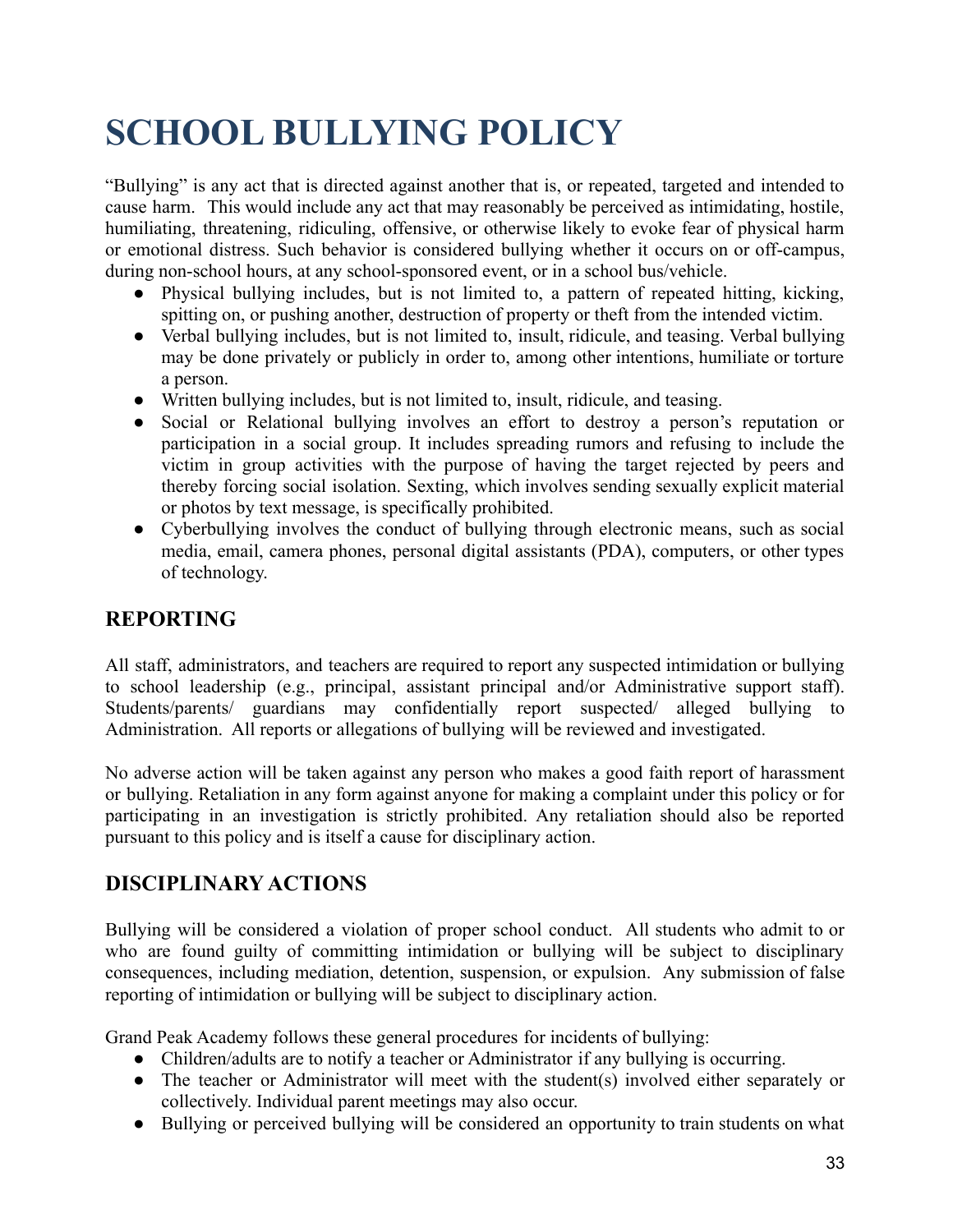# SCHOOL BULLYING POLICY

"Bullying" is any act that is directed against another that is, or repeated, targeted and intended to cause harm. This would include any act that may reasonably be perceived as intimidating, hostile, humiliating, threatening, ridiculing, offensive, or otherwise likely to evoke fear of physical harm or emotional distress. Such behavior is considered bullying whether it occurs on or off-campus, during non-school hours, at any school-sponsored event, or in a school bus/vehicle.

- Physical bullying includes, but is not limited to, a pattern of repeated hitting, kicking, spitting on, or pushing another, destruction of property or theft from the intended victim.
- Verbal bullying includes, but is not limited to, insult, ridicule, and teasing. Verbal bullying may be done privately or publicly in order to, among other intentions, humiliate or torture a person.
- Written bullying includes, but is not limited to, insult, ridicule, and teasing.
- Social or Relational bullying involves an effort to destroy a person's reputation or participation in a social group. It includes spreading rumors and refusing to include the victim in group activities with the purpose of having the target rejected by peers and thereby forcing social isolation. Sexting, which involves sending sexually explicit material or photos by text message, is specifically prohibited.
- Cyberbullying involves the conduct of bullying through electronic means, such as social media, email, camera phones, personal digital assistants (PDA), computers, or other types of technology.

## REPORTING

All staff, administrators, and teachers are required to report any suspected intimidation or bullying to school leadership (e.g., principal, assistant principal and/or Administrative support staff). Students/parents/ guardians may confidentially report suspected/ alleged bullying to Administration. All reports or allegations of bullying will be reviewed and investigated.

No adverse action will be taken against any person who makes a good faith report of harassment or bullying. Retaliation in any form against anyone for making a complaint under this policy or for participating in an investigation is strictly prohibited. Any retaliation should also be reported pursuant to this policy and is itself a cause for disciplinary action.

## DISCIPLINARY ACTIONS

Bullying will be considered a violation of proper school conduct. All students who admit to or who are found guilty of committing intimidation or bullying will be subject to disciplinary consequences, including mediation, detention, suspension, or expulsion. Any submission of false reporting of intimidation or bullying will be subject to disciplinary action.

Grand Peak Academy follows these general procedures for incidents of bullying:

- Children/adults are to notify a teacher or Administrator if any bullying is occurring.
- The teacher or Administrator will meet with the student(s) involved either separately or collectively. Individual parent meetings may also occur.
- Bullying or perceived bullying will be considered an opportunity to train students on what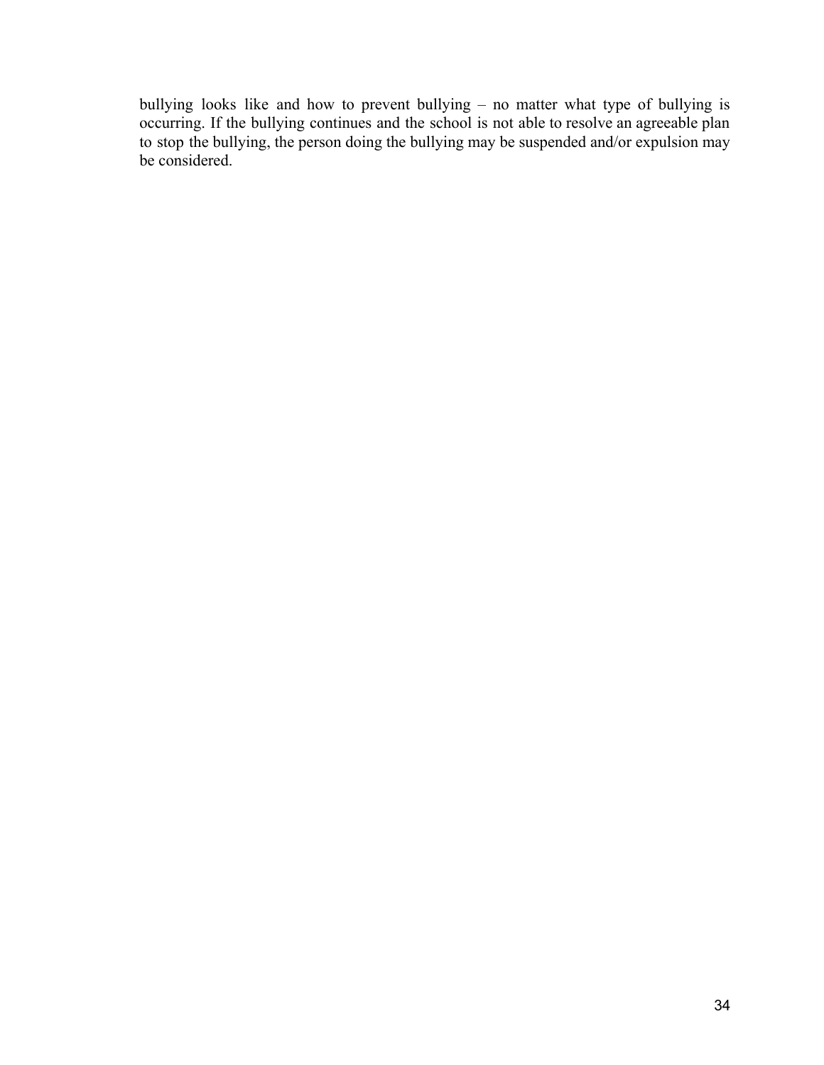bullying looks like and how to prevent bullying – no matter what type of bullying is occurring. If the bullying continues and the school is not able to resolve an agreeable plan to stop the bullying, the person doing the bullying may be suspended and/or expulsion may be considered.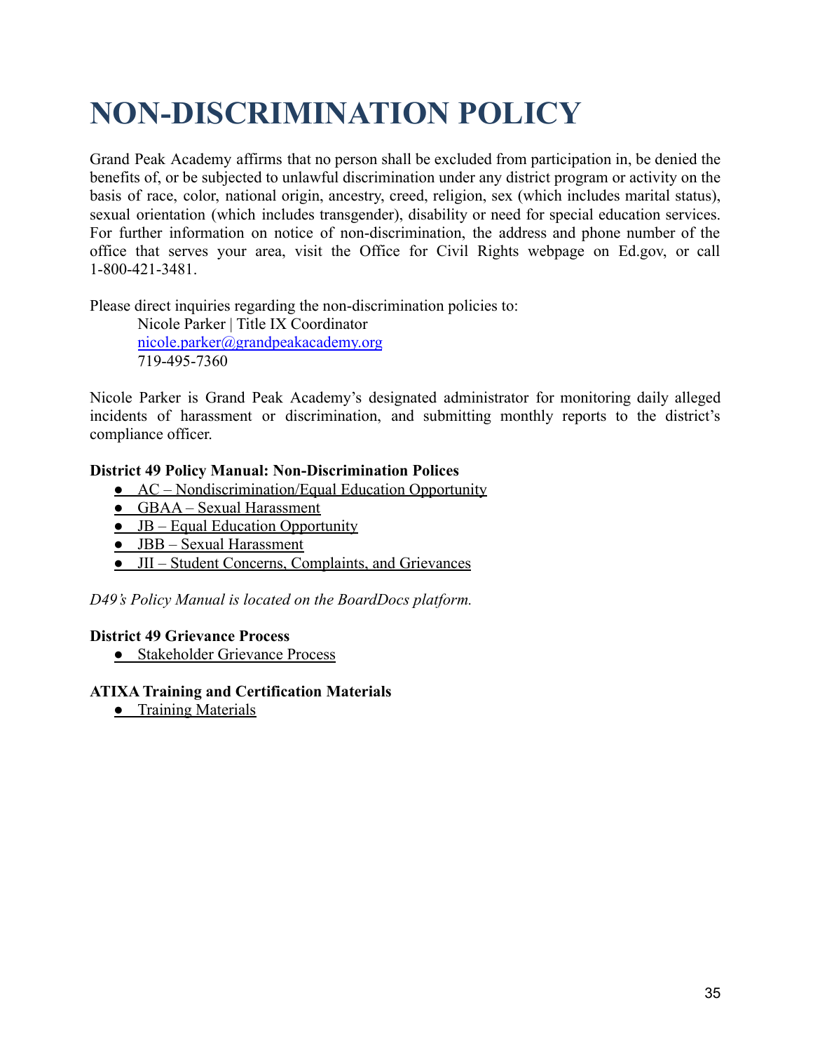# NON-DISCRIMINATION POLICY

Grand Peak Academy affirms that no person shall be excluded from participation in, be denied the benefits of, or be subjected to unlawful discrimination under any district program or activity on the basis of race, color, national origin, ancestry, creed, religion, sex (which includes marital status), sexual orientation (which includes transgender), disability or need for special education services. For further information on notice of non-discrimination, the address and phone number of the office that serves your area, visit the Office for Civil Rights webpage on Ed.gov, or call 1-800-421-3481.

Please direct inquiries regarding the non-discrimination policies to:

> Nicole Parker | Title IX Coordinator
> nicole.parker@grandpeakacademy.org
> 719-495-7360

Nicole Parker is Grand Peak Academy's designated administrator for monitoring daily alleged incidents of harassment or discrimination, and submitting monthly reports to the district's compliance officer.

**District 49 Policy Manual: Non-Discrimination Polices**

- AC – Nondiscrimination/Equal Education Opportunity
- GBAA – Sexual Harassment
- JB – Equal Education Opportunity
- JBB – Sexual Harassment
- JII – Student Concerns, Complaints, and Grievances

*D49's Policy Manual is located on the BoardDocs platform.*

**District 49 Grievance Process**

- Stakeholder Grievance Process

**ATIXA Training and Certification Materials**

- Training Materials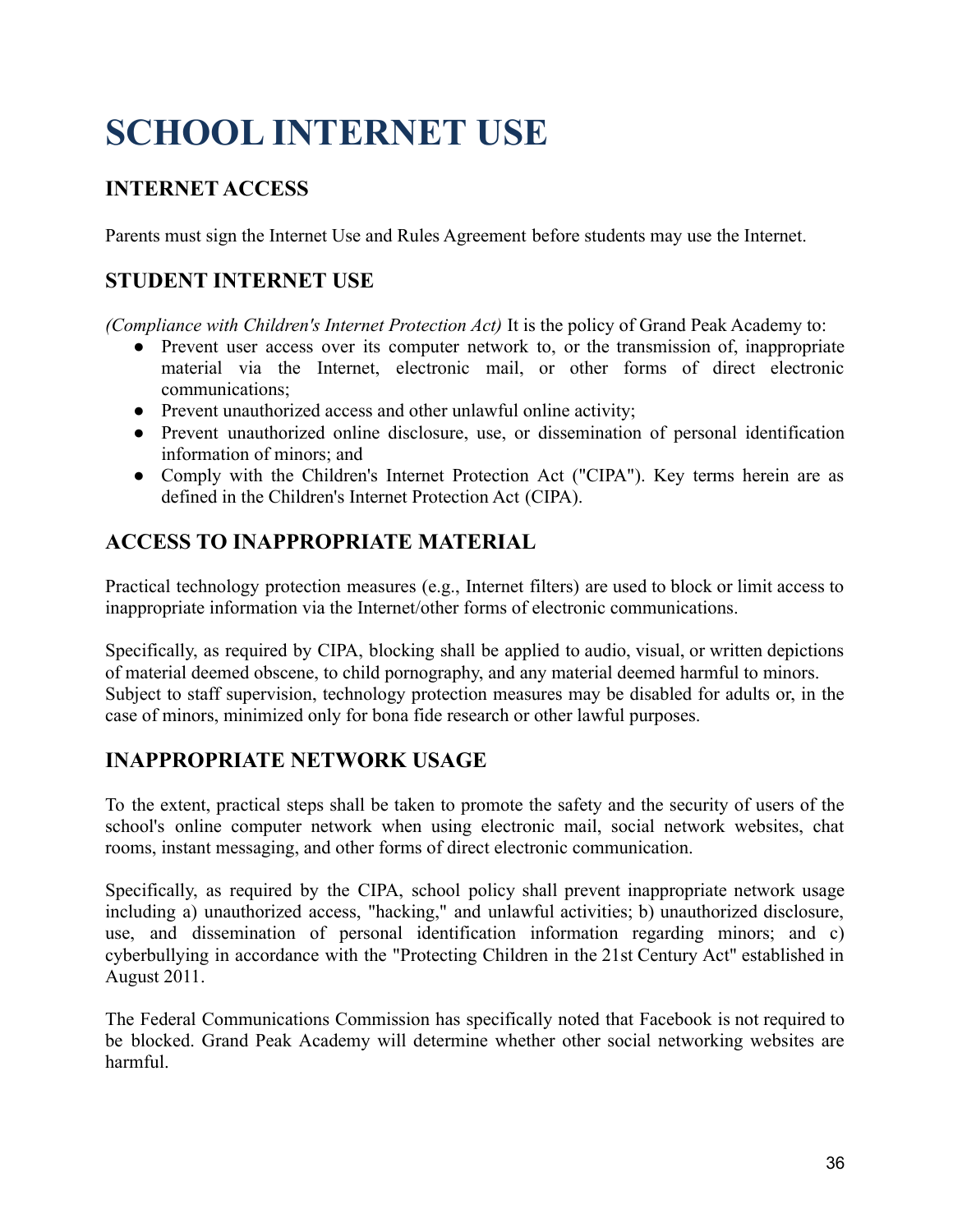# SCHOOL INTERNET USE

## INTERNET ACCESS

Parents must sign the Internet Use and Rules Agreement before students may use the Internet.

## STUDENT INTERNET USE

*(Compliance with Children's Internet Protection Act)* It is the policy of Grand Peak Academy to:

- Prevent user access over its computer network to, or the transmission of, inappropriate material via the Internet, electronic mail, or other forms of direct electronic communications;
- Prevent unauthorized access and other unlawful online activity;
- Prevent unauthorized online disclosure, use, or dissemination of personal identification information of minors; and
- Comply with the Children's Internet Protection Act ("CIPA"). Key terms herein are as defined in the Children's Internet Protection Act (CIPA).

## ACCESS TO INAPPROPRIATE MATERIAL

Practical technology protection measures (e.g., Internet filters) are used to block or limit access to inappropriate information via the Internet/other forms of electronic communications.

Specifically, as required by CIPA, blocking shall be applied to audio, visual, or written depictions of material deemed obscene, to child pornography, and any material deemed harmful to minors. Subject to staff supervision, technology protection measures may be disabled for adults or, in the case of minors, minimized only for bona fide research or other lawful purposes.

## INAPPROPRIATE NETWORK USAGE

To the extent, practical steps shall be taken to promote the safety and the security of users of the school's online computer network when using electronic mail, social network websites, chat rooms, instant messaging, and other forms of direct electronic communication.

Specifically, as required by the CIPA, school policy shall prevent inappropriate network usage including a) unauthorized access, "hacking," and unlawful activities; b) unauthorized disclosure, use, and dissemination of personal identification information regarding minors; and c) cyberbullying in accordance with the "Protecting Children in the 21st Century Act" established in August 2011.

The Federal Communications Commission has specifically noted that Facebook is not required to be blocked. Grand Peak Academy will determine whether other social networking websites are harmful.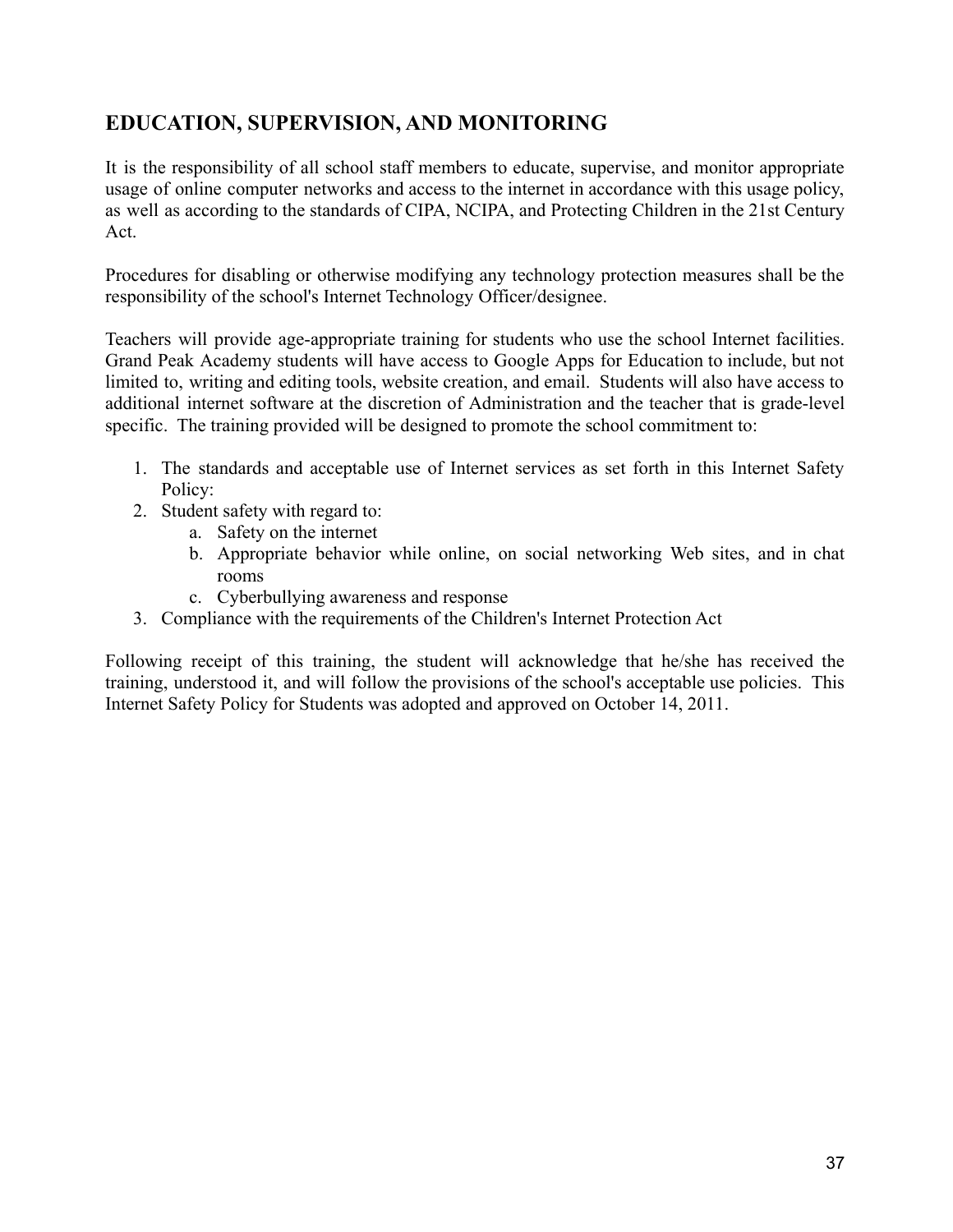## EDUCATION, SUPERVISION, AND MONITORING

It is the responsibility of all school staff members to educate, supervise, and monitor appropriate usage of online computer networks and access to the internet in accordance with this usage policy, as well as according to the standards of CIPA, NCIPA, and Protecting Children in the 21st Century Act.

Procedures for disabling or otherwise modifying any technology protection measures shall be the responsibility of the school's Internet Technology Officer/designee.

Teachers will provide age-appropriate training for students who use the school Internet facilities. Grand Peak Academy students will have access to Google Apps for Education to include, but not limited to, writing and editing tools, website creation, and email. Students will also have access to additional internet software at the discretion of Administration and the teacher that is grade-level specific. The training provided will be designed to promote the school commitment to:

1. The standards and acceptable use of Internet services as set forth in this Internet Safety Policy:
2. Student safety with regard to:
    a. Safety on the internet
    b. Appropriate behavior while online, on social networking Web sites, and in chat rooms
    c. Cyberbullying awareness and response
3. Compliance with the requirements of the Children's Internet Protection Act

Following receipt of this training, the student will acknowledge that he/she has received the training, understood it, and will follow the provisions of the school's acceptable use policies. This Internet Safety Policy for Students was adopted and approved on October 14, 2011.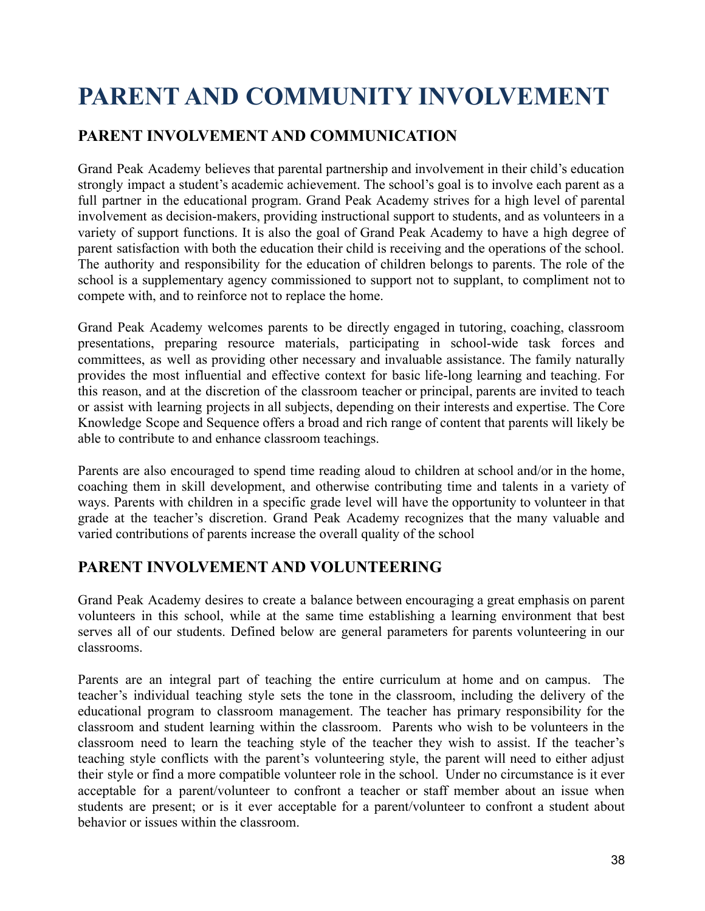# PARENT AND COMMUNITY INVOLVEMENT

## PARENT INVOLVEMENT AND COMMUNICATION

Grand Peak Academy believes that parental partnership and involvement in their child's education strongly impact a student's academic achievement. The school's goal is to involve each parent as a full partner in the educational program. Grand Peak Academy strives for a high level of parental involvement as decision-makers, providing instructional support to students, and as volunteers in a variety of support functions. It is also the goal of Grand Peak Academy to have a high degree of parent satisfaction with both the education their child is receiving and the operations of the school. The authority and responsibility for the education of children belongs to parents. The role of the school is a supplementary agency commissioned to support not to supplant, to compliment not to compete with, and to reinforce not to replace the home.

Grand Peak Academy welcomes parents to be directly engaged in tutoring, coaching, classroom presentations, preparing resource materials, participating in school-wide task forces and committees, as well as providing other necessary and invaluable assistance. The family naturally provides the most influential and effective context for basic life-long learning and teaching. For this reason, and at the discretion of the classroom teacher or principal, parents are invited to teach or assist with learning projects in all subjects, depending on their interests and expertise. The Core Knowledge Scope and Sequence offers a broad and rich range of content that parents will likely be able to contribute to and enhance classroom teachings.

Parents are also encouraged to spend time reading aloud to children at school and/or in the home, coaching them in skill development, and otherwise contributing time and talents in a variety of ways. Parents with children in a specific grade level will have the opportunity to volunteer in that grade at the teacher's discretion. Grand Peak Academy recognizes that the many valuable and varied contributions of parents increase the overall quality of the school

## PARENT INVOLVEMENT AND VOLUNTEERING

Grand Peak Academy desires to create a balance between encouraging a great emphasis on parent volunteers in this school, while at the same time establishing a learning environment that best serves all of our students. Defined below are general parameters for parents volunteering in our classrooms.

Parents are an integral part of teaching the entire curriculum at home and on campus. The teacher's individual teaching style sets the tone in the classroom, including the delivery of the educational program to classroom management. The teacher has primary responsibility for the classroom and student learning within the classroom. Parents who wish to be volunteers in the classroom need to learn the teaching style of the teacher they wish to assist. If the teacher's teaching style conflicts with the parent's volunteering style, the parent will need to either adjust their style or find a more compatible volunteer role in the school. Under no circumstance is it ever acceptable for a parent/volunteer to confront a teacher or staff member about an issue when students are present; or is it ever acceptable for a parent/volunteer to confront a student about behavior or issues within the classroom.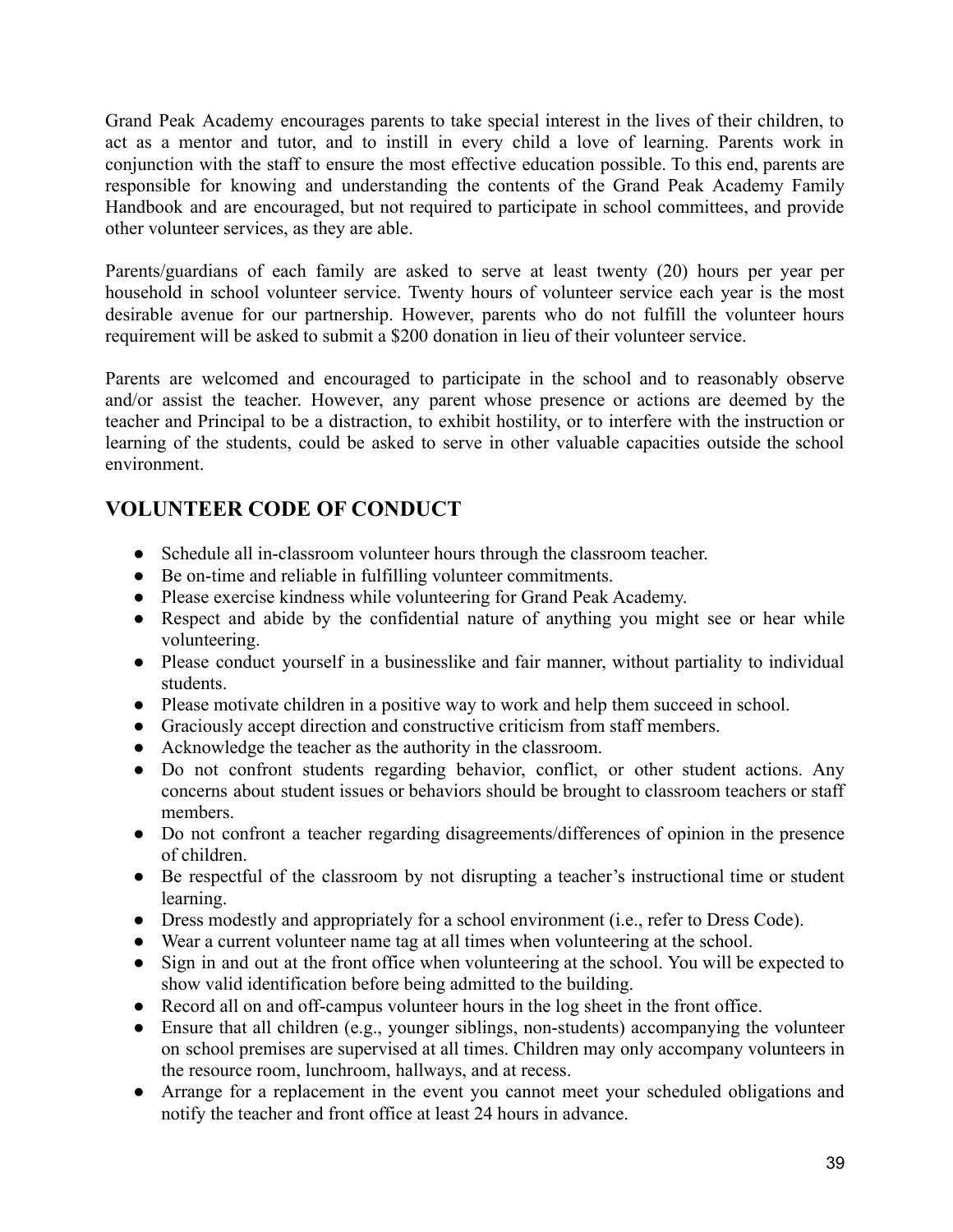Grand Peak Academy encourages parents to take special interest in the lives of their children, to act as a mentor and tutor, and to instill in every child a love of learning. Parents work in conjunction with the staff to ensure the most effective education possible. To this end, parents are responsible for knowing and understanding the contents of the Grand Peak Academy Family Handbook and are encouraged, but not required to participate in school committees, and provide other volunteer services, as they are able.

Parents/guardians of each family are asked to serve at least twenty (20) hours per year per household in school volunteer service. Twenty hours of volunteer service each year is the most desirable avenue for our partnership. However, parents who do not fulfill the volunteer hours requirement will be asked to submit a $200 donation in lieu of their volunteer service.

Parents are welcomed and encouraged to participate in the school and to reasonably observe and/or assist the teacher. However, any parent whose presence or actions are deemed by the teacher and Principal to be a distraction, to exhibit hostility, or to interfere with the instruction or learning of the students, could be asked to serve in other valuable capacities outside the school environment.

## VOLUNTEER CODE OF CONDUCT

- Schedule all in-classroom volunteer hours through the classroom teacher.
- Be on-time and reliable in fulfilling volunteer commitments.
- Please exercise kindness while volunteering for Grand Peak Academy.
- Respect and abide by the confidential nature of anything you might see or hear while volunteering.
- Please conduct yourself in a businesslike and fair manner, without partiality to individual students.
- Please motivate children in a positive way to work and help them succeed in school.
- Graciously accept direction and constructive criticism from staff members.
- Acknowledge the teacher as the authority in the classroom.
- Do not confront students regarding behavior, conflict, or other student actions. Any concerns about student issues or behaviors should be brought to classroom teachers or staff members.
- Do not confront a teacher regarding disagreements/differences of opinion in the presence of children.
- Be respectful of the classroom by not disrupting a teacher's instructional time or student learning.
- Dress modestly and appropriately for a school environment (i.e., refer to Dress Code).
- Wear a current volunteer name tag at all times when volunteering at the school.
- Sign in and out at the front office when volunteering at the school. You will be expected to show valid identification before being admitted to the building.
- Record all on and off-campus volunteer hours in the log sheet in the front office.
- Ensure that all children (e.g., younger siblings, non-students) accompanying the volunteer on school premises are supervised at all times. Children may only accompany volunteers in the resource room, lunchroom, hallways, and at recess.
- Arrange for a replacement in the event you cannot meet your scheduled obligations and notify the teacher and front office at least 24 hours in advance.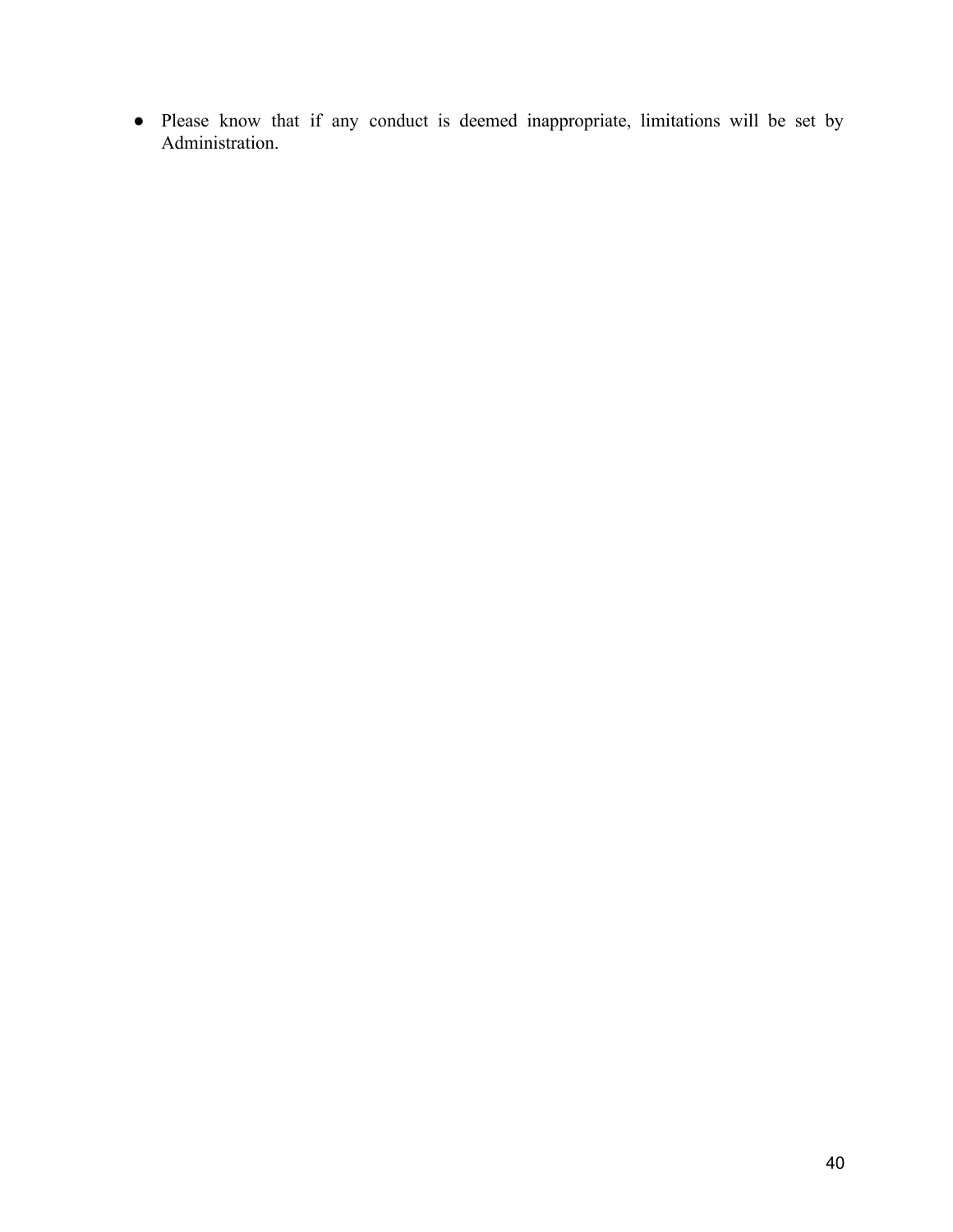- Please know that if any conduct is deemed inappropriate, limitations will be set by Administration.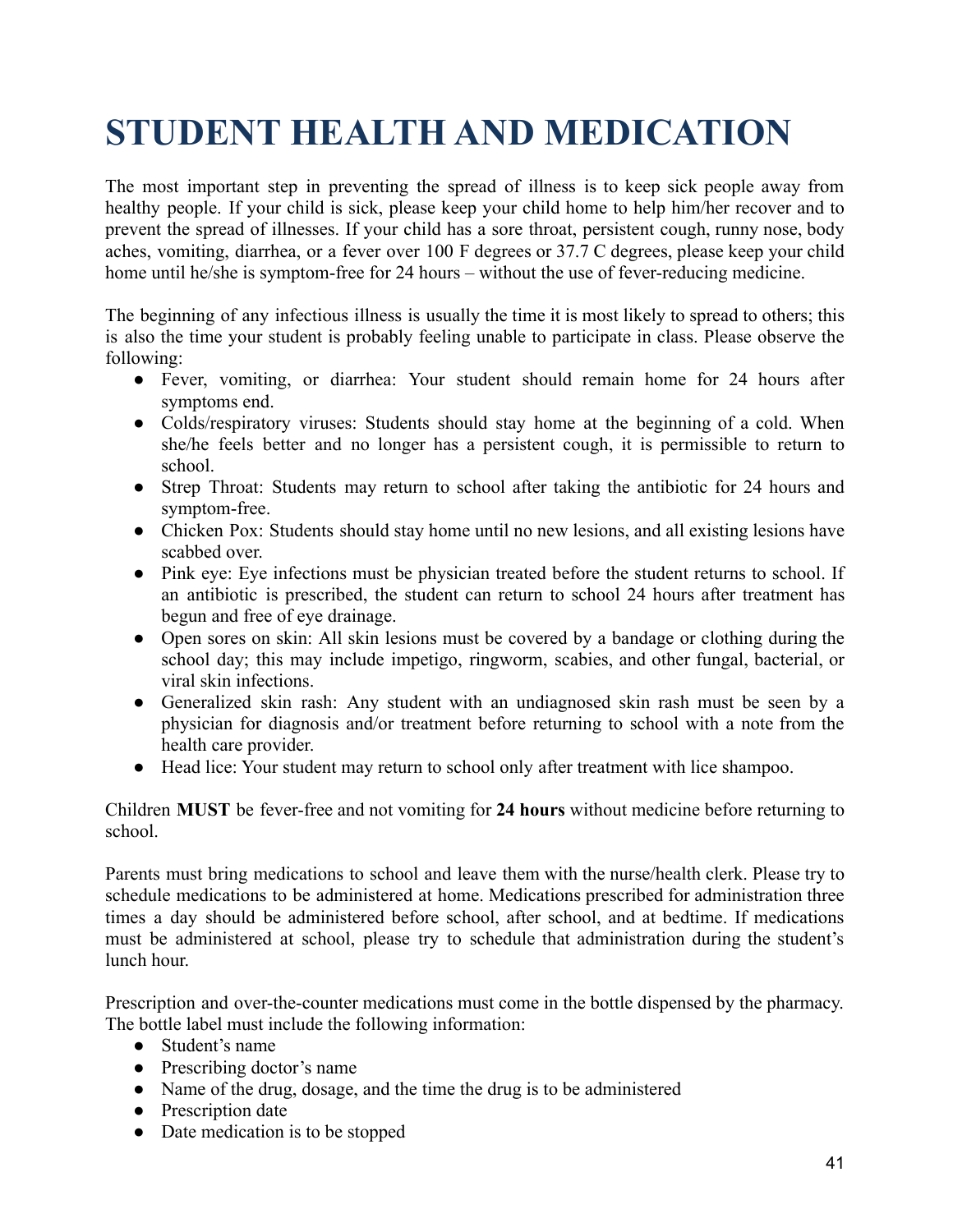# STUDENT HEALTH AND MEDICATION

The most important step in preventing the spread of illness is to keep sick people away from healthy people. If your child is sick, please keep your child home to help him/her recover and to prevent the spread of illnesses. If your child has a sore throat, persistent cough, runny nose, body aches, vomiting, diarrhea, or a fever over 100 F degrees or 37.7 C degrees, please keep your child home until he/she is symptom-free for 24 hours – without the use of fever-reducing medicine.

The beginning of any infectious illness is usually the time it is most likely to spread to others; this is also the time your student is probably feeling unable to participate in class. Please observe the following:

- Fever, vomiting, or diarrhea: Your student should remain home for 24 hours after symptoms end.
- Colds/respiratory viruses: Students should stay home at the beginning of a cold. When she/he feels better and no longer has a persistent cough, it is permissible to return to school.
- Strep Throat: Students may return to school after taking the antibiotic for 24 hours and symptom-free.
- Chicken Pox: Students should stay home until no new lesions, and all existing lesions have scabbed over.
- Pink eye: Eye infections must be physician treated before the student returns to school. If an antibiotic is prescribed, the student can return to school 24 hours after treatment has begun and free of eye drainage.
- Open sores on skin: All skin lesions must be covered by a bandage or clothing during the school day; this may include impetigo, ringworm, scabies, and other fungal, bacterial, or viral skin infections.
- Generalized skin rash: Any student with an undiagnosed skin rash must be seen by a physician for diagnosis and/or treatment before returning to school with a note from the health care provider.
- Head lice: Your student may return to school only after treatment with lice shampoo.

Children **MUST** be fever-free and not vomiting for **24 hours** without medicine before returning to school.

Parents must bring medications to school and leave them with the nurse/health clerk. Please try to schedule medications to be administered at home. Medications prescribed for administration three times a day should be administered before school, after school, and at bedtime. If medications must be administered at school, please try to schedule that administration during the student's lunch hour.

Prescription and over-the-counter medications must come in the bottle dispensed by the pharmacy. The bottle label must include the following information:

- Student's name
- Prescribing doctor's name
- Name of the drug, dosage, and the time the drug is to be administered
- Prescription date
- Date medication is to be stopped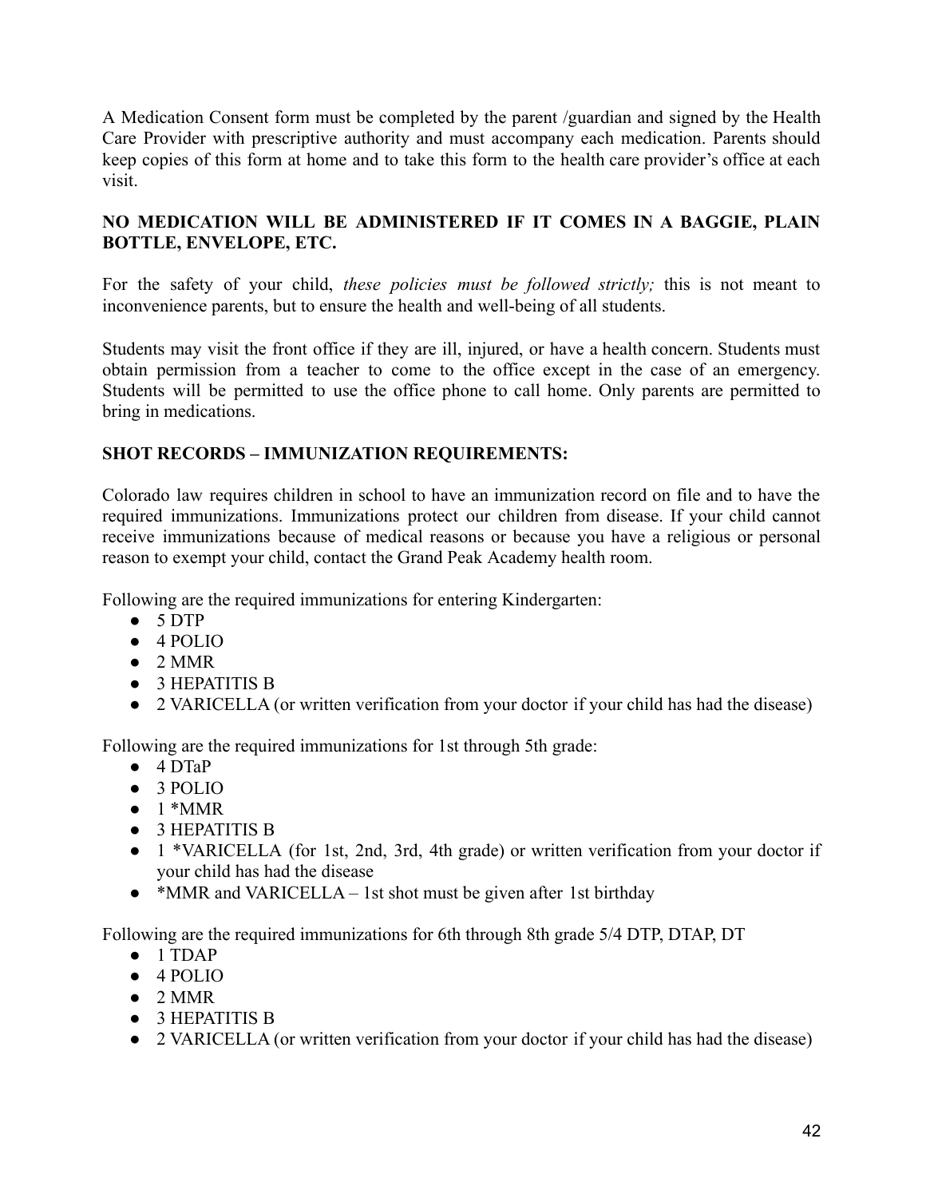A Medication Consent form must be completed by the parent /guardian and signed by the Health Care Provider with prescriptive authority and must accompany each medication. Parents should keep copies of this form at home and to take this form to the health care provider's office at each visit.

**NO MEDICATION WILL BE ADMINISTERED IF IT COMES IN A BAGGIE, PLAIN BOTTLE, ENVELOPE, ETC.**

For the safety of your child, *these policies must be followed strictly;* this is not meant to inconvenience parents, but to ensure the health and well-being of all students.

Students may visit the front office if they are ill, injured, or have a health concern. Students must obtain permission from a teacher to come to the office except in the case of an emergency. Students will be permitted to use the office phone to call home. Only parents are permitted to bring in medications.

**SHOT RECORDS – IMMUNIZATION REQUIREMENTS:**

Colorado law requires children in school to have an immunization record on file and to have the required immunizations. Immunizations protect our children from disease. If your child cannot receive immunizations because of medical reasons or because you have a religious or personal reason to exempt your child, contact the Grand Peak Academy health room.

Following are the required immunizations for entering Kindergarten:

- 5 DTP
- 4 POLIO
- 2 MMR
- 3 HEPATITIS B
- 2 VARICELLA (or written verification from your doctor if your child has had the disease)

Following are the required immunizations for 1st through 5th grade:

- 4 DTaP
- 3 POLIO
- 1 *MMR
- 3 HEPATITIS B
- 1 *VARICELLA (for 1st, 2nd, 3rd, 4th grade) or written verification from your doctor if your child has had the disease
- *MMR and VARICELLA – 1st shot must be given after 1st birthday

Following are the required immunizations for 6th through 8th grade 5/4 DTP, DTAP, DT

- 1 TDAP
- 4 POLIO
- 2 MMR
- 3 HEPATITIS B
- 2 VARICELLA (or written verification from your doctor if your child has had the disease)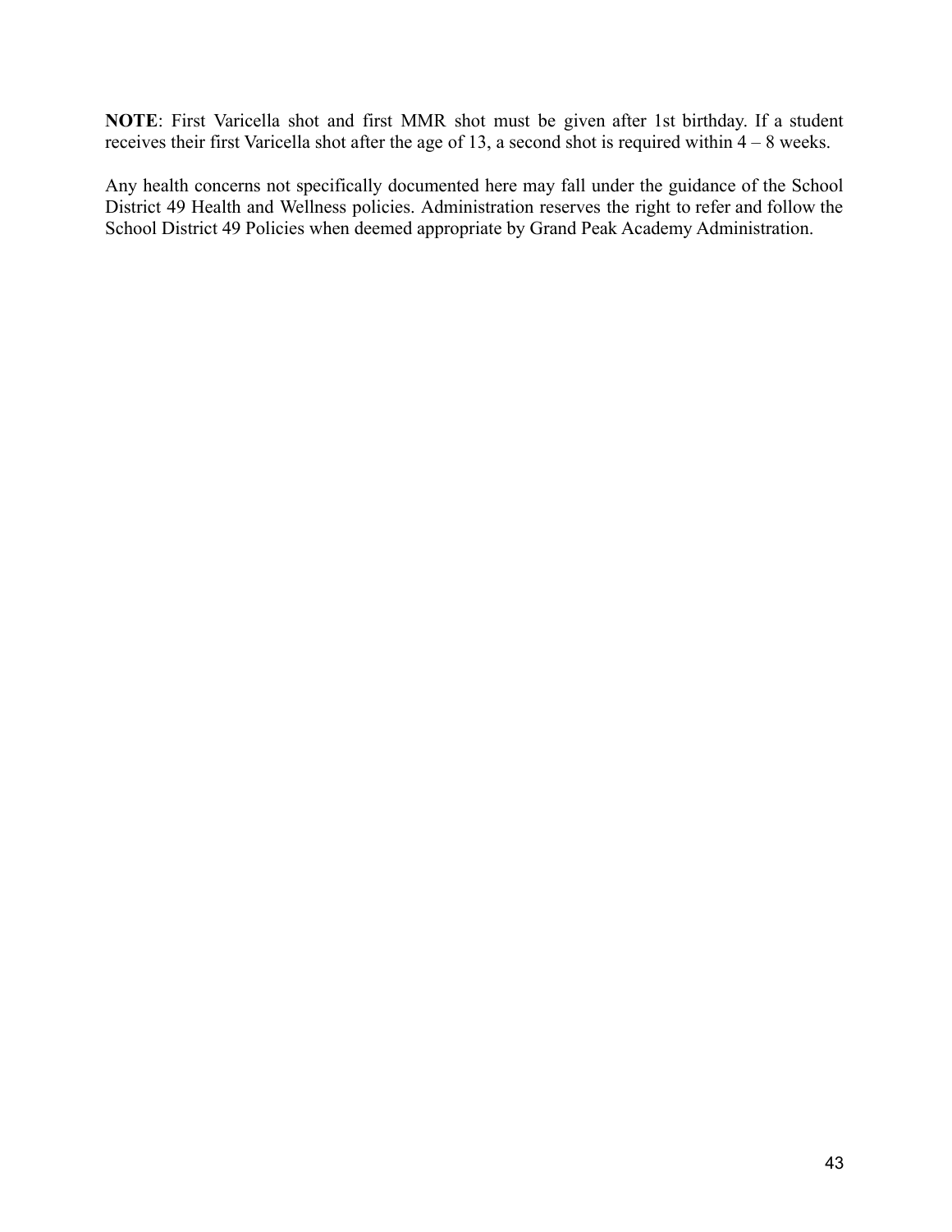**NOTE**: First Varicella shot and first MMR shot must be given after 1st birthday. If a student receives their first Varicella shot after the age of 13, a second shot is required within 4 – 8 weeks.

Any health concerns not specifically documented here may fall under the guidance of the School District 49 Health and Wellness policies. Administration reserves the right to refer and follow the School District 49 Policies when deemed appropriate by Grand Peak Academy Administration.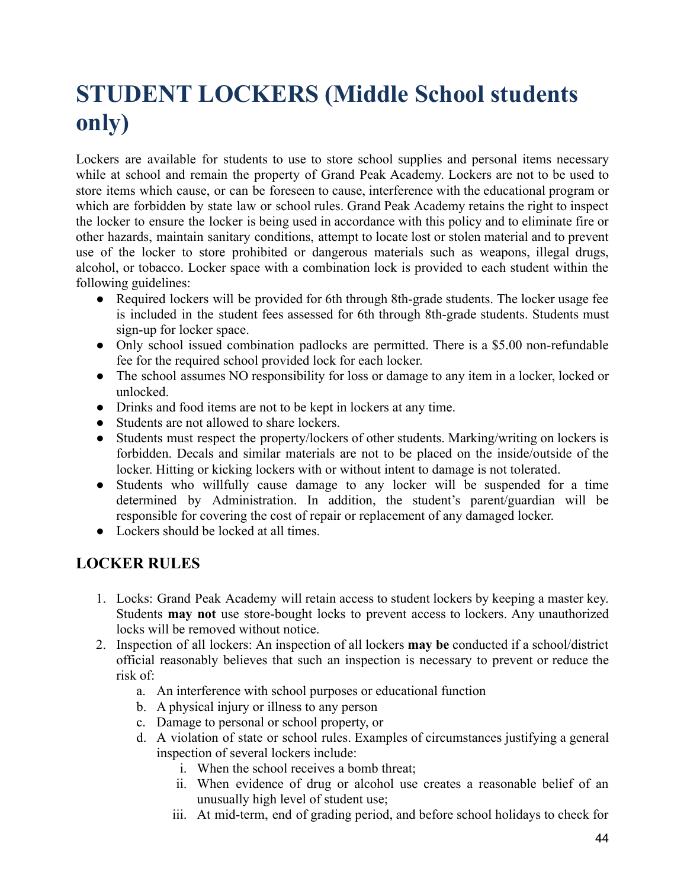# STUDENT LOCKERS (Middle School students only)

Lockers are available for students to use to store school supplies and personal items necessary while at school and remain the property of Grand Peak Academy. Lockers are not to be used to store items which cause, or can be foreseen to cause, interference with the educational program or which are forbidden by state law or school rules. Grand Peak Academy retains the right to inspect the locker to ensure the locker is being used in accordance with this policy and to eliminate fire or other hazards, maintain sanitary conditions, attempt to locate lost or stolen material and to prevent use of the locker to store prohibited or dangerous materials such as weapons, illegal drugs, alcohol, or tobacco. Locker space with a combination lock is provided to each student within the following guidelines:

- Required lockers will be provided for 6th through 8th-grade students. The locker usage fee is included in the student fees assessed for 6th through 8th-grade students. Students must sign-up for locker space.
- Only school issued combination padlocks are permitted. There is a $5.00 non-refundable fee for the required school provided lock for each locker.
- The school assumes NO responsibility for loss or damage to any item in a locker, locked or unlocked.
- Drinks and food items are not to be kept in lockers at any time.
- Students are not allowed to share lockers.
- Students must respect the property/lockers of other students. Marking/writing on lockers is forbidden. Decals and similar materials are not to be placed on the inside/outside of the locker. Hitting or kicking lockers with or without intent to damage is not tolerated.
- Students who willfully cause damage to any locker will be suspended for a time determined by Administration. In addition, the student's parent/guardian will be responsible for covering the cost of repair or replacement of any damaged locker.
- Lockers should be locked at all times.

## LOCKER RULES

1. Locks: Grand Peak Academy will retain access to student lockers by keeping a master key. Students **may not** use store-bought locks to prevent access to lockers. Any unauthorized locks will be removed without notice.
2. Inspection of all lockers: An inspection of all lockers **may be** conducted if a school/district official reasonably believes that such an inspection is necessary to prevent or reduce the risk of:
   a. An interference with school purposes or educational function
   b. A physical injury or illness to any person
   c. Damage to personal or school property, or
   d. A violation of state or school rules. Examples of circumstances justifying a general inspection of several lockers include:
      i. When the school receives a bomb threat;
      ii. When evidence of drug or alcohol use creates a reasonable belief of an unusually high level of student use;
      iii. At mid-term, end of grading period, and before school holidays to check for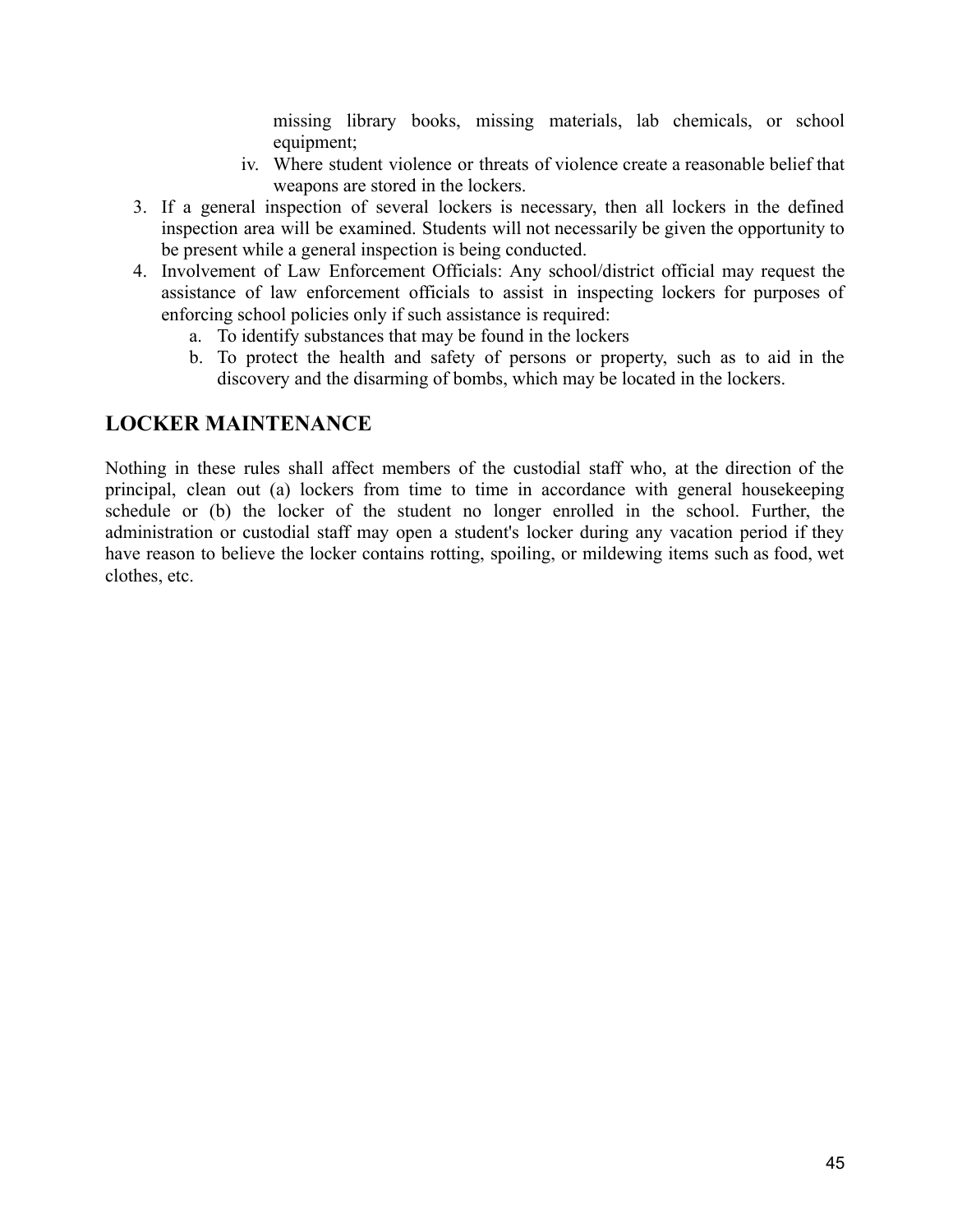missing library books, missing materials, lab chemicals, or school equipment;

iv. Where student violence or threats of violence create a reasonable belief that weapons are stored in the lockers.

3. If a general inspection of several lockers is necessary, then all lockers in the defined inspection area will be examined. Students will not necessarily be given the opportunity to be present while a general inspection is being conducted.
4. Involvement of Law Enforcement Officials: Any school/district official may request the assistance of law enforcement officials to assist in inspecting lockers for purposes of enforcing school policies only if such assistance is required:
   a. To identify substances that may be found in the lockers
   b. To protect the health and safety of persons or property, such as to aid in the discovery and the disarming of bombs, which may be located in the lockers.

## LOCKER MAINTENANCE

Nothing in these rules shall affect members of the custodial staff who, at the direction of the principal, clean out (a) lockers from time to time in accordance with general housekeeping schedule or (b) the locker of the student no longer enrolled in the school. Further, the administration or custodial staff may open a student's locker during any vacation period if they have reason to believe the locker contains rotting, spoiling, or mildewing items such as food, wet clothes, etc.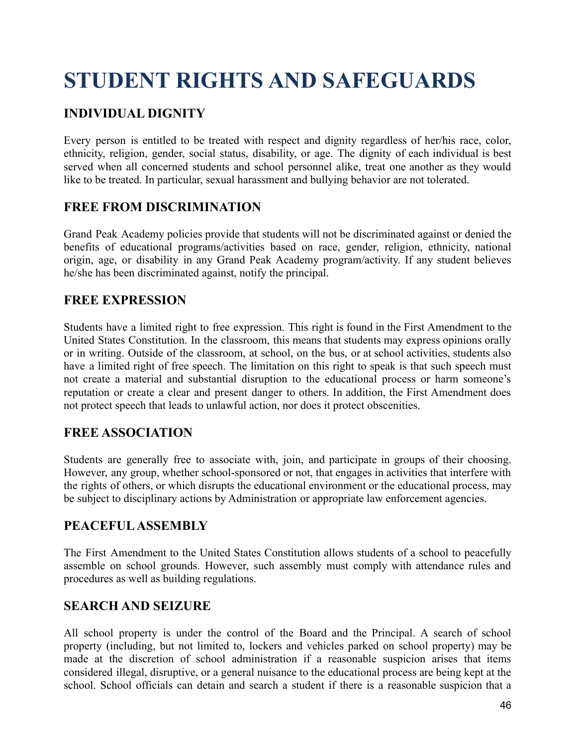# STUDENT RIGHTS AND SAFEGUARDS

## INDIVIDUAL DIGNITY

Every person is entitled to be treated with respect and dignity regardless of her/his race, color, ethnicity, religion, gender, social status, disability, or age. The dignity of each individual is best served when all concerned students and school personnel alike, treat one another as they would like to be treated. In particular, sexual harassment and bullying behavior are not tolerated.

## FREE FROM DISCRIMINATION

Grand Peak Academy policies provide that students will not be discriminated against or denied the benefits of educational programs/activities based on race, gender, religion, ethnicity, national origin, age, or disability in any Grand Peak Academy program/activity. If any student believes he/she has been discriminated against, notify the principal.

## FREE EXPRESSION

Students have a limited right to free expression. This right is found in the First Amendment to the United States Constitution. In the classroom, this means that students may express opinions orally or in writing. Outside of the classroom, at school, on the bus, or at school activities, students also have a limited right of free speech. The limitation on this right to speak is that such speech must not create a material and substantial disruption to the educational process or harm someone's reputation or create a clear and present danger to others. In addition, the First Amendment does not protect speech that leads to unlawful action, nor does it protect obscenities.

## FREE ASSOCIATION

Students are generally free to associate with, join, and participate in groups of their choosing. However, any group, whether school-sponsored or not, that engages in activities that interfere with the rights of others, or which disrupts the educational environment or the educational process, may be subject to disciplinary actions by Administration or appropriate law enforcement agencies.

## PEACEFUL ASSEMBLY

The First Amendment to the United States Constitution allows students of a school to peacefully assemble on school grounds. However, such assembly must comply with attendance rules and procedures as well as building regulations.

## SEARCH AND SEIZURE

All school property is under the control of the Board and the Principal. A search of school property (including, but not limited to, lockers and vehicles parked on school property) may be made at the discretion of school administration if a reasonable suspicion arises that items considered illegal, disruptive, or a general nuisance to the educational process are being kept at the school. School officials can detain and search a student if there is a reasonable suspicion that a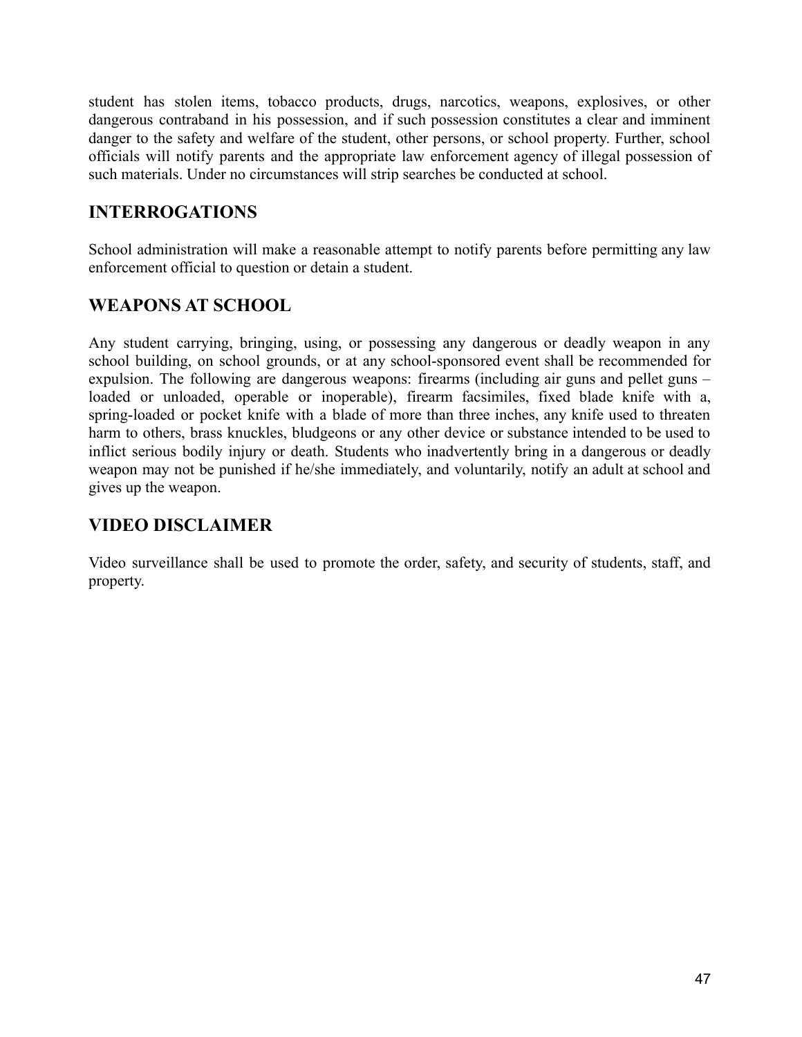student has stolen items, tobacco products, drugs, narcotics, weapons, explosives, or other dangerous contraband in his possession, and if such possession constitutes a clear and imminent danger to the safety and welfare of the student, other persons, or school property. Further, school officials will notify parents and the appropriate law enforcement agency of illegal possession of such materials. Under no circumstances will strip searches be conducted at school.

## INTERROGATIONS

School administration will make a reasonable attempt to notify parents before permitting any law enforcement official to question or detain a student.

## WEAPONS AT SCHOOL

Any student carrying, bringing, using, or possessing any dangerous or deadly weapon in any school building, on school grounds, or at any school-sponsored event shall be recommended for expulsion. The following are dangerous weapons: firearms (including air guns and pellet guns – loaded or unloaded, operable or inoperable), firearm facsimiles, fixed blade knife with a, spring-loaded or pocket knife with a blade of more than three inches, any knife used to threaten harm to others, brass knuckles, bludgeons or any other device or substance intended to be used to inflict serious bodily injury or death. Students who inadvertently bring in a dangerous or deadly weapon may not be punished if he/she immediately, and voluntarily, notify an adult at school and gives up the weapon.

## VIDEO DISCLAIMER

Video surveillance shall be used to promote the order, safety, and security of students, staff, and property.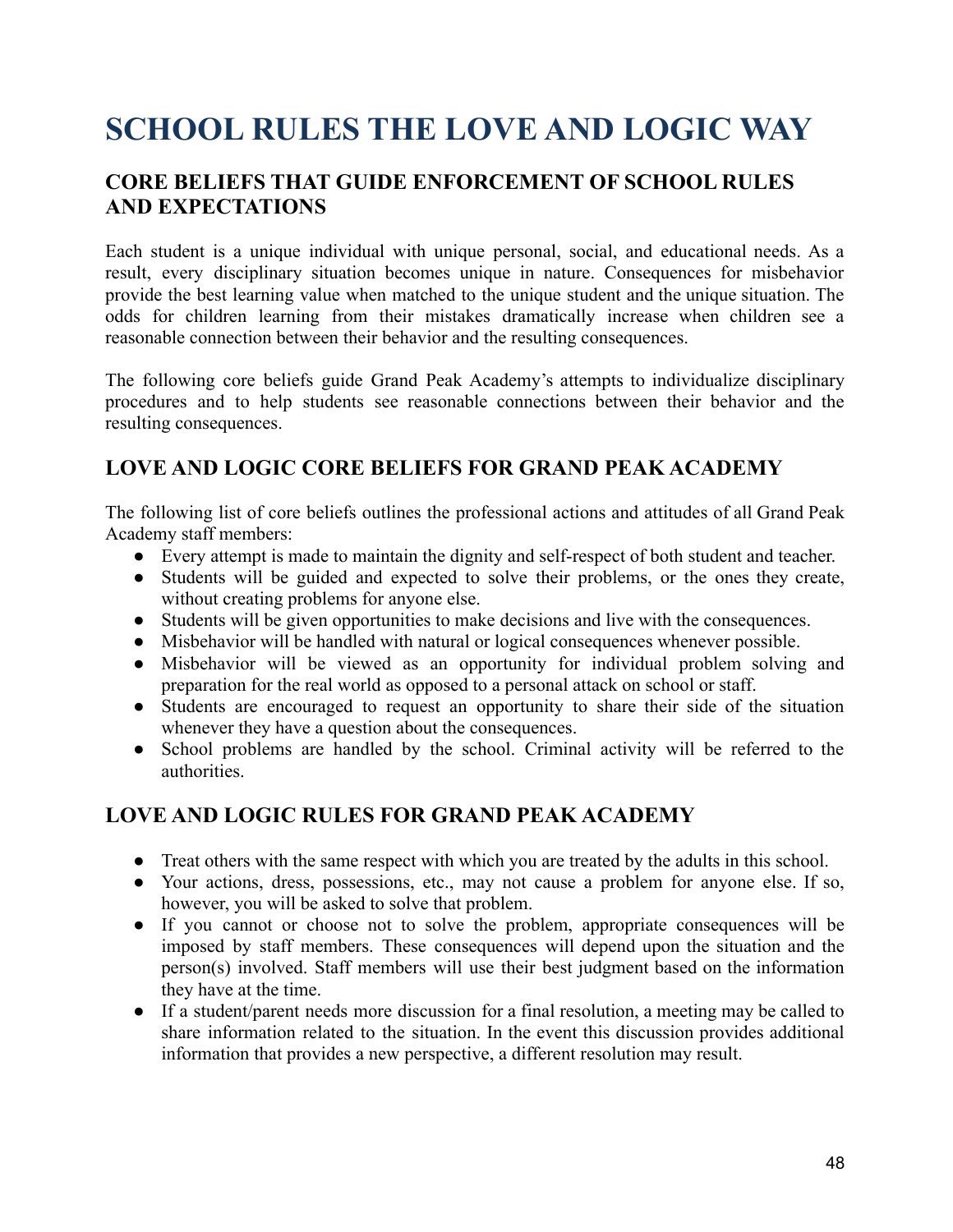# SCHOOL RULES THE LOVE AND LOGIC WAY

## CORE BELIEFS THAT GUIDE ENFORCEMENT OF SCHOOL RULES AND EXPECTATIONS

Each student is a unique individual with unique personal, social, and educational needs. As a result, every disciplinary situation becomes unique in nature. Consequences for misbehavior provide the best learning value when matched to the unique student and the unique situation. The odds for children learning from their mistakes dramatically increase when children see a reasonable connection between their behavior and the resulting consequences.

The following core beliefs guide Grand Peak Academy's attempts to individualize disciplinary procedures and to help students see reasonable connections between their behavior and the resulting consequences.

## LOVE AND LOGIC CORE BELIEFS FOR GRAND PEAK ACADEMY

The following list of core beliefs outlines the professional actions and attitudes of all Grand Peak Academy staff members:

- Every attempt is made to maintain the dignity and self-respect of both student and teacher.
- Students will be guided and expected to solve their problems, or the ones they create, without creating problems for anyone else.
- Students will be given opportunities to make decisions and live with the consequences.
- Misbehavior will be handled with natural or logical consequences whenever possible.
- Misbehavior will be viewed as an opportunity for individual problem solving and preparation for the real world as opposed to a personal attack on school or staff.
- Students are encouraged to request an opportunity to share their side of the situation whenever they have a question about the consequences.
- School problems are handled by the school. Criminal activity will be referred to the authorities.

## LOVE AND LOGIC RULES FOR GRAND PEAK ACADEMY

- Treat others with the same respect with which you are treated by the adults in this school.
- Your actions, dress, possessions, etc., may not cause a problem for anyone else. If so, however, you will be asked to solve that problem.
- If you cannot or choose not to solve the problem, appropriate consequences will be imposed by staff members. These consequences will depend upon the situation and the person(s) involved. Staff members will use their best judgment based on the information they have at the time.
- If a student/parent needs more discussion for a final resolution, a meeting may be called to share information related to the situation. In the event this discussion provides additional information that provides a new perspective, a different resolution may result.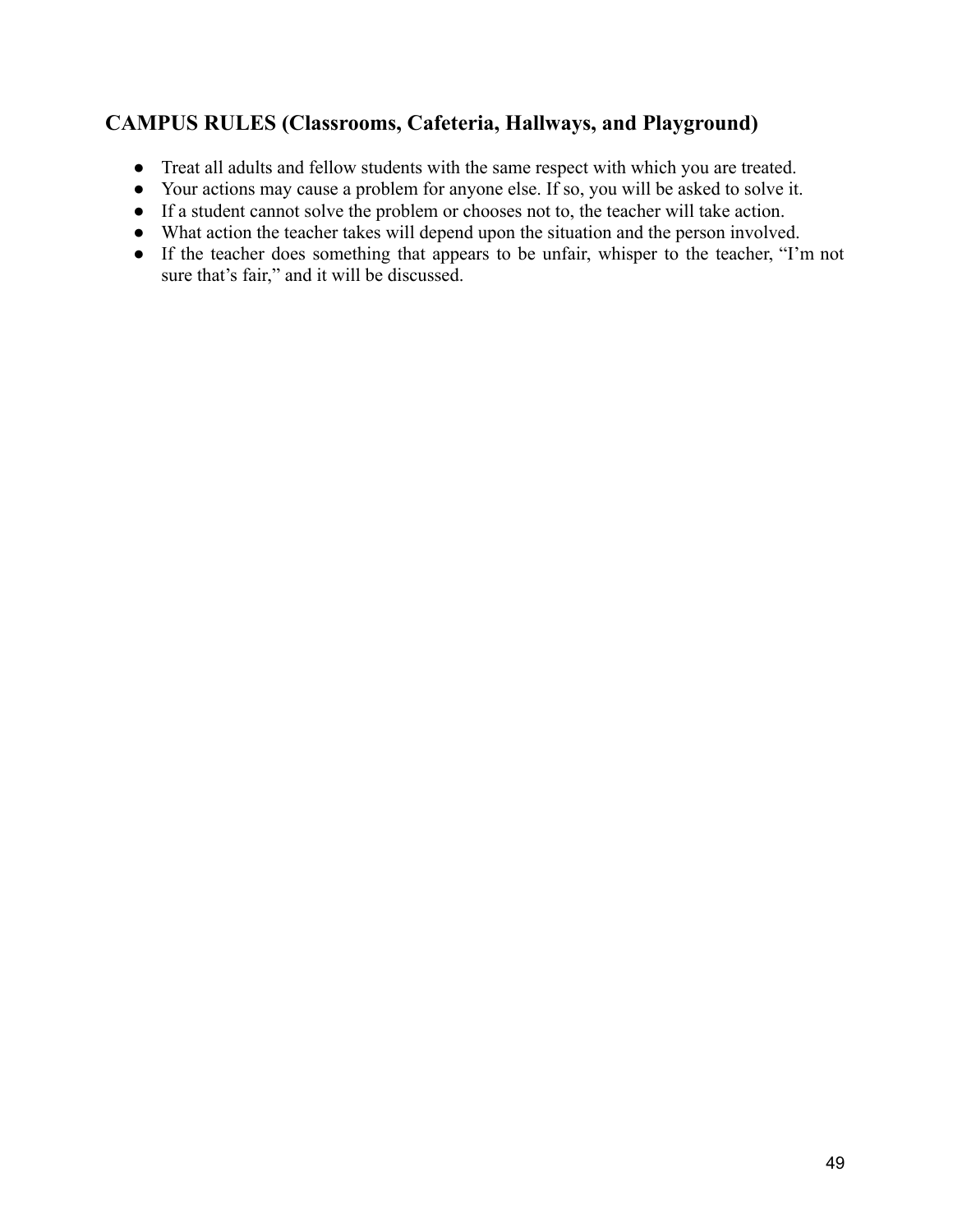## CAMPUS RULES (Classrooms, Cafeteria, Hallways, and Playground)

- Treat all adults and fellow students with the same respect with which you are treated.
- Your actions may cause a problem for anyone else. If so, you will be asked to solve it.
- If a student cannot solve the problem or chooses not to, the teacher will take action.
- What action the teacher takes will depend upon the situation and the person involved.
- If the teacher does something that appears to be unfair, whisper to the teacher, “I’m not sure that’s fair,” and it will be discussed.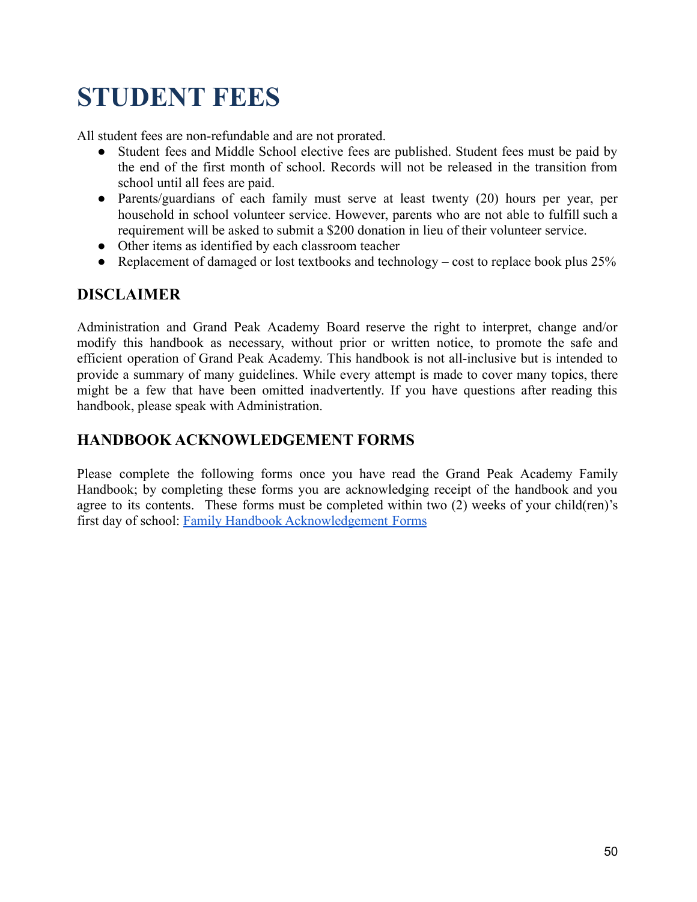# STUDENT FEES

All student fees are non-refundable and are not prorated.

- Student fees and Middle School elective fees are published. Student fees must be paid by the end of the first month of school. Records will not be released in the transition from school until all fees are paid.
- Parents/guardians of each family must serve at least twenty (20) hours per year, per household in school volunteer service. However, parents who are not able to fulfill such a requirement will be asked to submit a $200 donation in lieu of their volunteer service.
- Other items as identified by each classroom teacher
- Replacement of damaged or lost textbooks and technology – cost to replace book plus 25%

## DISCLAIMER

Administration and Grand Peak Academy Board reserve the right to interpret, change and/or modify this handbook as necessary, without prior or written notice, to promote the safe and efficient operation of Grand Peak Academy. This handbook is not all-inclusive but is intended to provide a summary of many guidelines. While every attempt is made to cover many topics, there might be a few that have been omitted inadvertently. If you have questions after reading this handbook, please speak with Administration.

## HANDBOOK ACKNOWLEDGEMENT FORMS

Please complete the following forms once you have read the Grand Peak Academy Family Handbook; by completing these forms you are acknowledging receipt of the handbook and you agree to its contents. These forms must be completed within two (2) weeks of your child(ren)'s first day of school: Family Handbook Acknowledgement Forms